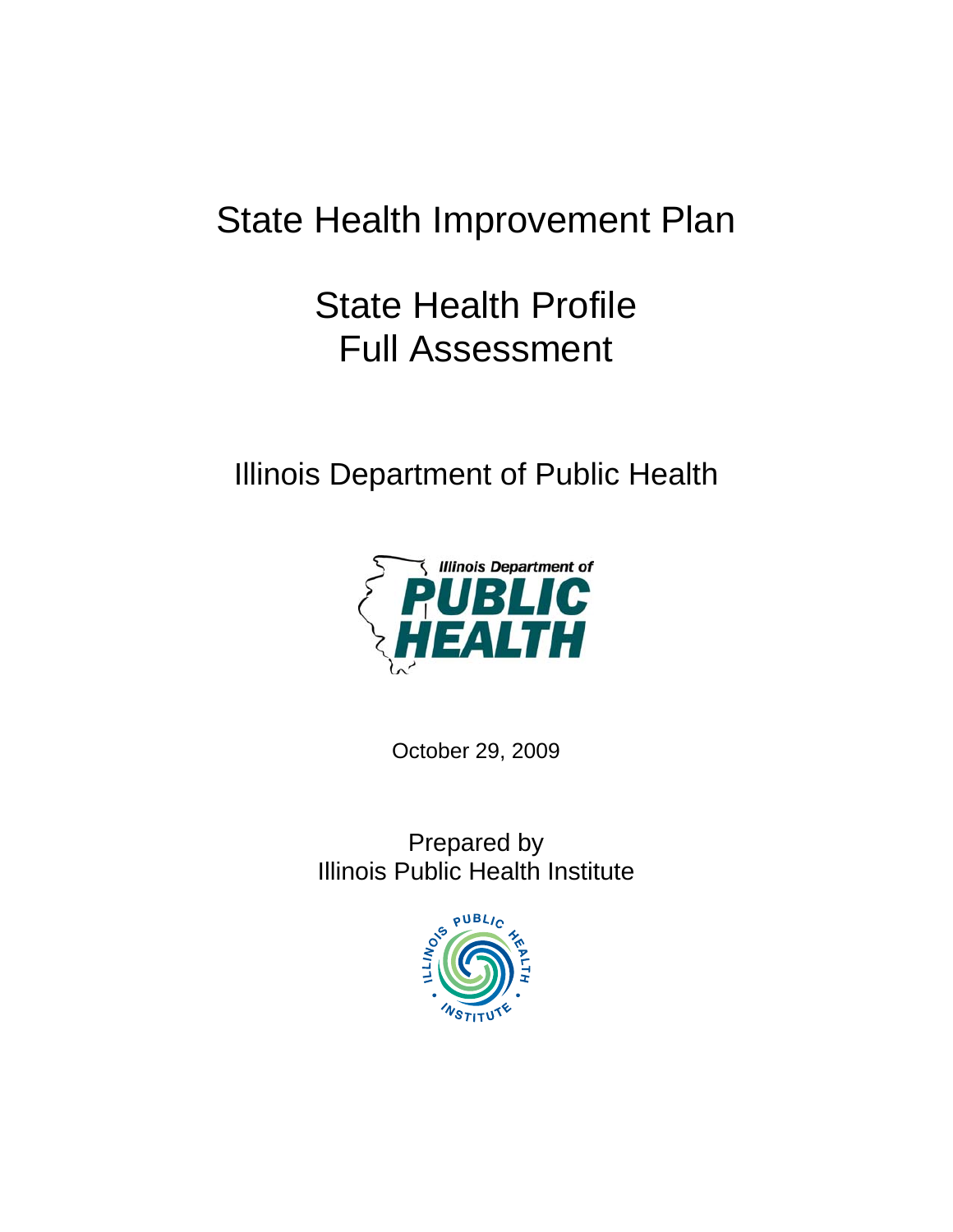# State Health Improvement Plan

## State Health Profile
## Full Assessment

Illinois Department of Public Health

October 29, 2009

Prepared by
Illinois Public Health Institute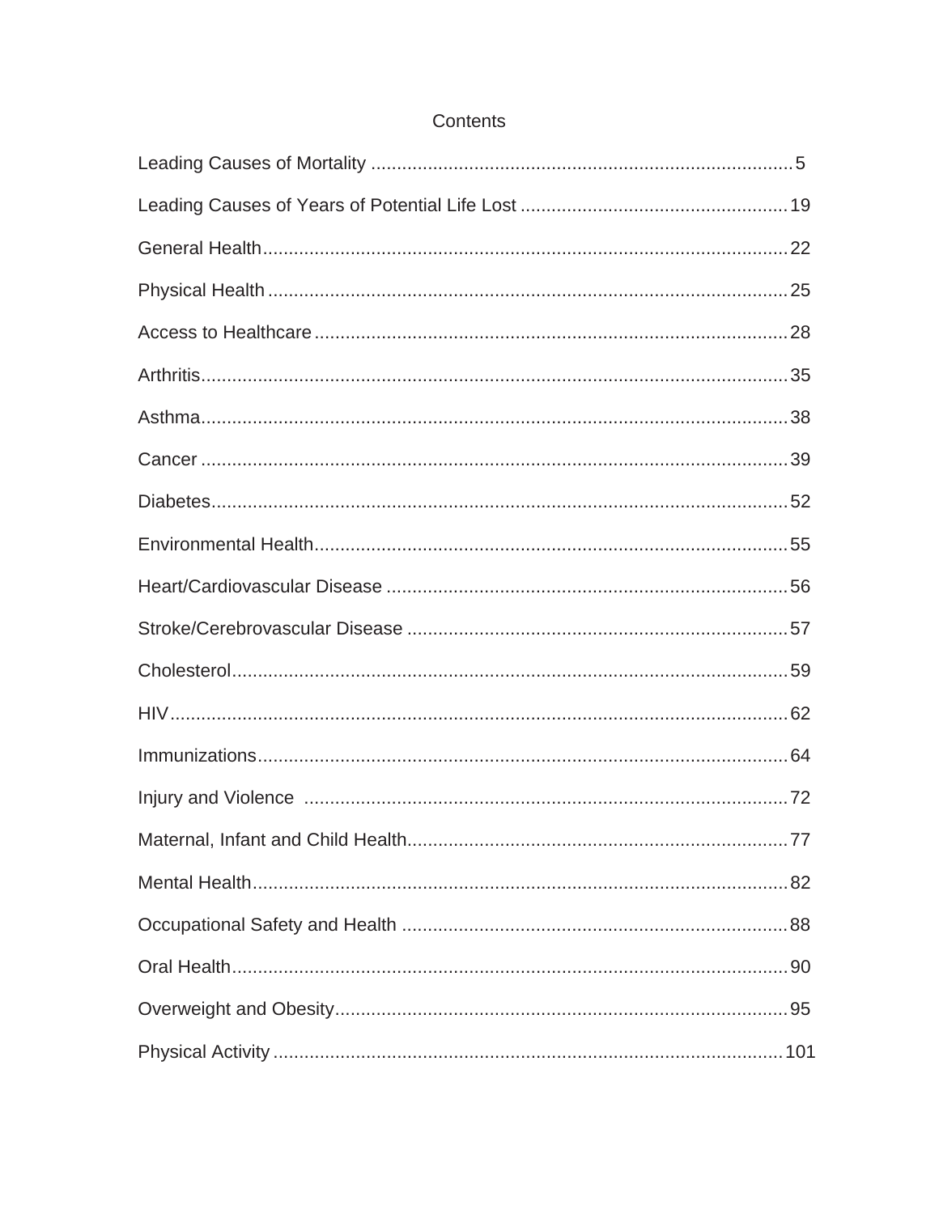# Contents

Leading Causes of Mortality ..... 5

Leading Causes of Years of Potential Life Lost ..... 19

General Health ..... 22

Physical Health ..... 25

Access to Healthcare ..... 28

Arthritis ..... 35

Asthma ..... 38

Cancer ..... 39

Diabetes ..... 52

Environmental Health ..... 55

Heart/Cardiovascular Disease ..... 56

Stroke/Cerebrovascular Disease ..... 57

Cholesterol ..... 59

HIV ..... 62

Immunizations ..... 64

Injury and Violence ..... 72

Maternal, Infant and Child Health ..... 77

Mental Health ..... 82

Occupational Safety and Health ..... 88

Oral Health ..... 90

Overweight and Obesity ..... 95

Physical Activity ..... 101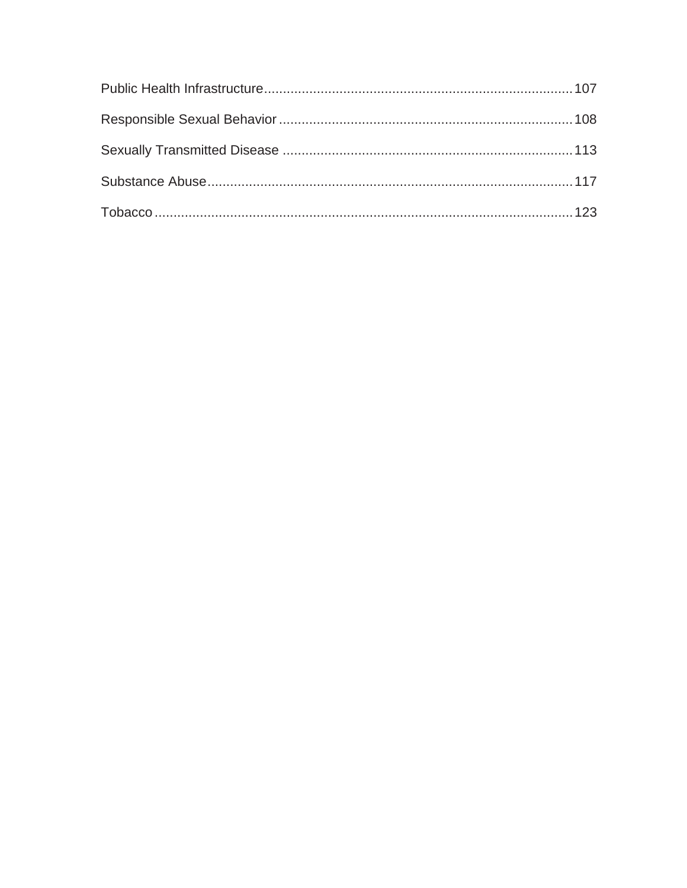Public Health Infrastructure....................................................................................107

Responsible Sexual Behavior ..............................................................................108

Sexually Transmitted Disease .............................................................................113

Substance Abuse..................................................................................................117

Tobacco ...............................................................................................................123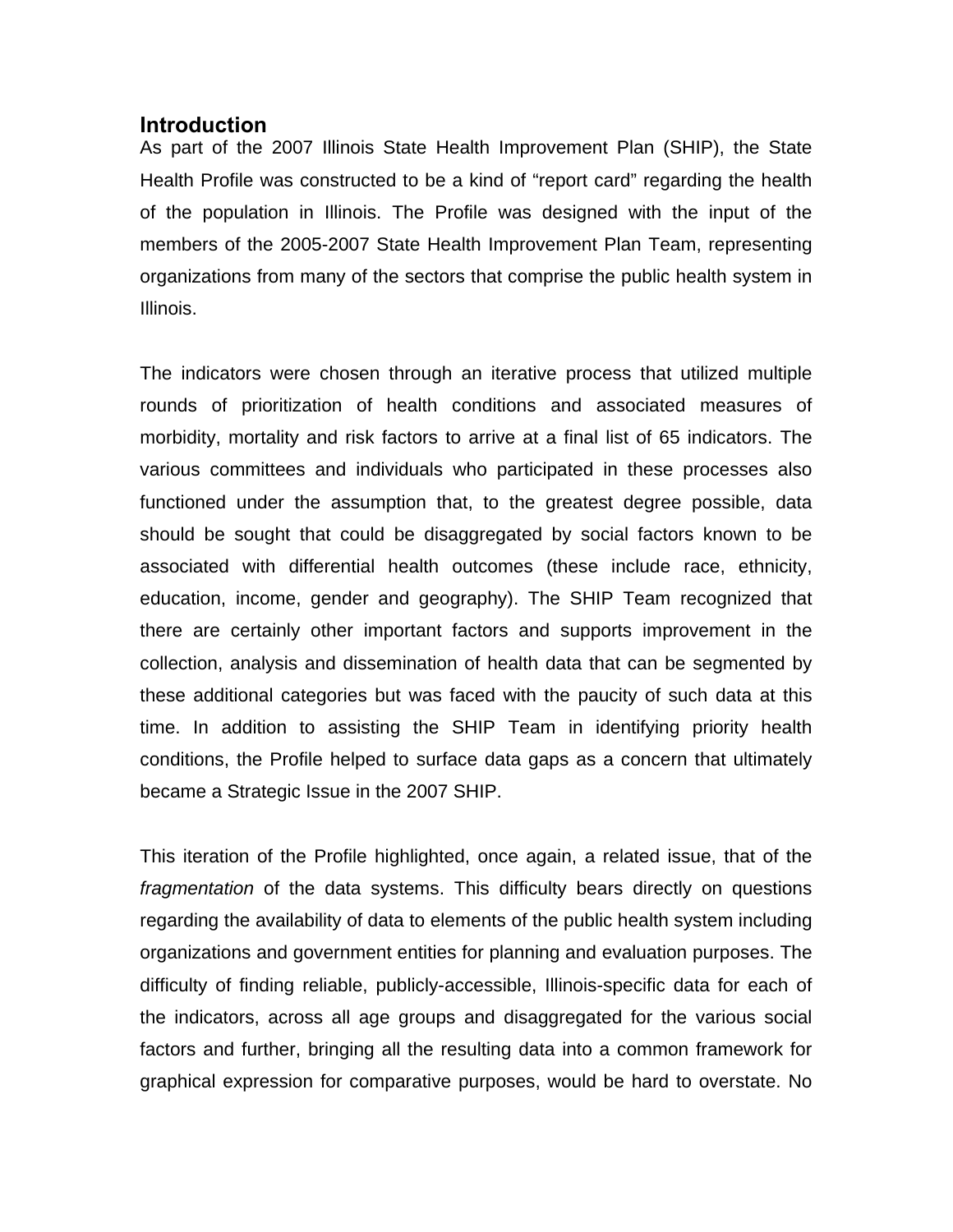## Introduction

As part of the 2007 Illinois State Health Improvement Plan (SHIP), the State Health Profile was constructed to be a kind of "report card" regarding the health of the population in Illinois. The Profile was designed with the input of the members of the 2005-2007 State Health Improvement Plan Team, representing organizations from many of the sectors that comprise the public health system in Illinois.

The indicators were chosen through an iterative process that utilized multiple rounds of prioritization of health conditions and associated measures of morbidity, mortality and risk factors to arrive at a final list of 65 indicators. The various committees and individuals who participated in these processes also functioned under the assumption that, to the greatest degree possible, data should be sought that could be disaggregated by social factors known to be associated with differential health outcomes (these include race, ethnicity, education, income, gender and geography). The SHIP Team recognized that there are certainly other important factors and supports improvement in the collection, analysis and dissemination of health data that can be segmented by these additional categories but was faced with the paucity of such data at this time. In addition to assisting the SHIP Team in identifying priority health conditions, the Profile helped to surface data gaps as a concern that ultimately became a Strategic Issue in the 2007 SHIP.

This iteration of the Profile highlighted, once again, a related issue, that of the *fragmentation* of the data systems. This difficulty bears directly on questions regarding the availability of data to elements of the public health system including organizations and government entities for planning and evaluation purposes. The difficulty of finding reliable, publicly-accessible, Illinois-specific data for each of the indicators, across all age groups and disaggregated for the various social factors and further, bringing all the resulting data into a common framework for graphical expression for comparative purposes, would be hard to overstate. No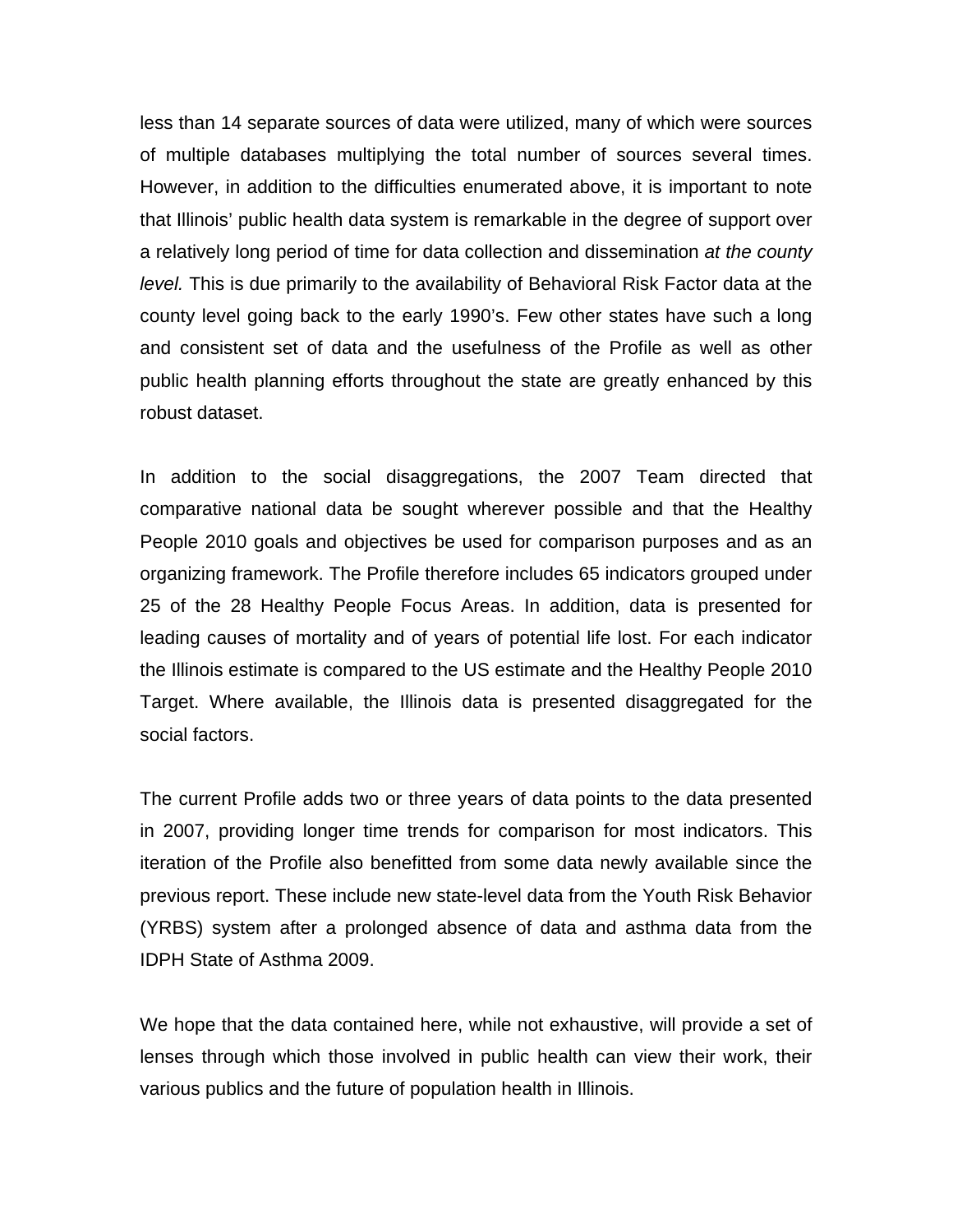less than 14 separate sources of data were utilized, many of which were sources of multiple databases multiplying the total number of sources several times. However, in addition to the difficulties enumerated above, it is important to note that Illinois' public health data system is remarkable in the degree of support over a relatively long period of time for data collection and dissemination *at the county level.* This is due primarily to the availability of Behavioral Risk Factor data at the county level going back to the early 1990's. Few other states have such a long and consistent set of data and the usefulness of the Profile as well as other public health planning efforts throughout the state are greatly enhanced by this robust dataset.

In addition to the social disaggregations, the 2007 Team directed that comparative national data be sought wherever possible and that the Healthy People 2010 goals and objectives be used for comparison purposes and as an organizing framework. The Profile therefore includes 65 indicators grouped under 25 of the 28 Healthy People Focus Areas. In addition, data is presented for leading causes of mortality and of years of potential life lost. For each indicator the Illinois estimate is compared to the US estimate and the Healthy People 2010 Target. Where available, the Illinois data is presented disaggregated for the social factors.

The current Profile adds two or three years of data points to the data presented in 2007, providing longer time trends for comparison for most indicators. This iteration of the Profile also benefitted from some data newly available since the previous report. These include new state-level data from the Youth Risk Behavior (YRBS) system after a prolonged absence of data and asthma data from the IDPH State of Asthma 2009.

We hope that the data contained here, while not exhaustive, will provide a set of lenses through which those involved in public health can view their work, their various publics and the future of population health in Illinois.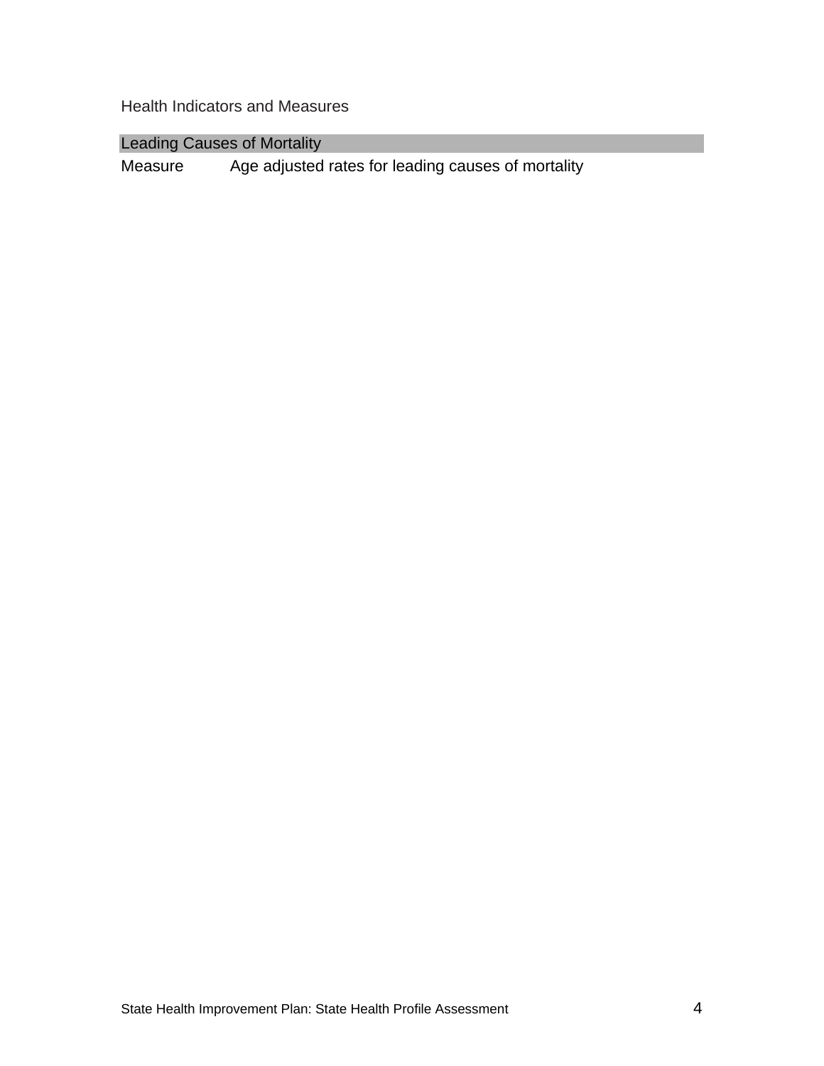Health Indicators and Measures

## Leading Causes of Mortality

| Measure | Age adjusted rates for leading causes of mortality |
|---|---|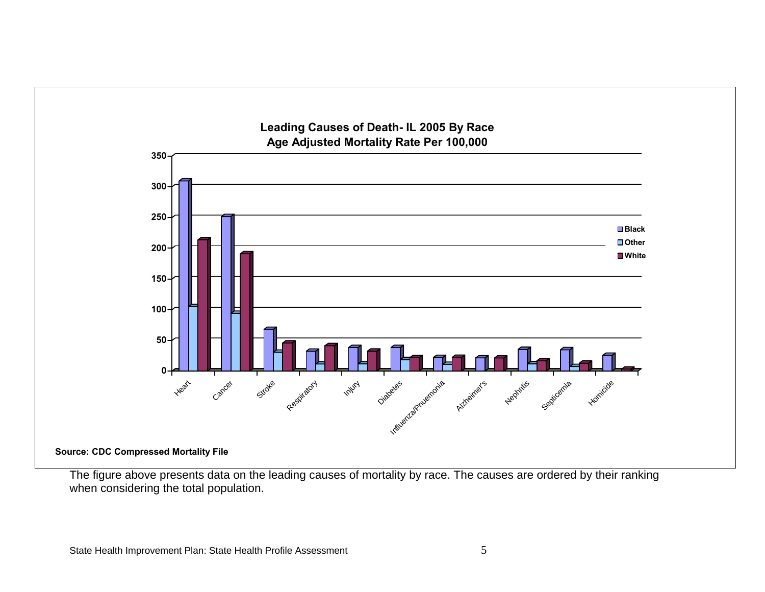**Leading Causes of Death- IL 2005 By Race**
**Age Adjusted Mortality Rate Per 100,000**

Source: CDC Compressed Mortality File

The figure above presents data on the leading causes of mortality by race. The causes are ordered by their ranking when considering the total population.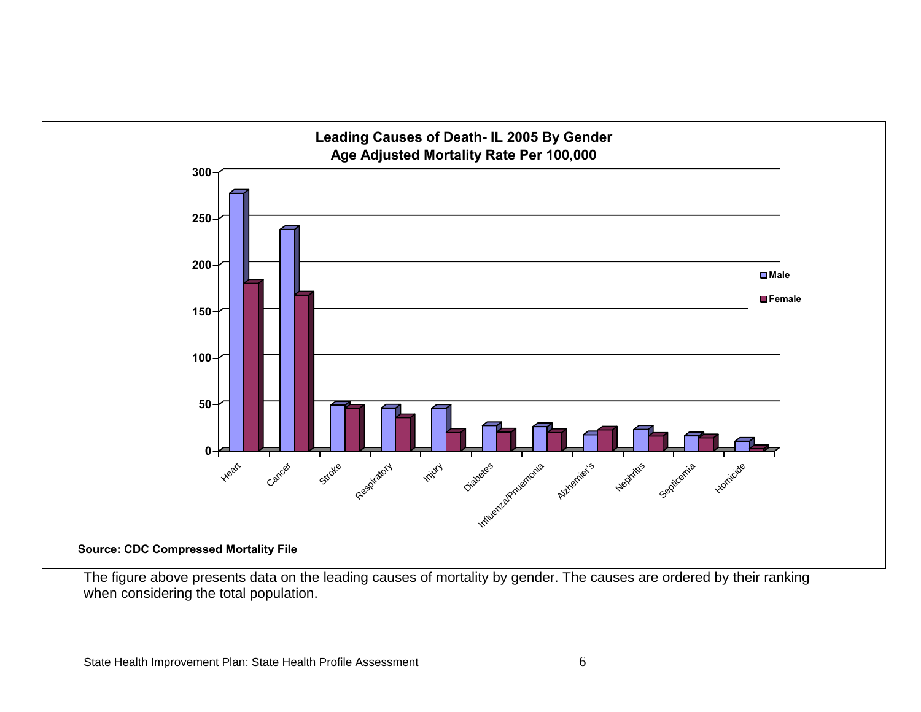**Leading Causes of Death- IL 2005 By Gender**
**Age Adjusted Mortality Rate Per 100,000**

**Source: CDC Compressed Mortality File**

The figure above presents data on the leading causes of mortality by gender. The causes are ordered by their ranking when considering the total population.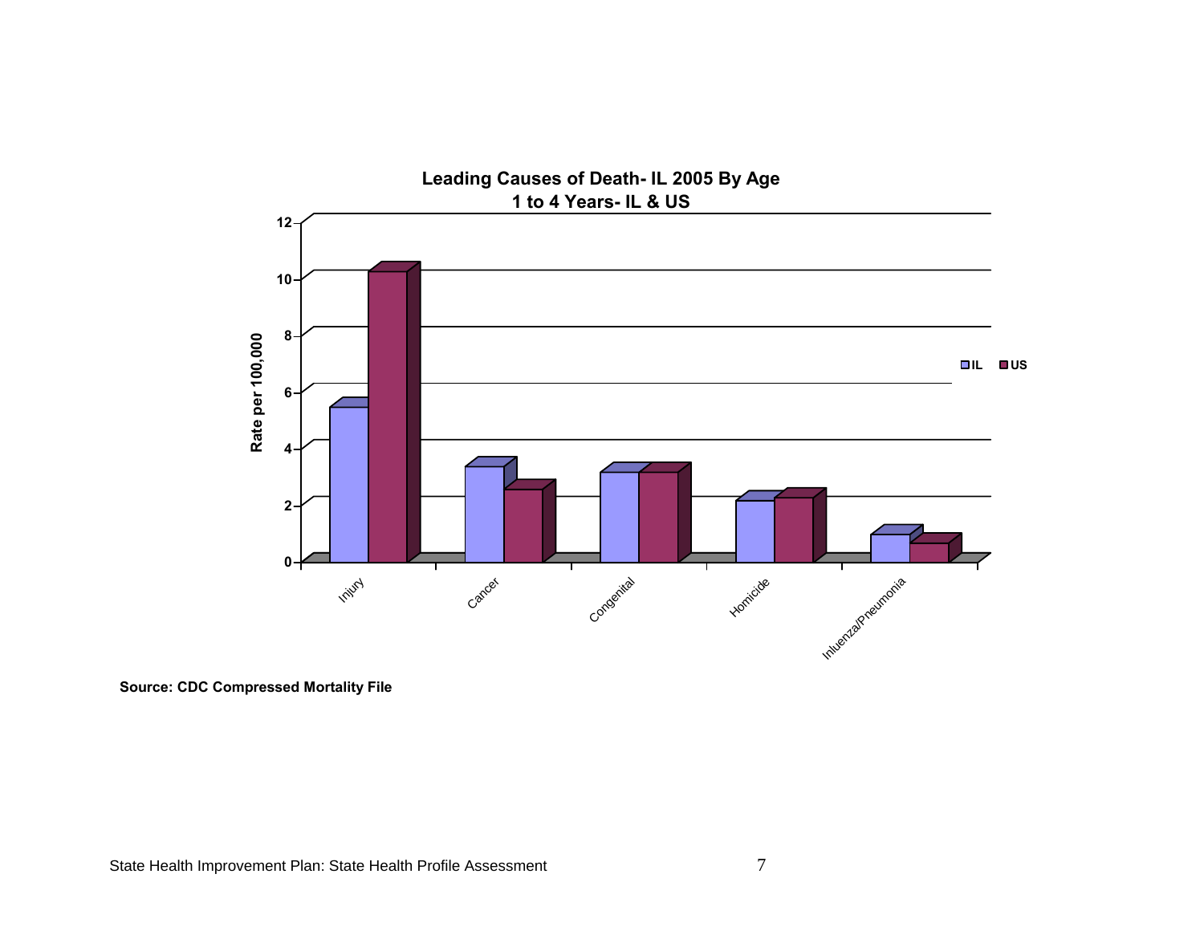**Leading Causes of Death- IL 2005 By Age**
**1 to 4 Years- IL & US**

Rate per 100,000

| Cause | IL | US |
|---|---|---|
| Injury | 5.4 | 10.2 |
| Cancer | 3.3 | 2.5 |
| Congenital | 3.1 | 3.1 |
| Homicide | 2.1 | 2.2 |
| Inluenza/Pneumonia | 0.9 | 0.6 |

**Source: CDC Compressed Mortality File**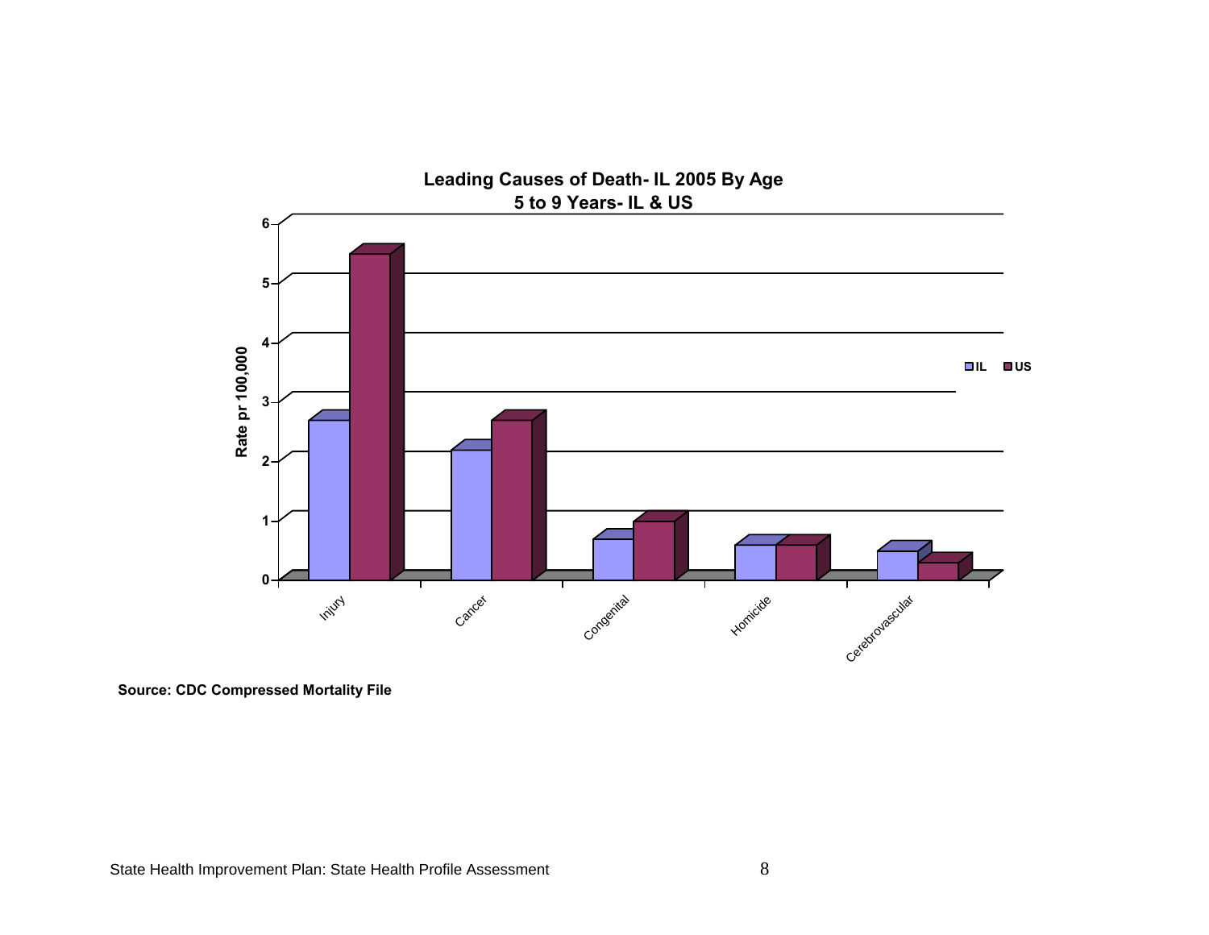**Leading Causes of Death- IL 2005 By Age**
**5 to 9 Years- IL & US**

| Cause | IL | US |
| --- | --- | --- |
| Injury | 2.6 | 5.4 |
| Cancer | 2.1 | 2.6 |
| Congenital | 0.6 | 0.9 |
| Homicide | 0.5 | 0.5 |
| Cerebrovascular | 0.4 | 0.2 |

Rate pr 100,000

**Source: CDC Compressed Mortality File**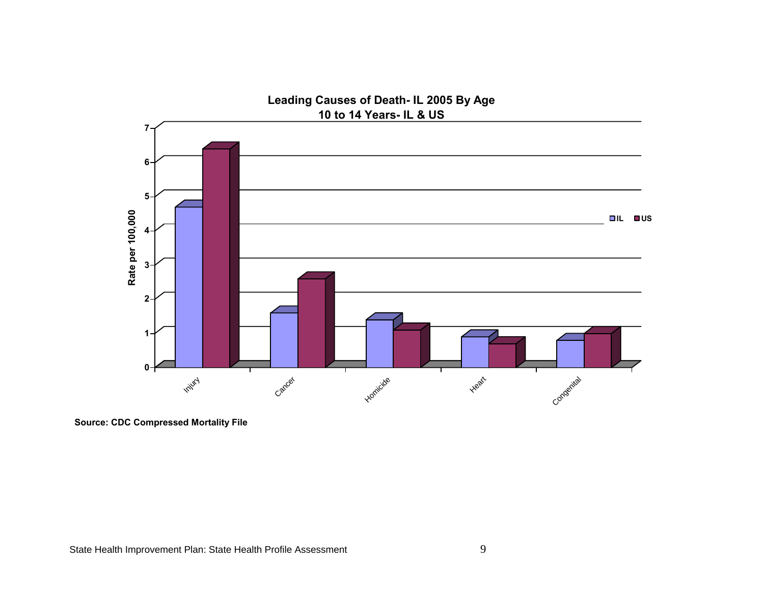**Leading Causes of Death- IL 2005 By Age**
**10 to 14 Years- IL & US**

Rate per 100,000

| Cause | IL | US |
|---|---|---|
| Injury | 4.6 | 6.3 |
| Cancer | 1.5 | 2.5 |
| Homicide | 1.3 | 1.0 |
| Heart | 0.8 | 0.6 |
| Congenital | 0.7 | 0.9 |

**Source: CDC Compressed Mortality File**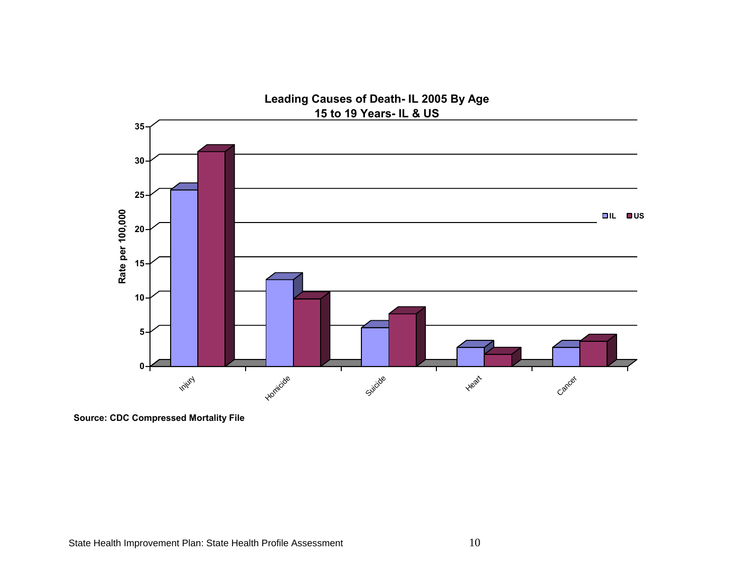**Leading Causes of Death- IL 2005 By Age**
**15 to 19 Years- IL & US**

Source: CDC Compressed Mortality File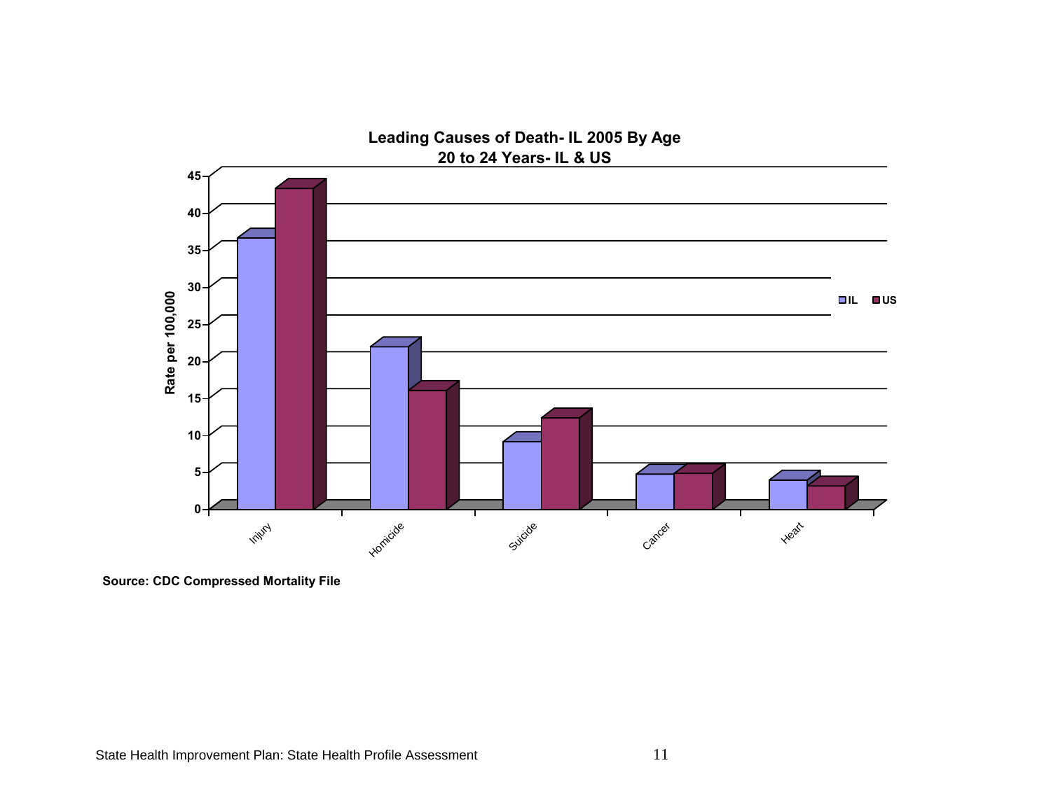**Leading Causes of Death- IL 2005 By Age**
**20 to 24 Years- IL & US**

| Cause | IL | US |
|---|---|---|
| Injury | 36.3 | 43.0 |
| Homicide | 21.6 | 15.7 |
| Suicide | 8.7 | 12.0 |
| Cancer | 4.4 | 4.6 |
| Heart | 3.6 | 2.8 |

Rate per 100,000

**Source: CDC Compressed Mortality File**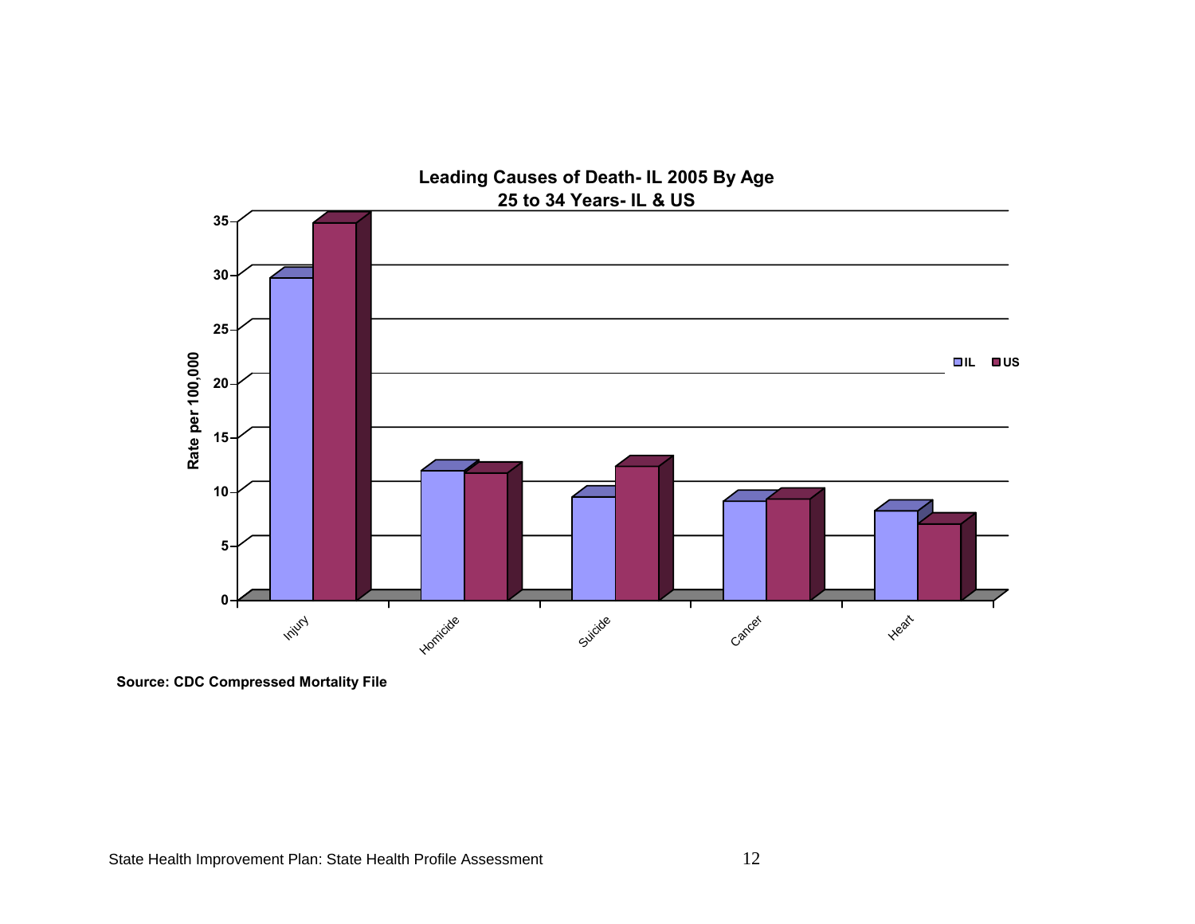**Leading Causes of Death- IL 2005 By Age**
**25 to 34 Years- IL & US**

**Source: CDC Compressed Mortality File**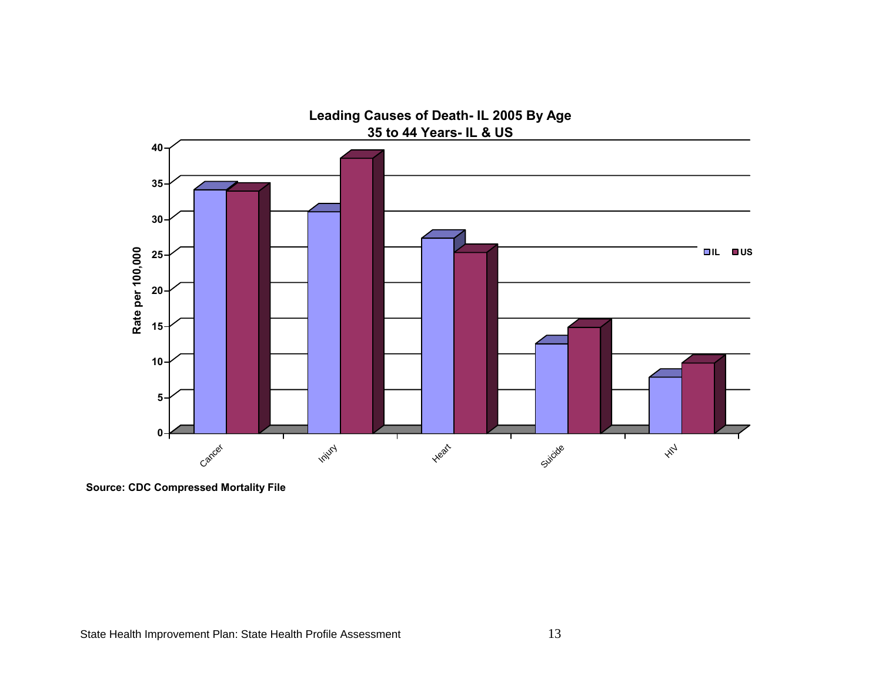**Leading Causes of Death- IL 2005 By Age**
**35 to 44 Years- IL & US**

Rate per 100,000

| | IL | US |
|---|---|---|
| Cancer | | |
| Injury | | |
| Heart | | |
| Suicide | | |
| HIV | | |

**Source: CDC Compressed Mortality File**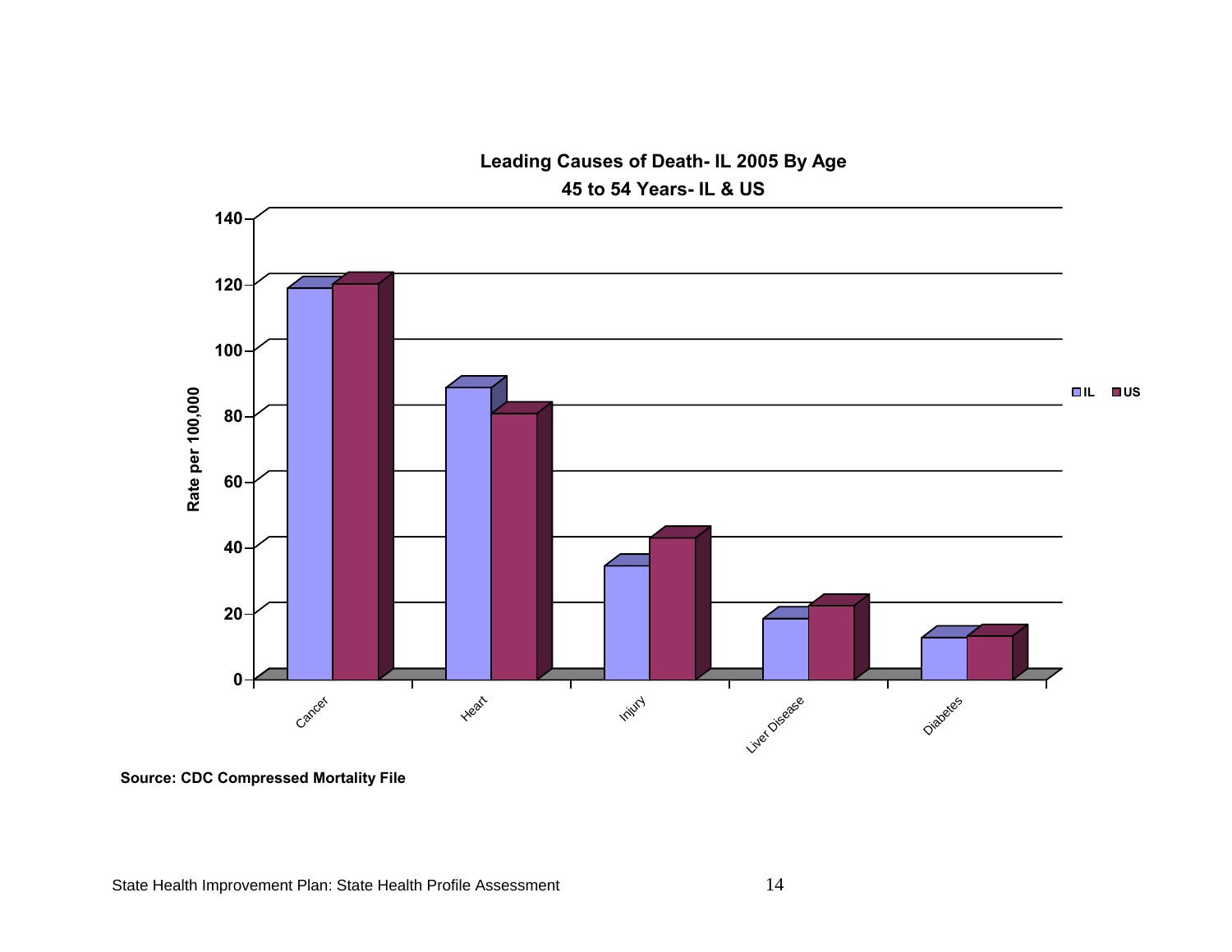**Leading Causes of Death- IL 2005 By Age**
**45 to 54 Years- IL & US**

Rate per 100,000

| Cause | IL | US |
|---|---|---|
| Cancer | ~118 | ~119 |
| Heart | ~88 | ~80 |
| Injury | ~34 | ~42 |
| Liver Disease | ~18 | ~22 |
| Diabetes | ~12 | ~13 |

**Source: CDC Compressed Mortality File**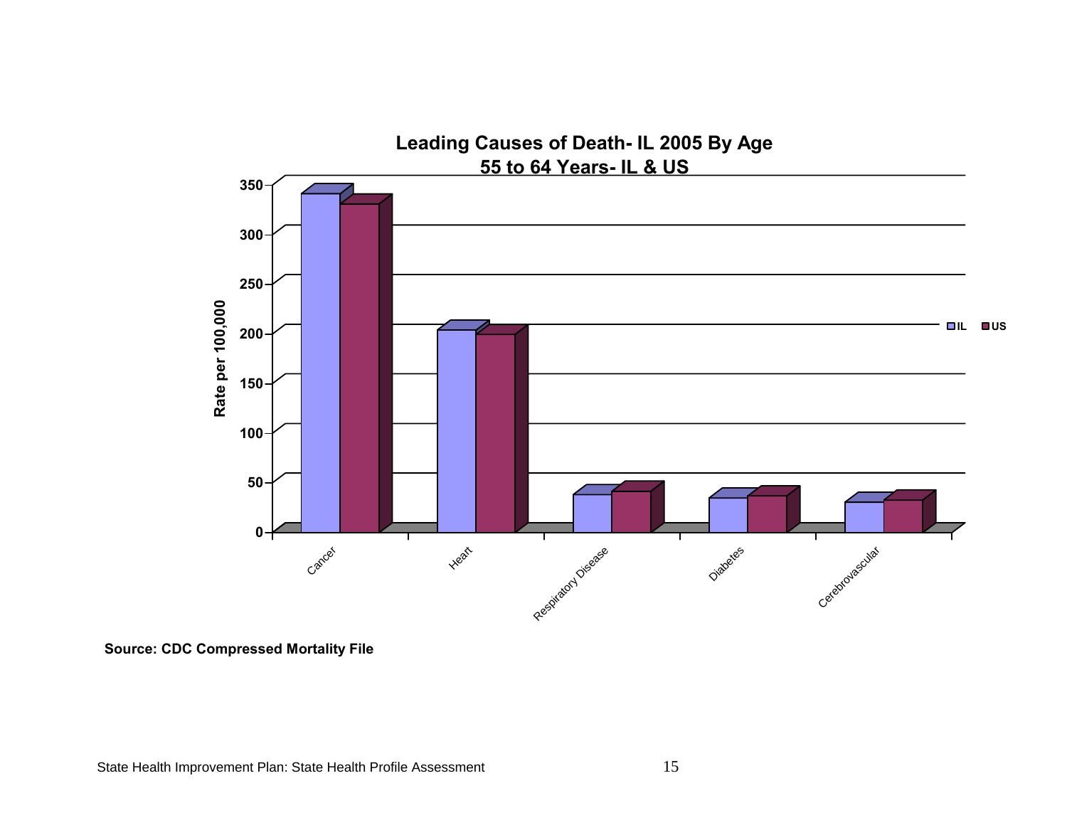**Leading Causes of Death- IL 2005 By Age**
**55 to 64 Years- IL & US**

Rate per 100,000

| Cause | IL | US |
|---|---|---|
| Cancer | | |
| Heart | | |
| Respiratory Disease | | |
| Diabetes | | |
| Cerebrovascular | | |

**Source: CDC Compressed Mortality File**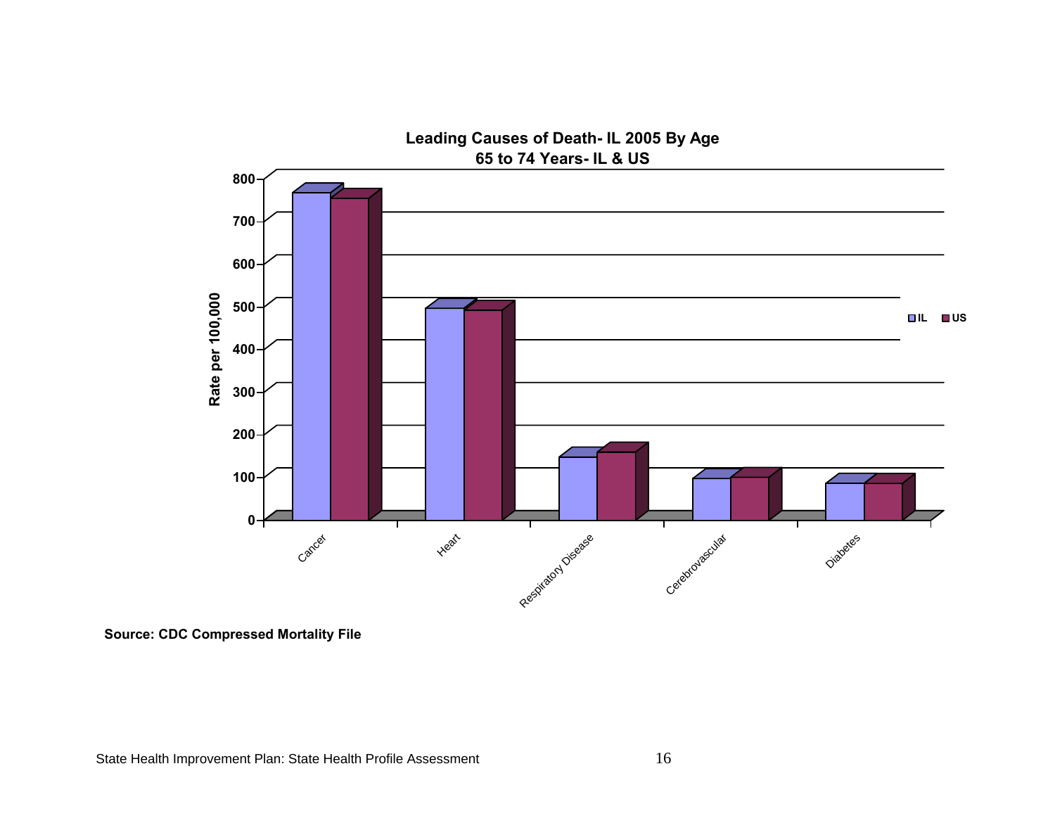**Leading Causes of Death- IL 2005 By Age**
**65 to 74 Years- IL & US**

| Cause | IL | US |
|---|---|---|
| Cancer | ~760 | ~750 |
| Heart | ~490 | ~485 |
| Respiratory Disease | ~145 | ~155 |
| Cerebrovascular | ~95 | ~97 |
| Diabetes | ~85 | ~85 |

Rate per 100,000

**Source: CDC Compressed Mortality File**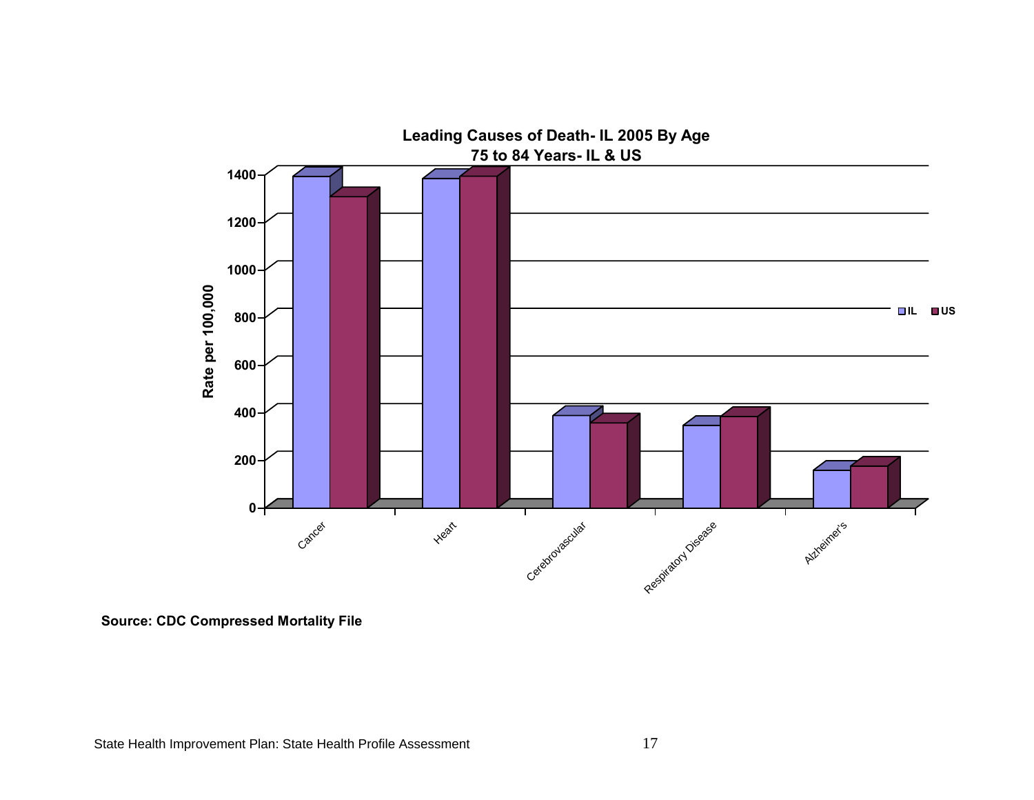**Leading Causes of Death- IL 2005 By Age**
**75 to 84 Years- IL & US**

Rate per 100,000

| | IL | US |
|---|---|---|
| Cancer | | |
| Heart | | |
| Cerebrovascular | | |
| Respiratory Disease | | |
| Alzheimer's | | |

**Source: CDC Compressed Mortality File**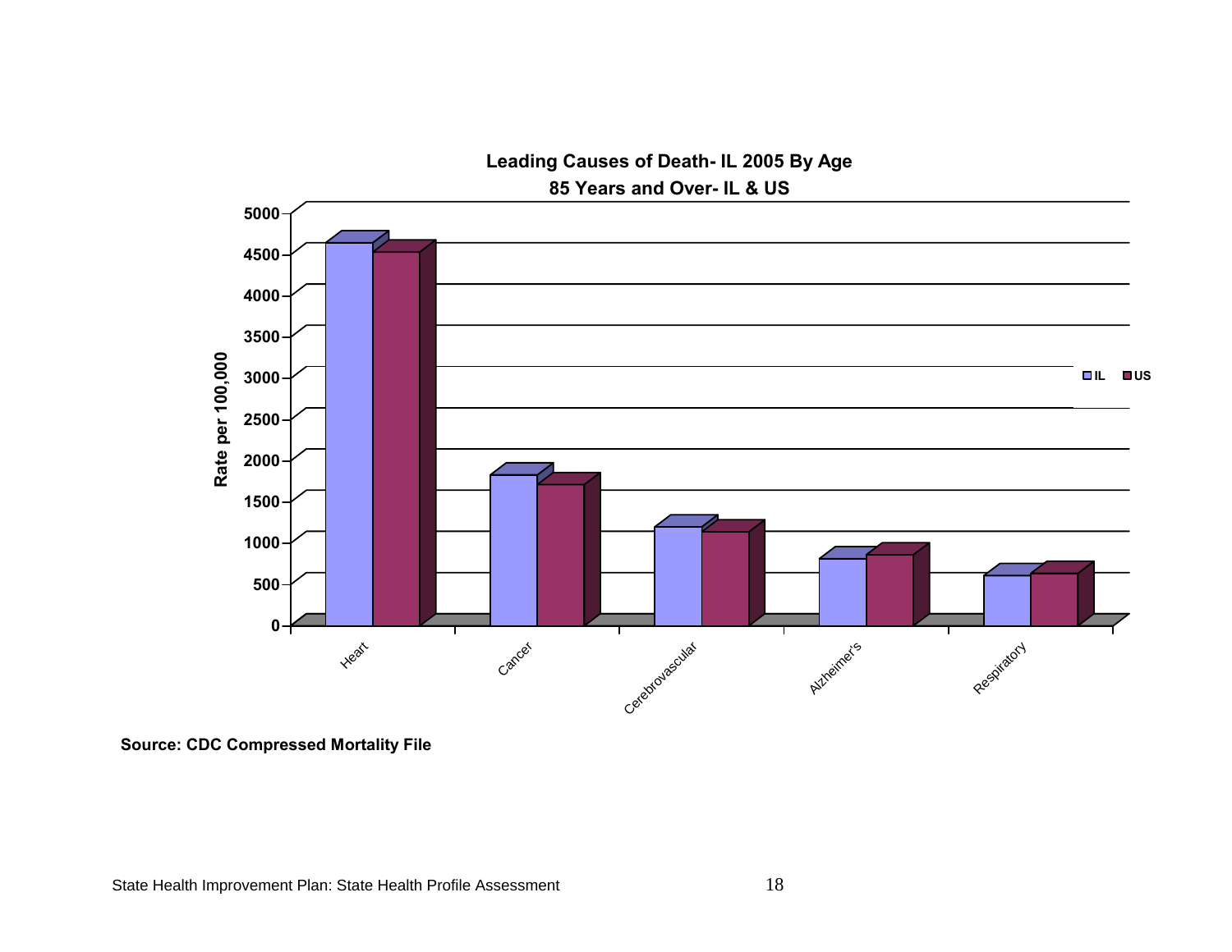**Leading Causes of Death- IL 2005 By Age**
**85 Years and Over- IL & US**

Rate per 100,000

Categories: Heart, Cancer, Cerebrovascular, Alzheimer's, Respiratory

Legend: IL, US

**Source: CDC Compressed Mortality File**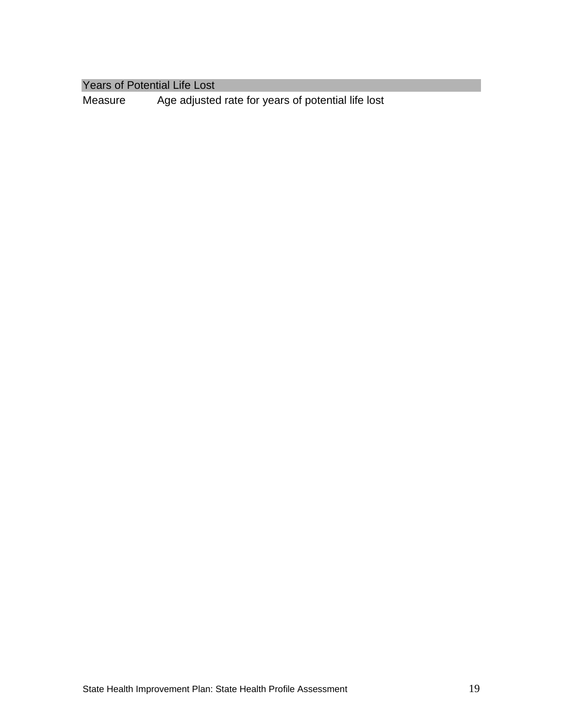## Years of Potential Life Lost

| Measure | Age adjusted rate for years of potential life lost |
|---|---|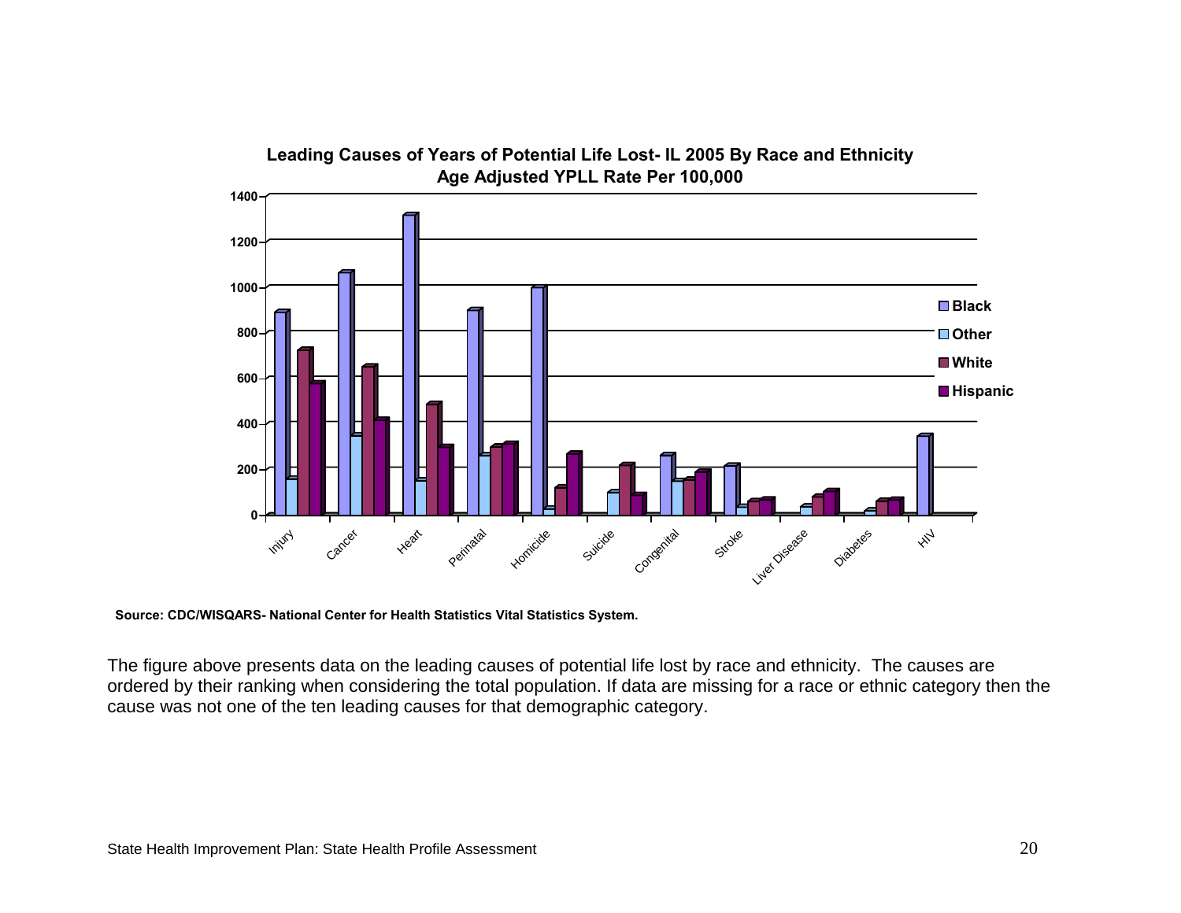**Leading Causes of Years of Potential Life Lost- IL 2005 By Race and Ethnicity**
**Age Adjusted YPLL Rate Per 100,000**

**Source: CDC/WISQARS- National Center for Health Statistics Vital Statistics System.**

The figure above presents data on the leading causes of potential life lost by race and ethnicity. The causes are ordered by their ranking when considering the total population. If data are missing for a race or ethnic category then the cause was not one of the ten leading causes for that demographic category.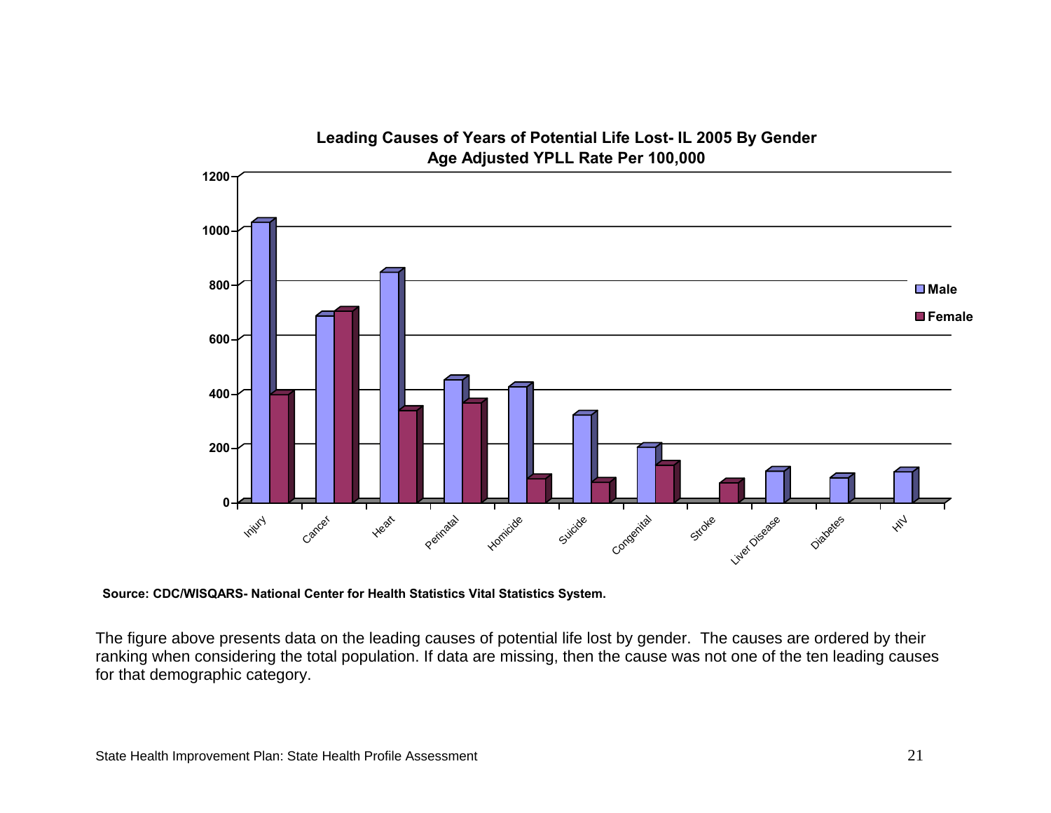**Leading Causes of Years of Potential Life Lost- IL 2005 By Gender**
**Age Adjusted YPLL Rate Per 100,000**

**Source: CDC/WISQARS- National Center for Health Statistics Vital Statistics System.**

The figure above presents data on the leading causes of potential life lost by gender. The causes are ordered by their ranking when considering the total population. If data are missing, then the cause was not one of the ten leading causes for that demographic category.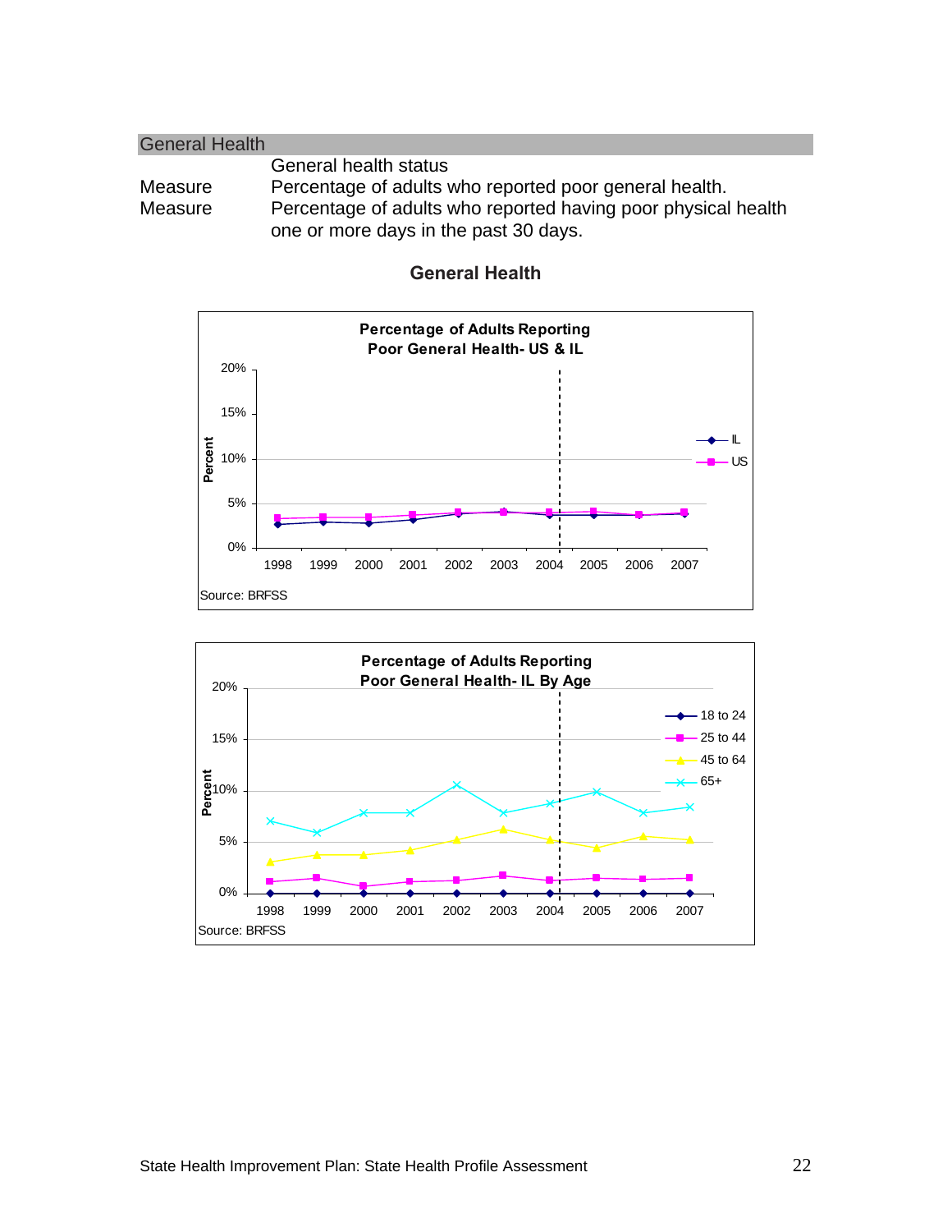## General Health

| | |
|---|---|
| | General health status |
| Measure | Percentage of adults who reported poor general health. |
| Measure | Percentage of adults who reported having poor physical health one or more days in the past 30 days. |

### General Health

**Percentage of Adults Reporting Poor General Health- US & IL**

Source: BRFSS

**Percentage of Adults Reporting Poor General Health- IL By Age**

Source: BRFSS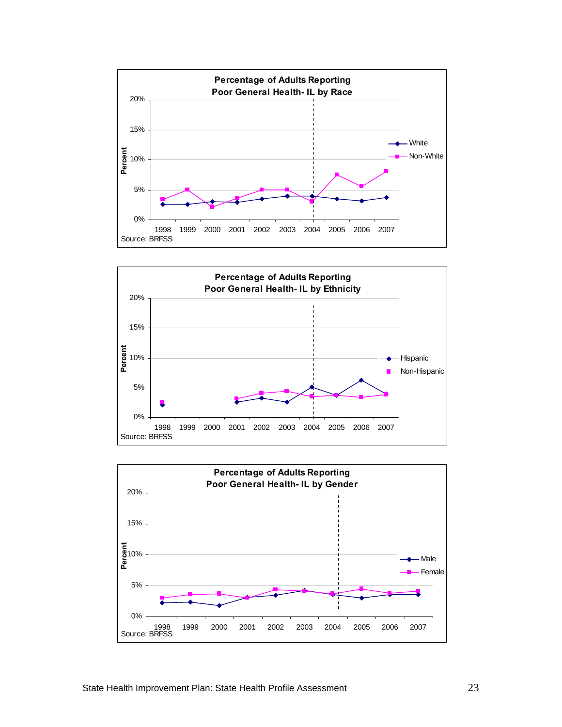**Percentage of Adults Reporting Poor General Health- IL by Race**

Percent: 0%, 5%, 10%, 15%, 20%

1998, 1999, 2000, 2001, 2002, 2003, 2004, 2005, 2006, 2007

White; Non-White

Source: BRFSS

**Percentage of Adults Reporting Poor General Health- IL by Ethnicity**

Percent: 0%, 5%, 10%, 15%, 20%

1998, 1999, 2000, 2001, 2002, 2003, 2004, 2005, 2006, 2007

Hispanic; Non-Hispanic

Source: BRFSS

**Percentage of Adults Reporting Poor General Health- IL by Gender**

Percent: 0%, 5%, 10%, 15%, 20%

1998, 1999, 2000, 2001, 2002, 2003, 2004, 2005, 2006, 2007

Male; Female

Source: BRFSS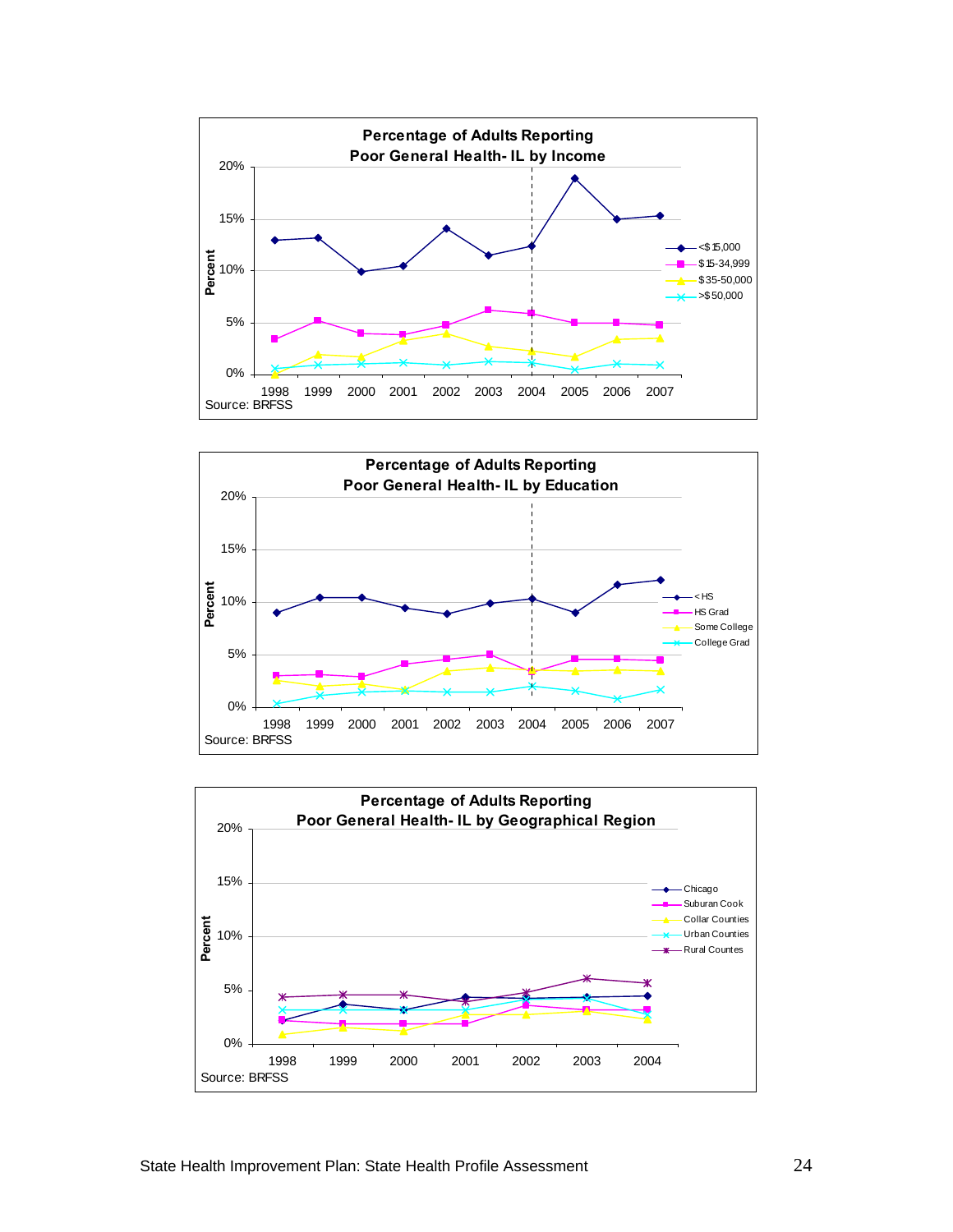**Percentage of Adults Reporting Poor General Health- IL by Income**

Percent: 20%, 15%, 10%, 5%, 0%

1998 1999 2000 2001 2002 2003 2004 2005 2006 2007

<$15,000
$15-34,999
$35-50,000
>$50,000

Source: BRFSS

**Percentage of Adults Reporting Poor General Health- IL by Education**

Percent: 20%, 15%, 10%, 5%, 0%

1998 1999 2000 2001 2002 2003 2004 2005 2006 2007

< HS
HS Grad
Some College
College Grad

Source: BRFSS

**Percentage of Adults Reporting Poor General Health- IL by Geographical Region**

Percent: 20%, 15%, 10%, 5%, 0%

1998 1999 2000 2001 2002 2003 2004

Chicago
Suburan Cook
Collar Counties
Urban Counties
Rural Countes

Source: BRFSS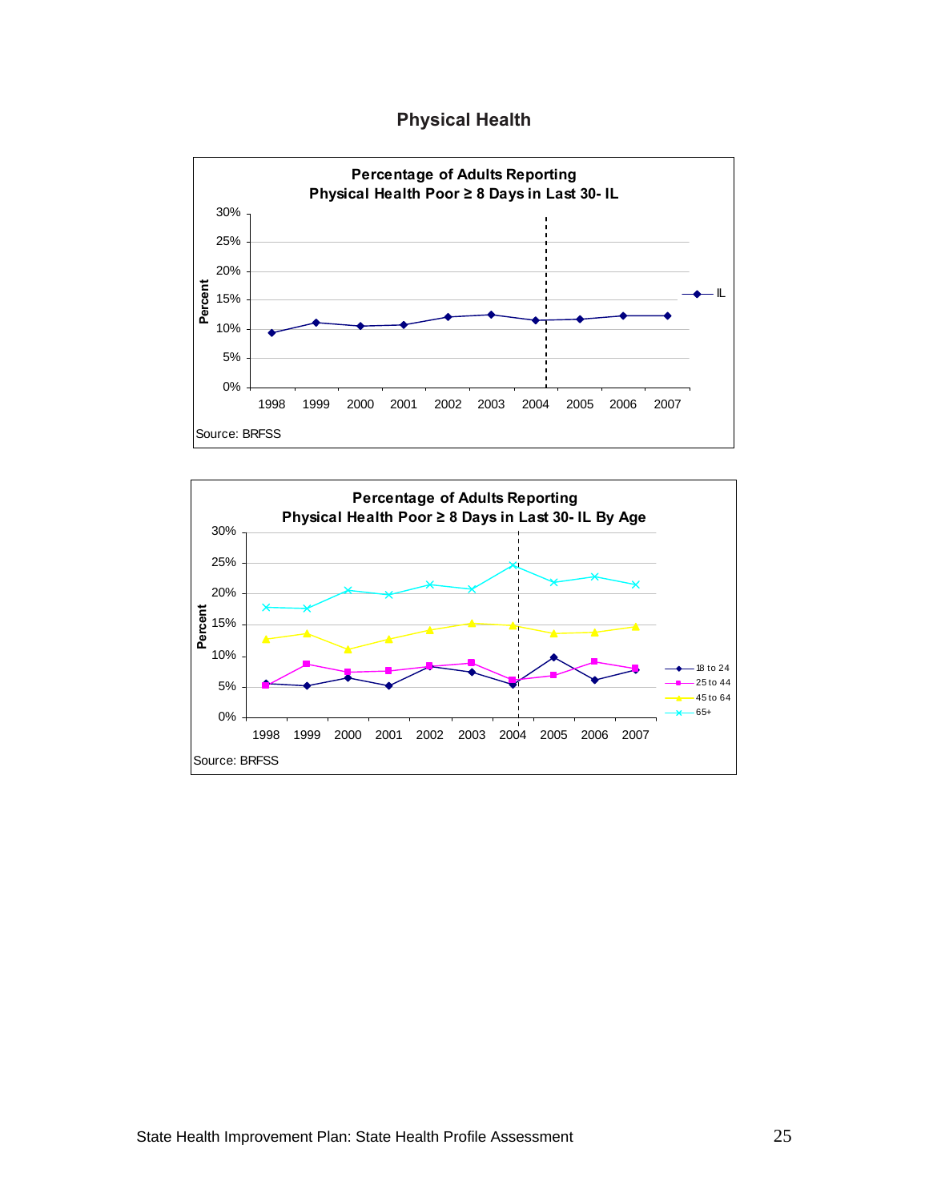# Physical Health

**Percentage of Adults Reporting Physical Health Poor ≥ 8 Days in Last 30- IL**

Source: BRFSS

**Percentage of Adults Reporting Physical Health Poor ≥ 8 Days in Last 30- IL By Age**

Source: BRFSS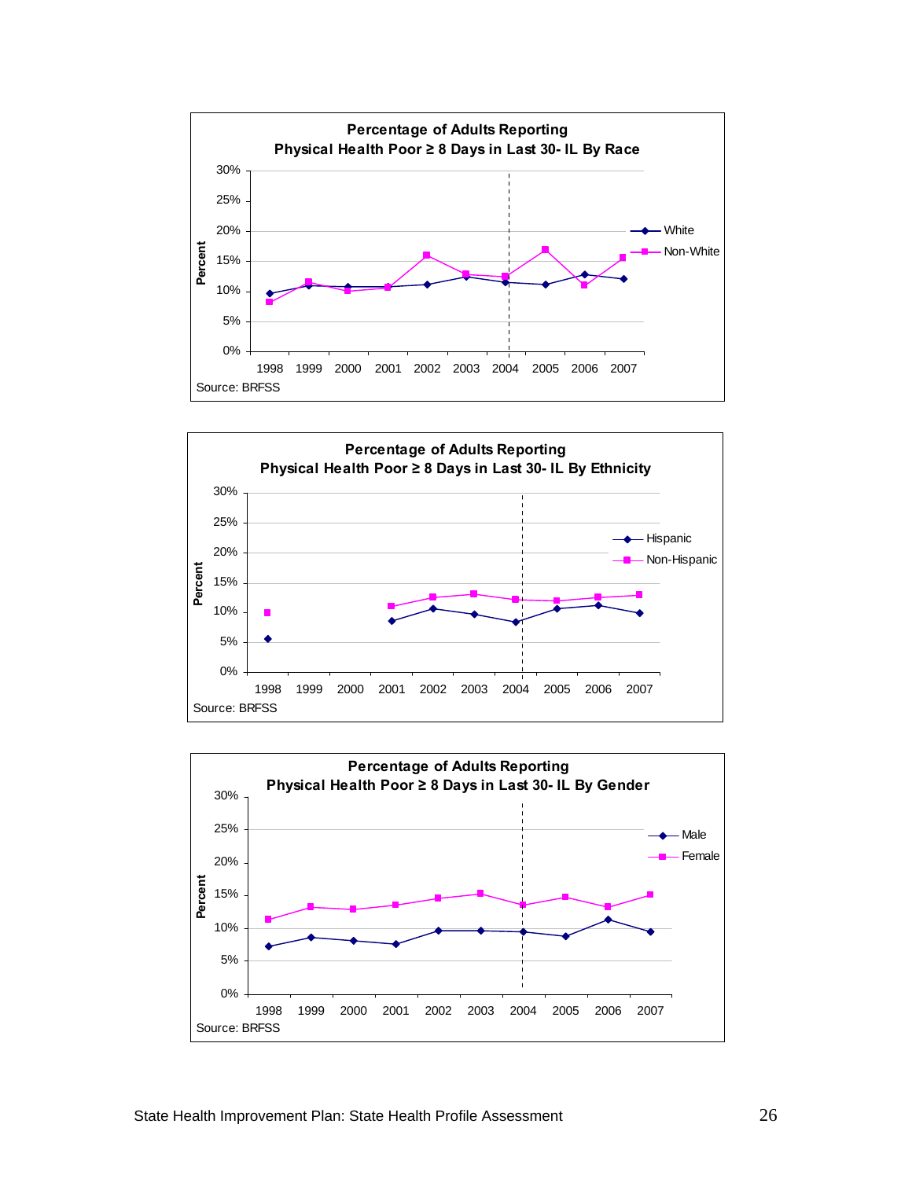**Percentage of Adults Reporting Physical Health Poor ≥ 8 Days in Last 30- IL By Race**

Percent: 0%, 5%, 10%, 15%, 20%, 25%, 30%

1998 1999 2000 2001 2002 2003 2004 2005 2006 2007

White — Non-White

Source: BRFSS

**Percentage of Adults Reporting Physical Health Poor ≥ 8 Days in Last 30- IL By Ethnicity**

Percent: 0%, 5%, 10%, 15%, 20%, 25%, 30%

1998 1999 2000 2001 2002 2003 2004 2005 2006 2007

Hispanic — Non-Hispanic

Source: BRFSS

**Percentage of Adults Reporting Physical Health Poor ≥ 8 Days in Last 30- IL By Gender**

Percent: 0%, 5%, 10%, 15%, 20%, 25%, 30%

1998 1999 2000 2001 2002 2003 2004 2005 2006 2007

Male — Female

Source: BRFSS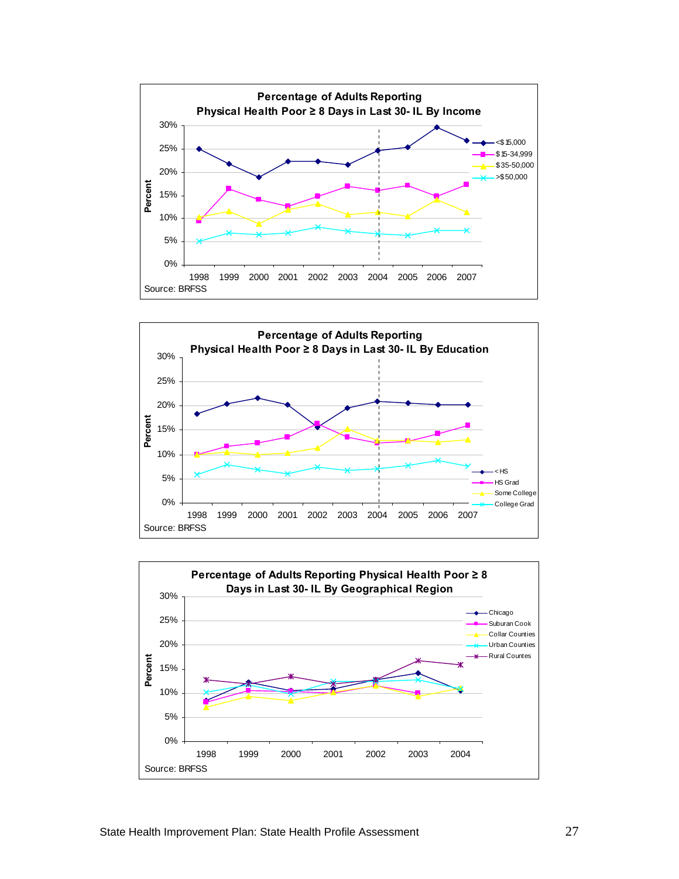**Percentage of Adults Reporting Physical Health Poor ≥ 8 Days in Last 30- IL By Income**

Legend: <$15,000; $15-34,999; $35-50,000; >$50,000

Percent: 0%, 5%, 10%, 15%, 20%, 25%, 30%

1998 1999 2000 2001 2002 2003 2004 2005 2006 2007

Source: BRFSS

**Percentage of Adults Reporting Physical Health Poor ≥ 8 Days in Last 30- IL By Education**

Legend: < HS; HS Grad; Some College; College Grad

Percent: 0%, 5%, 10%, 15%, 20%, 25%, 30%

1998 1999 2000 2001 2002 2003 2004 2005 2006 2007

Source: BRFSS

**Percentage of Adults Reporting Physical Health Poor ≥ 8 Days in Last 30- IL By Geographical Region**

Legend: Chicago; Suburan Cook; Collar Counties; Urban Counties; Rural Countes

Percent: 0%, 5%, 10%, 15%, 20%, 25%, 30%

1998 1999 2000 2001 2002 2003 2004

Source: BRFSS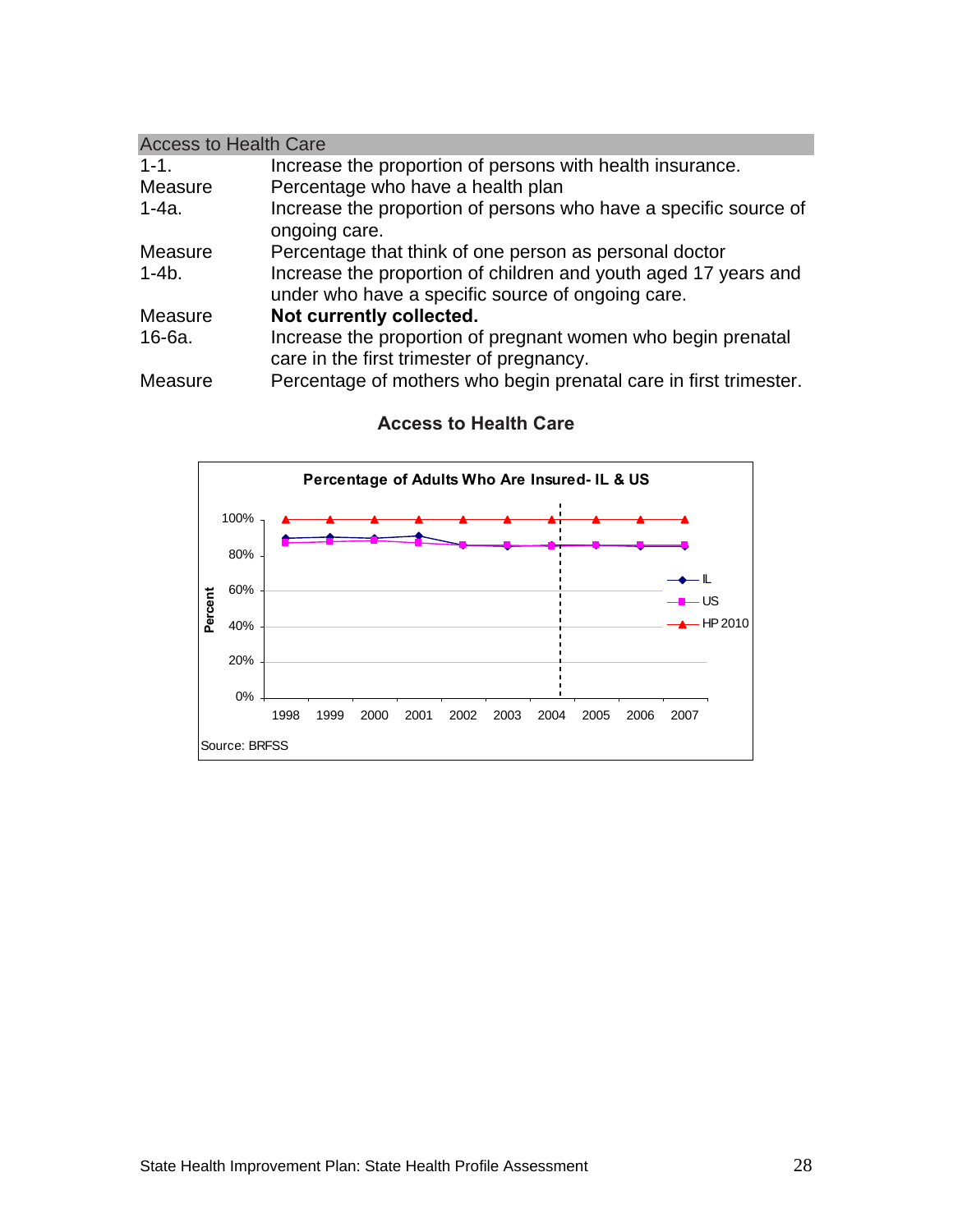| Access to Health Care | |
|---|---|
| 1-1. | Increase the proportion of persons with health insurance. |
| Measure | Percentage who have a health plan |
| 1-4a. | Increase the proportion of persons who have a specific source of ongoing care. |
| Measure | Percentage that think of one person as personal doctor |
| 1-4b. | Increase the proportion of children and youth aged 17 years and under who have a specific source of ongoing care. |
| Measure | **Not currently collected.** |
| 16-6a. | Increase the proportion of pregnant women who begin prenatal care in the first trimester of pregnancy. |
| Measure | Percentage of mothers who begin prenatal care in first trimester. |

## Access to Health Care

**Percentage of Adults Who Are Insured- IL & US**

Source: BRFSS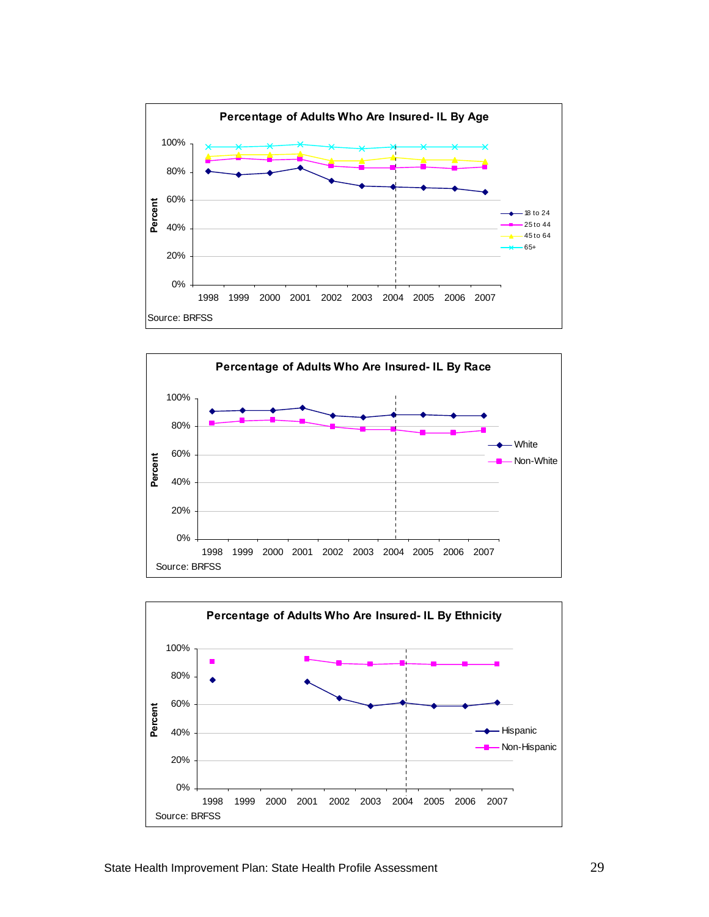**Percentage of Adults Who Are Insured- IL By Age**

Source: BRFSS

**Percentage of Adults Who Are Insured- IL By Race**

Source: BRFSS

**Percentage of Adults Who Are Insured- IL By Ethnicity**

Source: BRFSS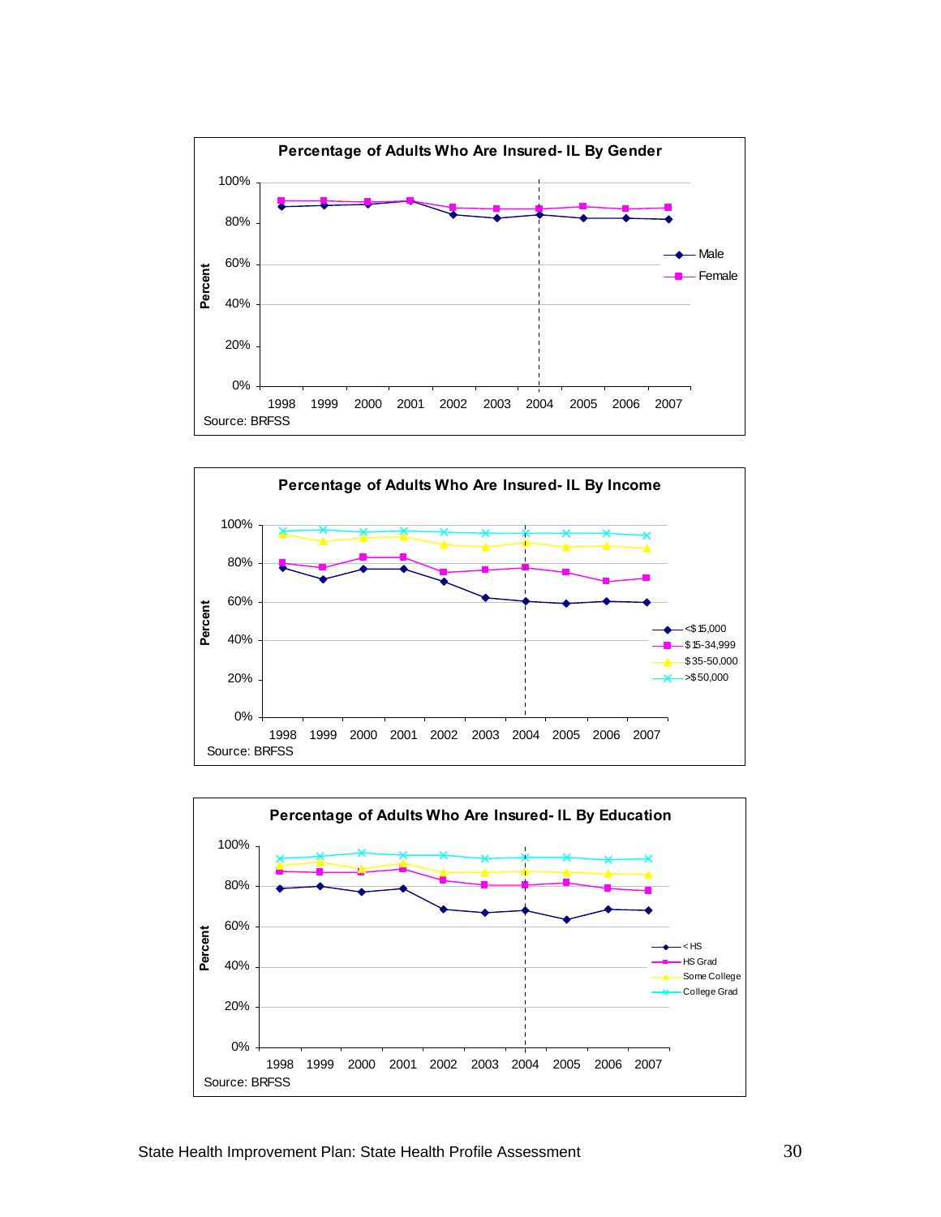**Percentage of Adults Who Are Insured- IL By Gender**

Percent: 0%, 20%, 40%, 60%, 80%, 100%

1998 1999 2000 2001 2002 2003 2004 2005 2006 2007

Male, Female

Source: BRFSS

**Percentage of Adults Who Are Insured- IL By Income**

Percent: 0%, 20%, 40%, 60%, 80%, 100%

1998 1999 2000 2001 2002 2003 2004 2005 2006 2007

<$15,000, $15-34,999, $35-50,000, >$50,000

Source: BRFSS

**Percentage of Adults Who Are Insured- IL By Education**

Percent: 0%, 20%, 40%, 60%, 80%, 100%

1998 1999 2000 2001 2002 2003 2004 2005 2006 2007

< HS, HS Grad, Some College, College Grad

Source: BRFSS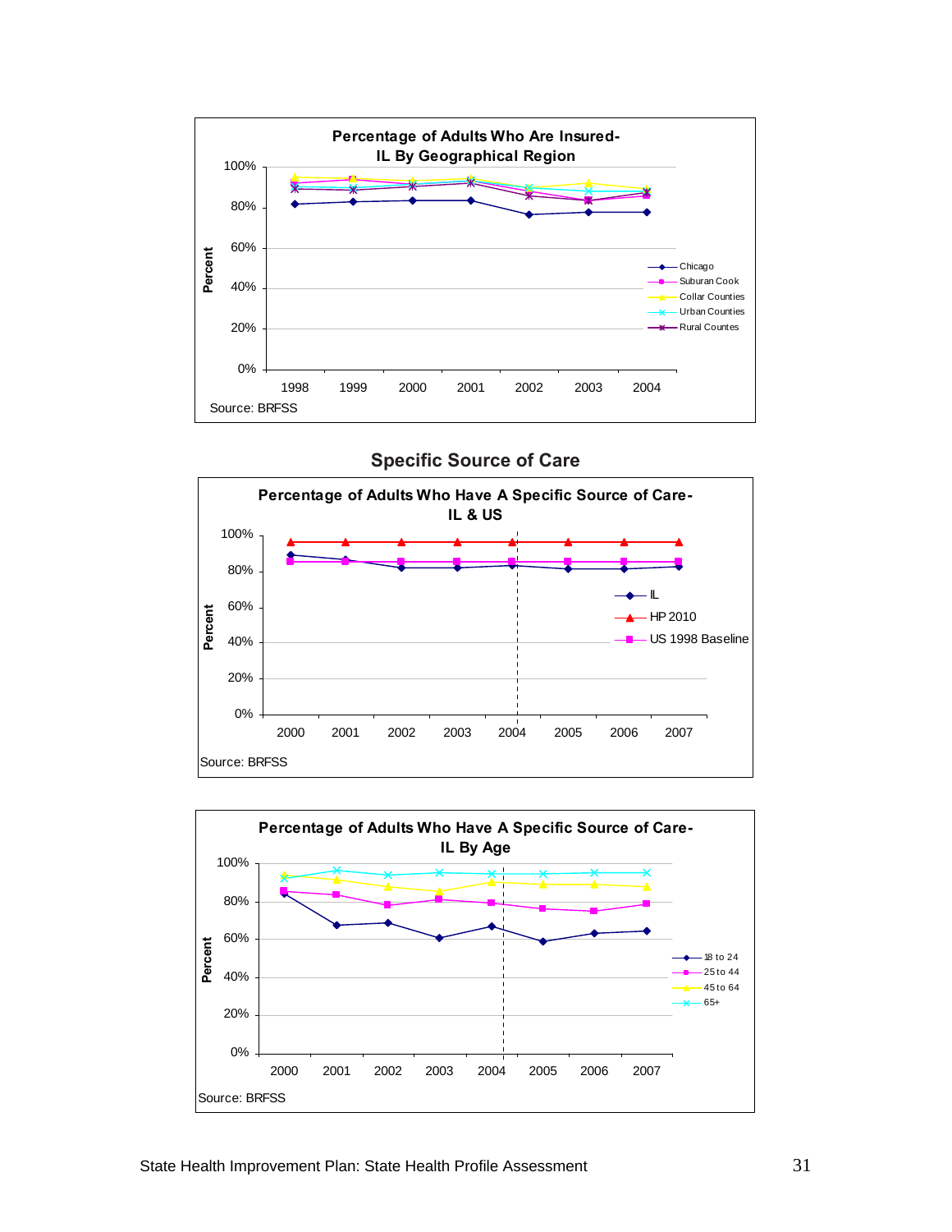**Percentage of Adults Who Are Insured- IL By Geographical Region**

Percent: 0%, 20%, 40%, 60%, 80%, 100%

Years: 1998, 1999, 2000, 2001, 2002, 2003, 2004

Legend: Chicago, Suburan Cook, Collar Counties, Urban Counties, Rural Countes

Source: BRFSS

## Specific Source of Care

**Percentage of Adults Who Have A Specific Source of Care- IL & US**

Percent: 0%, 20%, 40%, 60%, 80%, 100%

Years: 2000, 2001, 2002, 2003, 2004, 2005, 2006, 2007

Legend: IL, HP 2010, US 1998 Baseline

Source: BRFSS

**Percentage of Adults Who Have A Specific Source of Care- IL By Age**

Percent: 0%, 20%, 40%, 60%, 80%, 100%

Years: 2000, 2001, 2002, 2003, 2004, 2005, 2006, 2007

Legend: 18 to 24, 25 to 44, 45 to 64, 65+

Source: BRFSS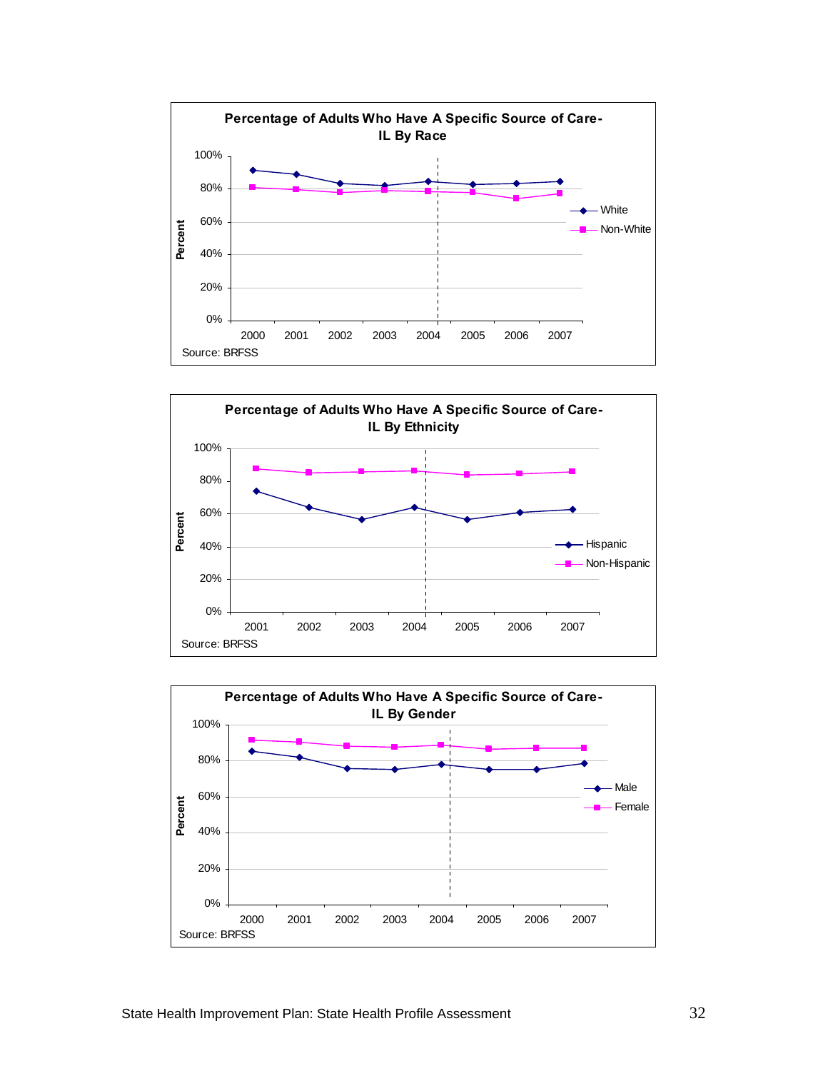**Percentage of Adults Who Have A Specific Source of Care-IL By Race**

Percent: 0%, 20%, 40%, 60%, 80%, 100%

Years: 2000, 2001, 2002, 2003, 2004, 2005, 2006, 2007

Legend: White, Non-White

Source: BRFSS

**Percentage of Adults Who Have A Specific Source of Care-IL By Ethnicity**

Percent: 0%, 20%, 40%, 60%, 80%, 100%

Years: 2001, 2002, 2003, 2004, 2005, 2006, 2007

Legend: Hispanic, Non-Hispanic

Source: BRFSS

**Percentage of Adults Who Have A Specific Source of Care-IL By Gender**

Percent: 0%, 20%, 40%, 60%, 80%, 100%

Years: 2000, 2001, 2002, 2003, 2004, 2005, 2006, 2007

Legend: Male, Female

Source: BRFSS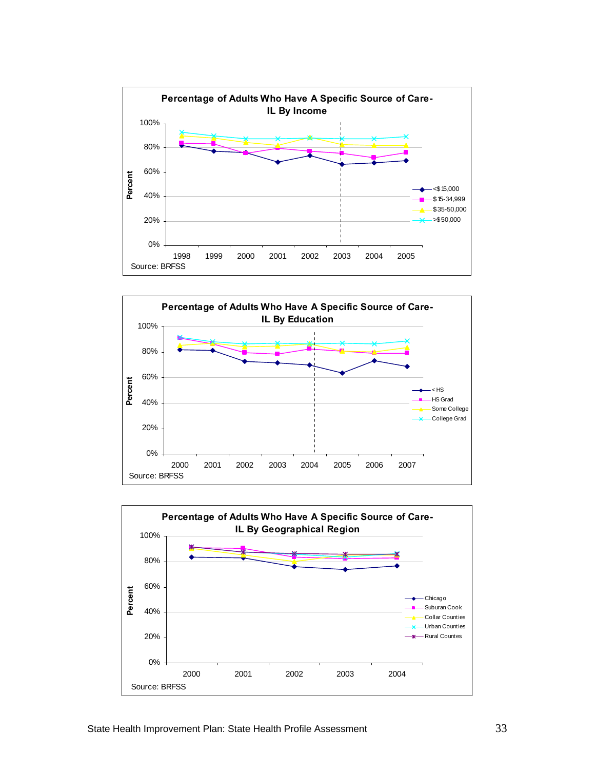**Percentage of Adults Who Have A Specific Source of Care-IL By Income**

Percent: 100%, 80%, 60%, 40%, 20%, 0%

1998, 1999, 2000, 2001, 2002, 2003, 2004, 2005

<$15,000
$15-34,999
$35-50,000
>$50,000

Source: BRFSS

**Percentage of Adults Who Have A Specific Source of Care-IL By Education**

Percent: 100%, 80%, 60%, 40%, 20%, 0%

2000, 2001, 2002, 2003, 2004, 2005, 2006, 2007

< HS
HS Grad
Some College
College Grad

Source: BRFSS

**Percentage of Adults Who Have A Specific Source of Care-IL By Geographical Region**

Percent: 100%, 80%, 60%, 40%, 20%, 0%

2000, 2001, 2002, 2003, 2004

Chicago
Suburan Cook
Collar Counties
Urban Counties
Rural Countes

Source: BRFSS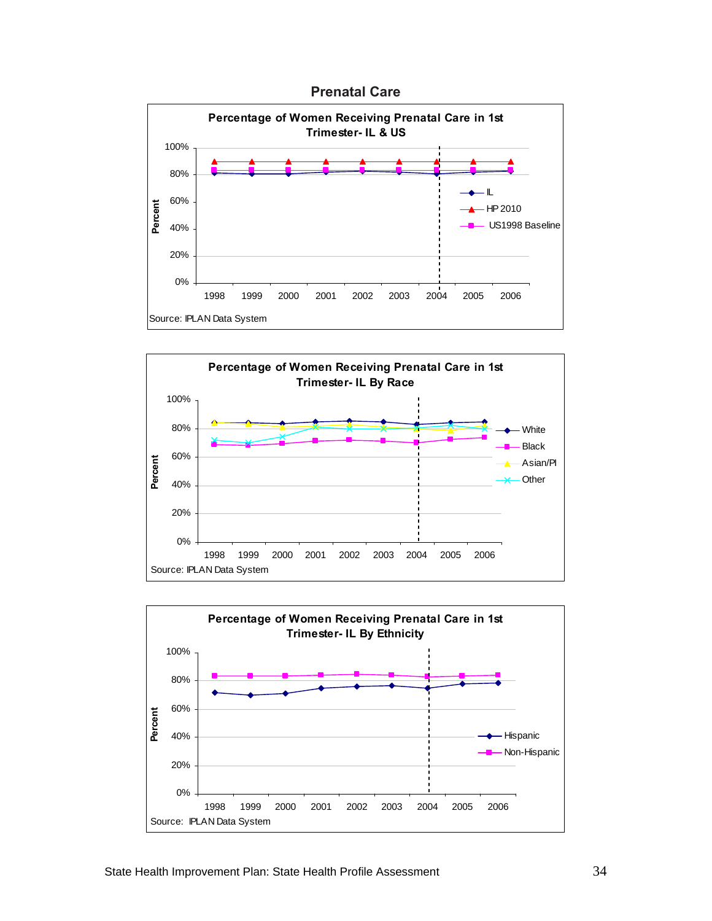## Prenatal Care

**Percentage of Women Receiving Prenatal Care in 1st Trimester- IL & US**

Source: IPLAN Data System

**Percentage of Women Receiving Prenatal Care in 1st Trimester- IL By Race**

Source: IPLAN Data System

**Percentage of Women Receiving Prenatal Care in 1st Trimester- IL By Ethnicity**

Source: IPLAN Data System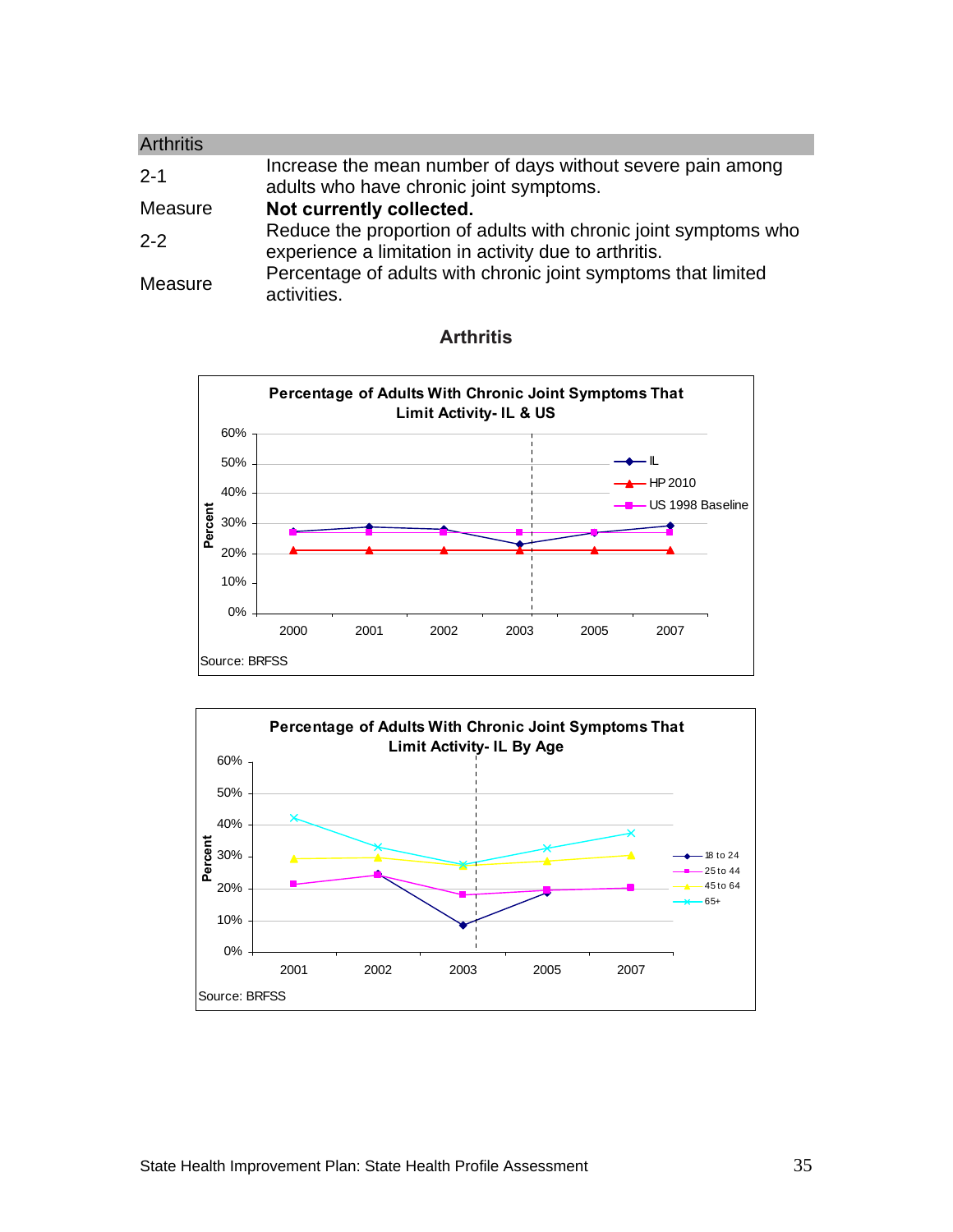## Arthritis

| | |
|---|---|
| 2-1 | Increase the mean number of days without severe pain among adults who have chronic joint symptoms. |
| Measure | **Not currently collected.** |
| 2-2 | Reduce the proportion of adults with chronic joint symptoms who experience a limitation in activity due to arthritis. |
| Measure | Percentage of adults with chronic joint symptoms that limited activities. |

### Arthritis

**Percentage of Adults With Chronic Joint Symptoms That Limit Activity- IL & US**

Source: BRFSS

**Percentage of Adults With Chronic Joint Symptoms That Limit Activity- IL By Age**

Source: BRFSS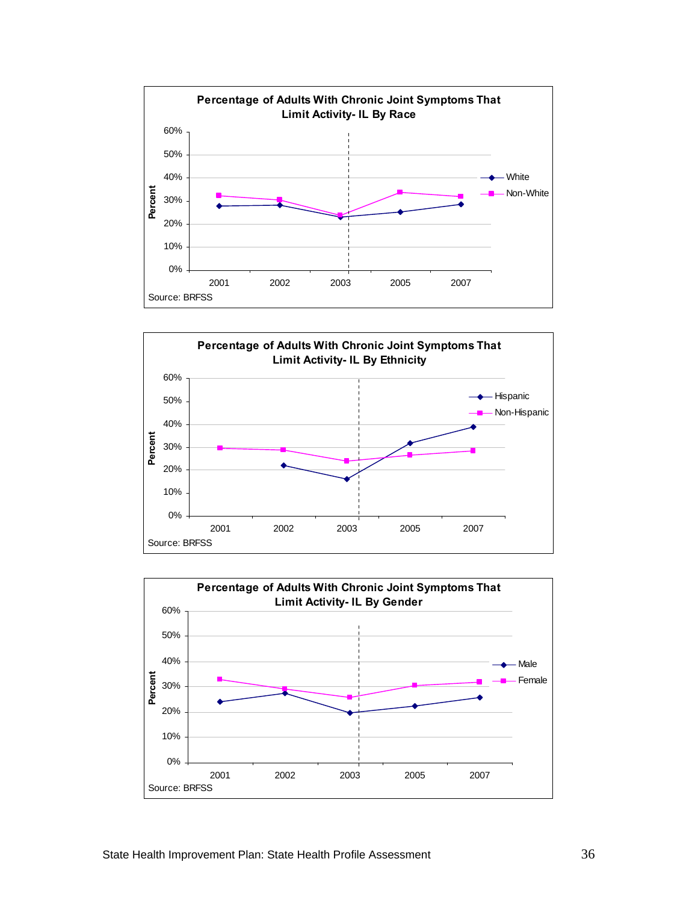**Percentage of Adults With Chronic Joint Symptoms That Limit Activity- IL By Race**

Percent: 0%, 10%, 20%, 30%, 40%, 50%, 60%

2001, 2002, 2003, 2005, 2007

White

Non-White

Source: BRFSS

**Percentage of Adults With Chronic Joint Symptoms That Limit Activity- IL By Ethnicity**

Percent: 0%, 10%, 20%, 30%, 40%, 50%, 60%

2001, 2002, 2003, 2005, 2007

Hispanic

Non-Hispanic

Source: BRFSS

**Percentage of Adults With Chronic Joint Symptoms That Limit Activity- IL By Gender**

Percent: 0%, 10%, 20%, 30%, 40%, 50%, 60%

2001, 2002, 2003, 2005, 2007

Male

Female

Source: BRFSS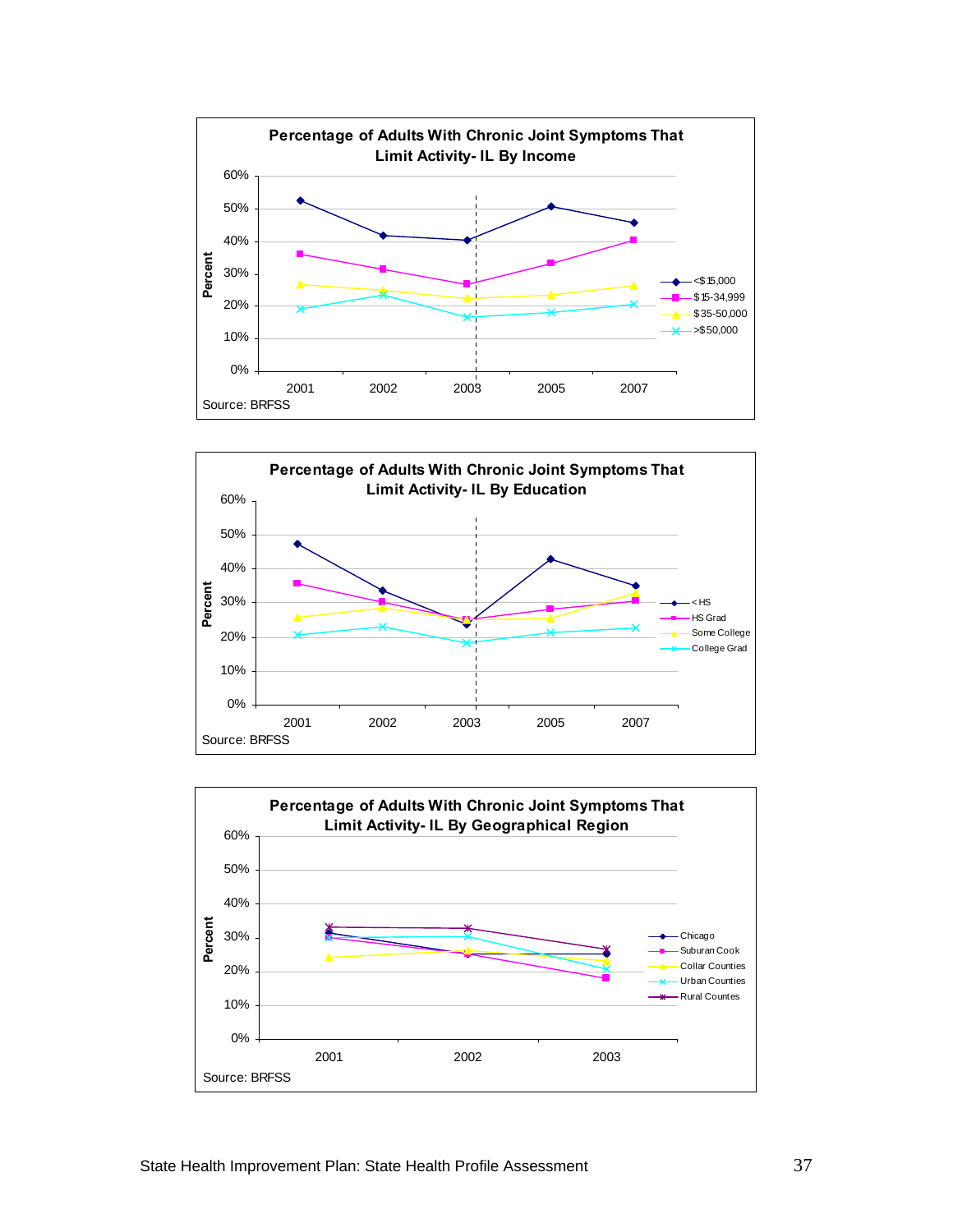**Percentage of Adults With Chronic Joint Symptoms That Limit Activity- IL By Income**

Percent

60%, 50%, 40%, 30%, 20%, 10%, 0%

2001, 2002, 2003, 2005, 2007

<$15,000
$15-34,999
$35-50,000
>$50,000

Source: BRFSS

**Percentage of Adults With Chronic Joint Symptoms That Limit Activity- IL By Education**

Percent

60%, 50%, 40%, 30%, 20%, 10%, 0%

2001, 2002, 2003, 2005, 2007

< HS
HS Grad
Some College
College Grad

Source: BRFSS

**Percentage of Adults With Chronic Joint Symptoms That Limit Activity- IL By Geographical Region**

Percent

60%, 50%, 40%, 30%, 20%, 10%, 0%

2001, 2002, 2003

Chicago
Suburan Cook
Collar Counties
Urban Counties
Rural Countes

Source: BRFSS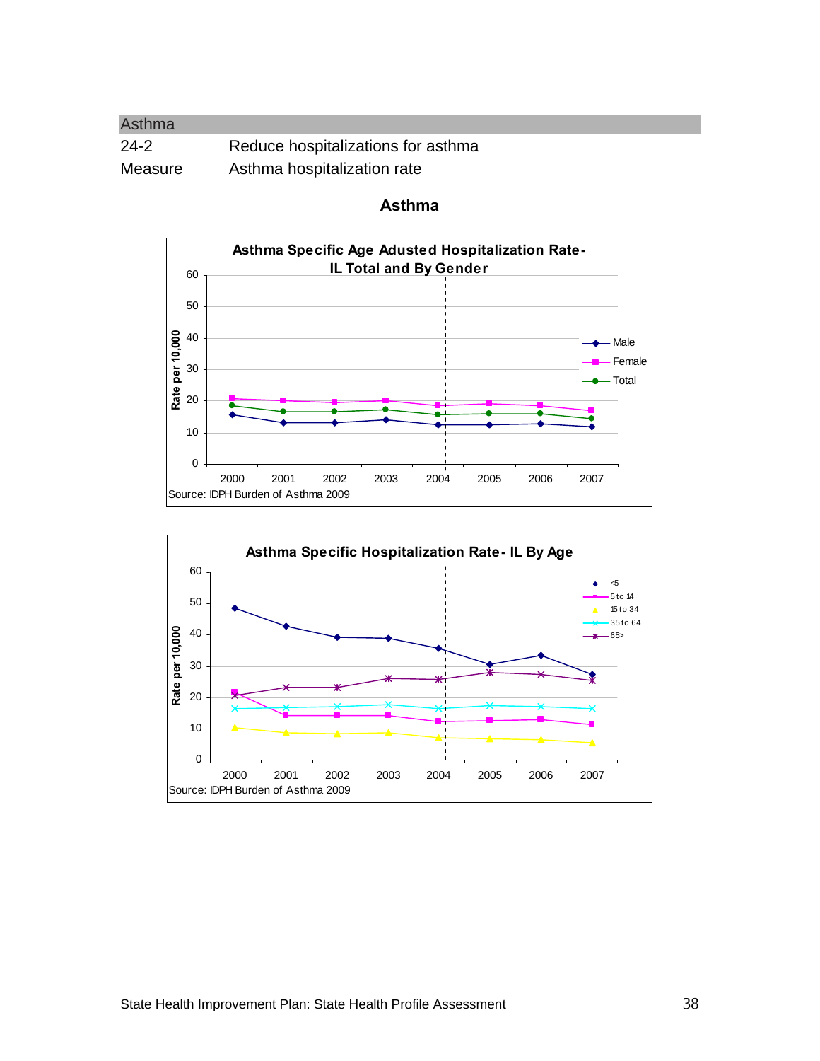## Asthma

| | |
|---|---|
| 24-2 | Reduce hospitalizations for asthma |
| Measure | Asthma hospitalization rate |

### Asthma

**Asthma Specific Age Adusted Hospitalization Rate- IL Total and By Gender**

Rate per 10,000

Legend: Male, Female, Total

Years: 2000, 2001, 2002, 2003, 2004, 2005, 2006, 2007

Source: IDPH Burden of Asthma 2009

**Asthma Specific Hospitalization Rate- IL By Age**

Rate per 10,000

Legend: <5, 5 to 14, 15 to 34, 35 to 64, 65>

Years: 2000, 2001, 2002, 2003, 2004, 2005, 2006, 2007

Source: IDPH Burden of Asthma 2009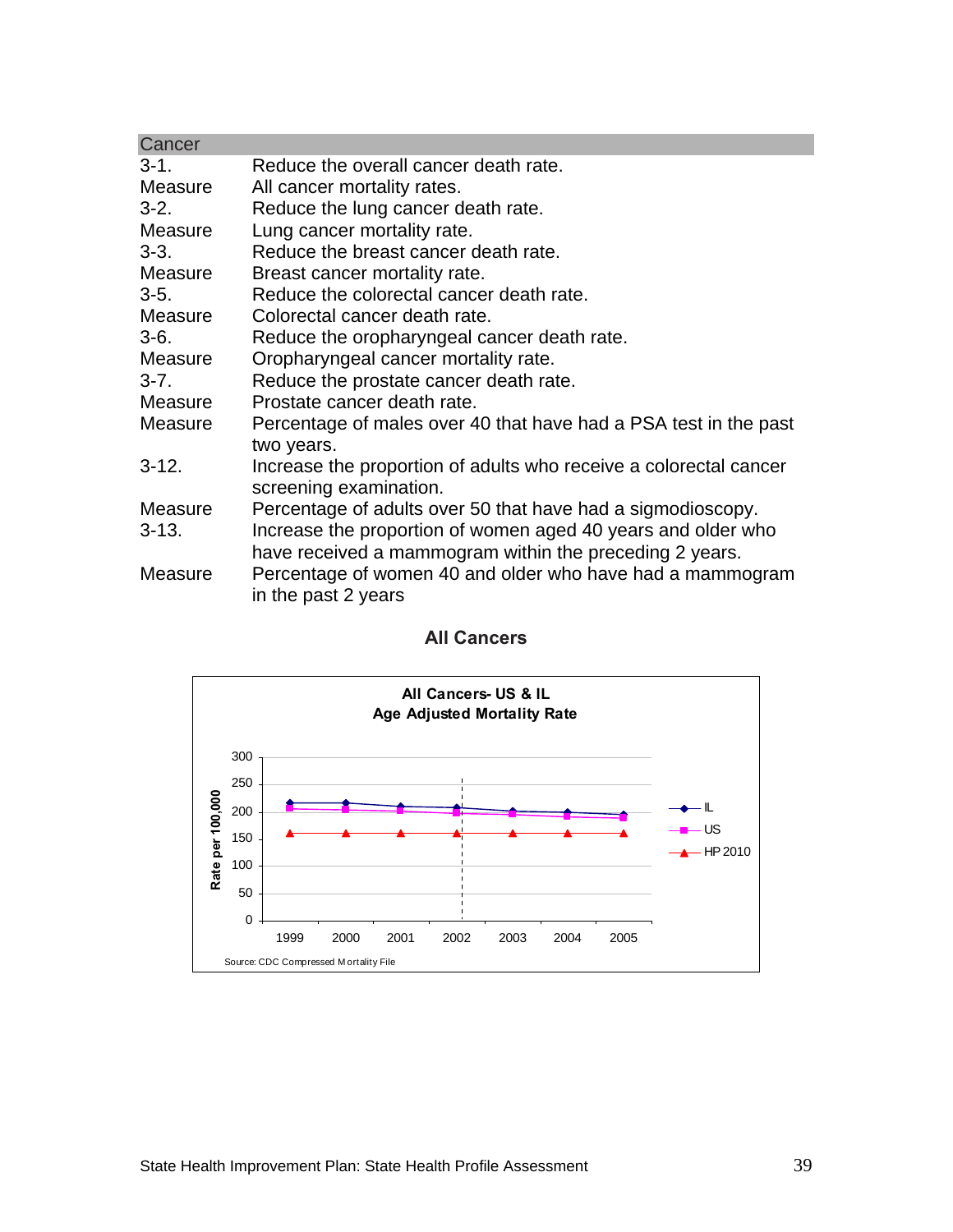| Cancer | |
|---|---|
| 3-1. | Reduce the overall cancer death rate. |
| Measure | All cancer mortality rates. |
| 3-2. | Reduce the lung cancer death rate. |
| Measure | Lung cancer mortality rate. |
| 3-3. | Reduce the breast cancer death rate. |
| Measure | Breast cancer mortality rate. |
| 3-5. | Reduce the colorectal cancer death rate. |
| Measure | Colorectal cancer death rate. |
| 3-6. | Reduce the oropharyngeal cancer death rate. |
| Measure | Oropharyngeal cancer mortality rate. |
| 3-7. | Reduce the prostate cancer death rate. |
| Measure | Prostate cancer death rate. |
| Measure | Percentage of males over 40 that have had a PSA test in the past two years. |
| 3-12. | Increase the proportion of adults who receive a colorectal cancer screening examination. |
| Measure | Percentage of adults over 50 that have had a sigmodioscopy. |
| 3-13. | Increase the proportion of women aged 40 years and older who have received a mammogram within the preceding 2 years. |
| Measure | Percentage of women 40 and older who have had a mammogram in the past 2 years |

## All Cancers

**All Cancers- US & IL**
**Age Adjusted Mortality Rate**

Source: CDC Compressed Mortality File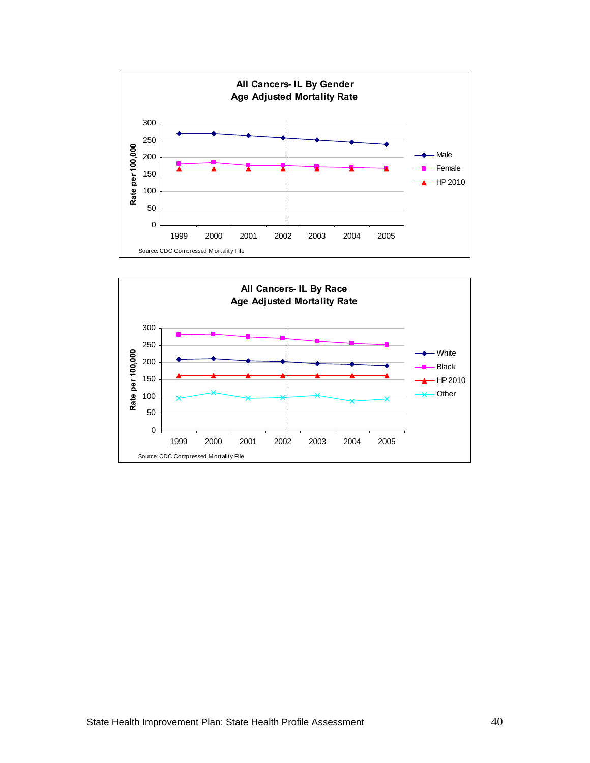**All Cancers- IL By Gender**
**Age Adjusted Mortality Rate**

Rate per 100,000

Legend: Male, Female, HP 2010

Years: 1999, 2000, 2001, 2002, 2003, 2004, 2005

Source: CDC Compressed Mortality File

**All Cancers- IL By Race**
**Age Adjusted Mortality Rate**

Rate per 100,000

Legend: White, Black, HP 2010, Other

Years: 1999, 2000, 2001, 2002, 2003, 2004, 2005

Source: CDC Compressed Mortality File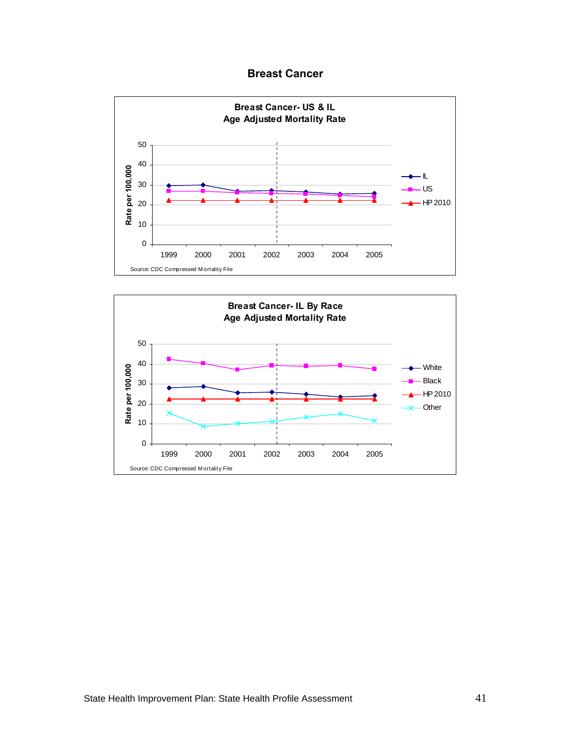# Breast Cancer

**Breast Cancer- US & IL**
**Age Adjusted Mortality Rate**

Rate per 100,000

Legend: IL, US, HP 2010

Years: 1999, 2000, 2001, 2002, 2003, 2004, 2005

Source: CDC Compressed Mortality File

**Breast Cancer- IL By Race**
**Age Adjusted Mortality Rate**

Rate per 100,000

Legend: White, Black, HP 2010, Other

Years: 1999, 2000, 2001, 2002, 2003, 2004, 2005

Source: CDC Compressed Mortality File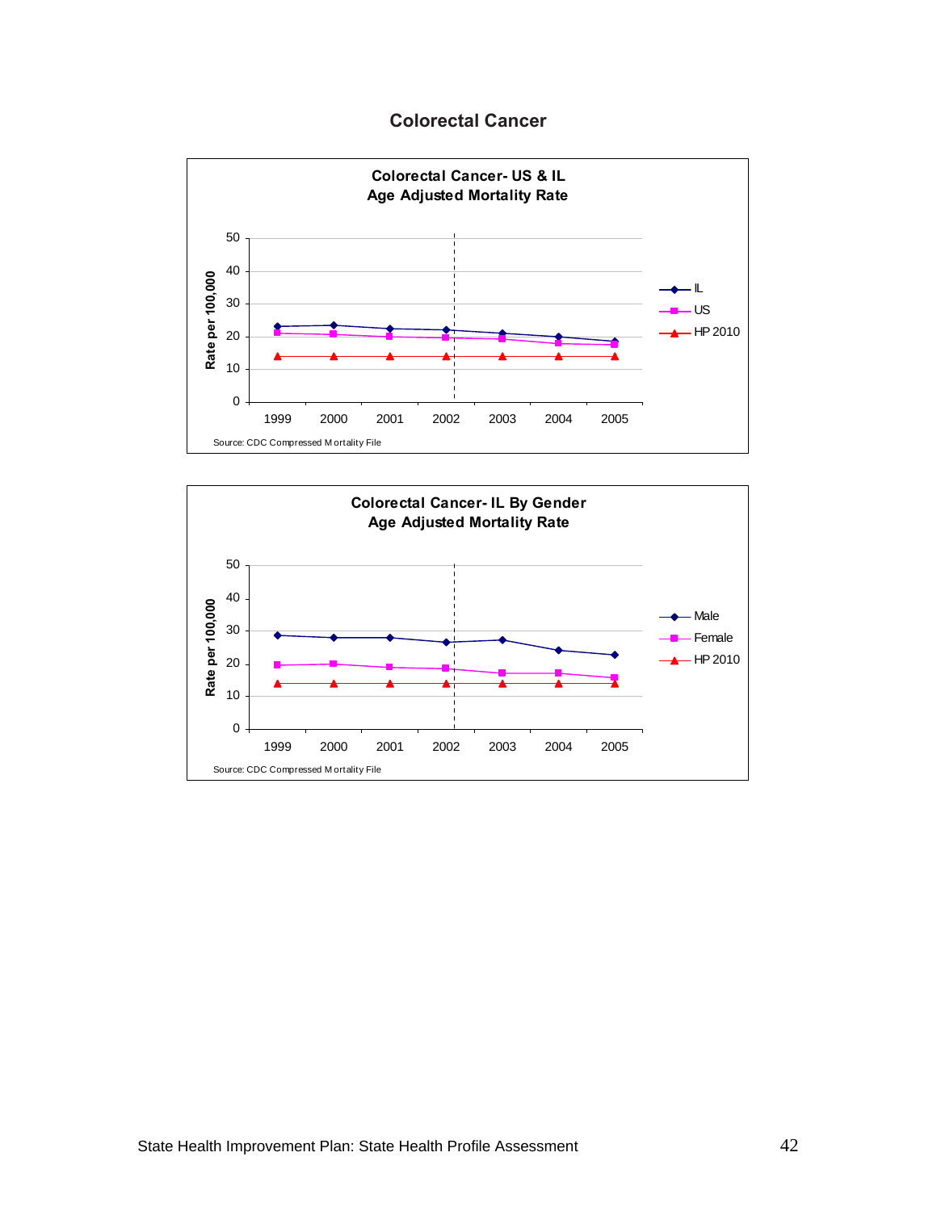# Colorectal Cancer

**Colorectal Cancer- US & IL**
**Age Adjusted Mortality Rate**

Rate per 100,000

Legend: IL, US, HP 2010

Years: 1999, 2000, 2001, 2002, 2003, 2004, 2005

Source: CDC Compressed Mortality File

**Colorectal Cancer- IL By Gender**
**Age Adjusted Mortality Rate**

Rate per 100,000

Legend: Male, Female, HP 2010

Years: 1999, 2000, 2001, 2002, 2003, 2004, 2005

Source: CDC Compressed Mortality File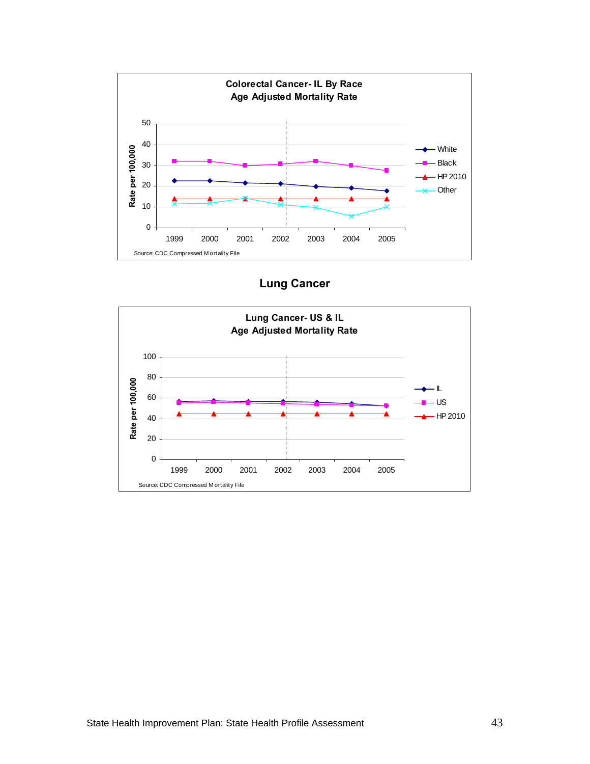Colorectal Cancer- IL By Race
Age Adjusted Mortality Rate

Source: CDC Compressed Mortality File

## Lung Cancer

Lung Cancer- US & IL
Age Adjusted Mortality Rate

Source: CDC Compressed Mortality File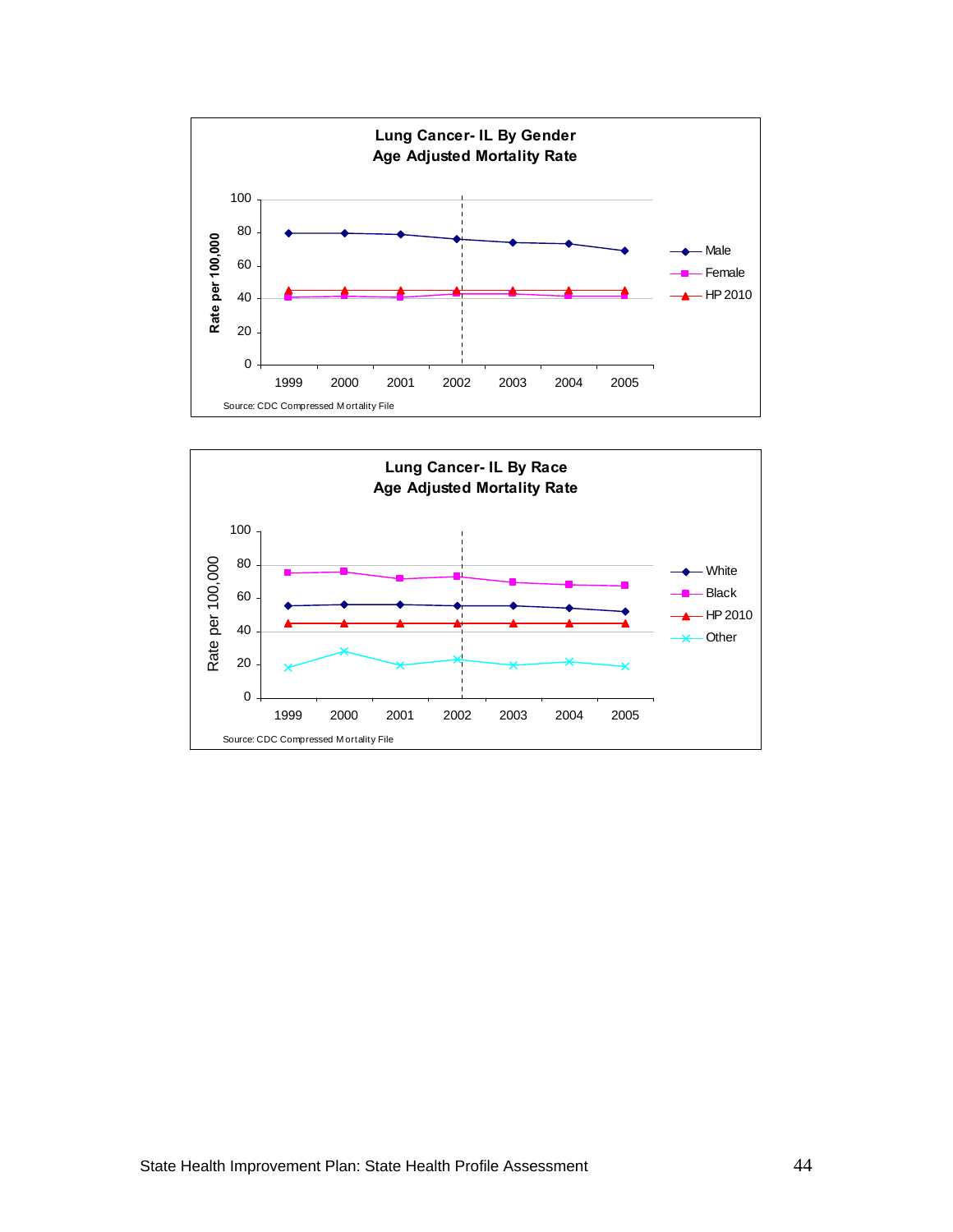**Lung Cancer- IL By Gender**
**Age Adjusted Mortality Rate**

Rate per 100,000

100
80
60
40
20
0

1999 2000 2001 2002 2003 2004 2005

Male
Female
HP 2010

Source: CDC Compressed Mortality File

**Lung Cancer- IL By Race**
**Age Adjusted Mortality Rate**

Rate per 100,000

100
80
60
40
20
0

1999 2000 2001 2002 2003 2004 2005

White
Black
HP 2010
Other

Source: CDC Compressed Mortality File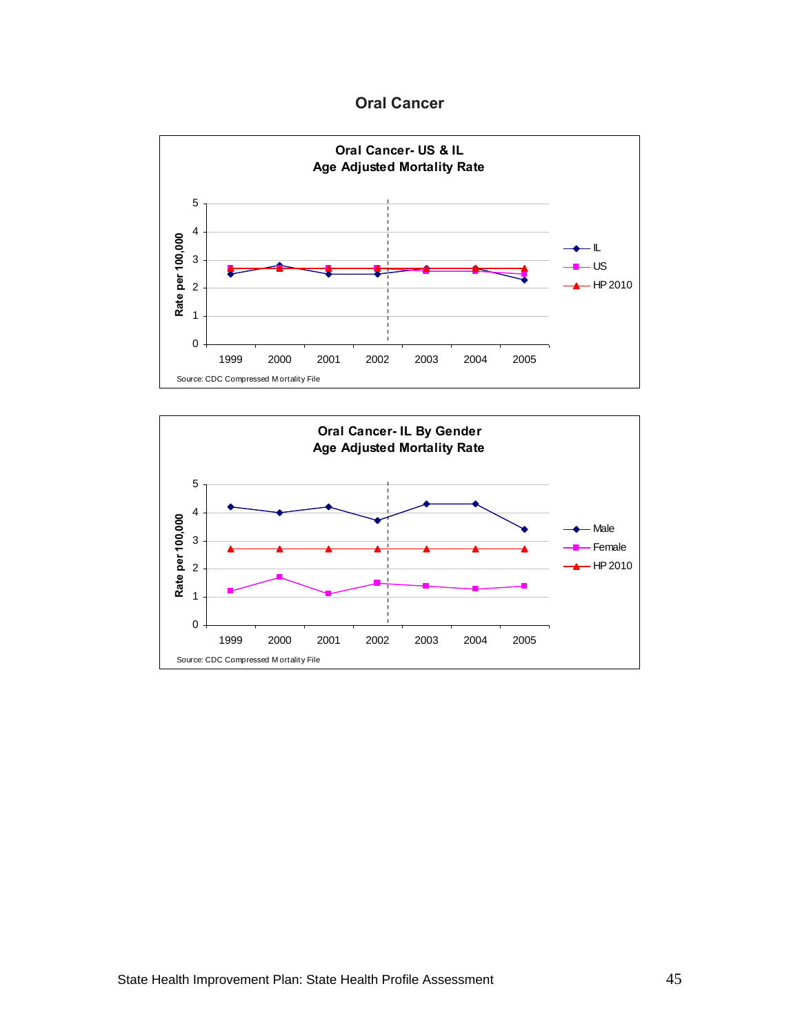# Oral Cancer

**Oral Cancer- US & IL**
**Age Adjusted Mortality Rate**

Rate per 100,000

Legend: IL, US, HP 2010

Years: 1999, 2000, 2001, 2002, 2003, 2004, 2005

Source: CDC Compressed Mortality File

**Oral Cancer- IL By Gender**
**Age Adjusted Mortality Rate**

Rate per 100,000

Legend: Male, Female, HP 2010

Years: 1999, 2000, 2001, 2002, 2003, 2004, 2005

Source: CDC Compressed Mortality File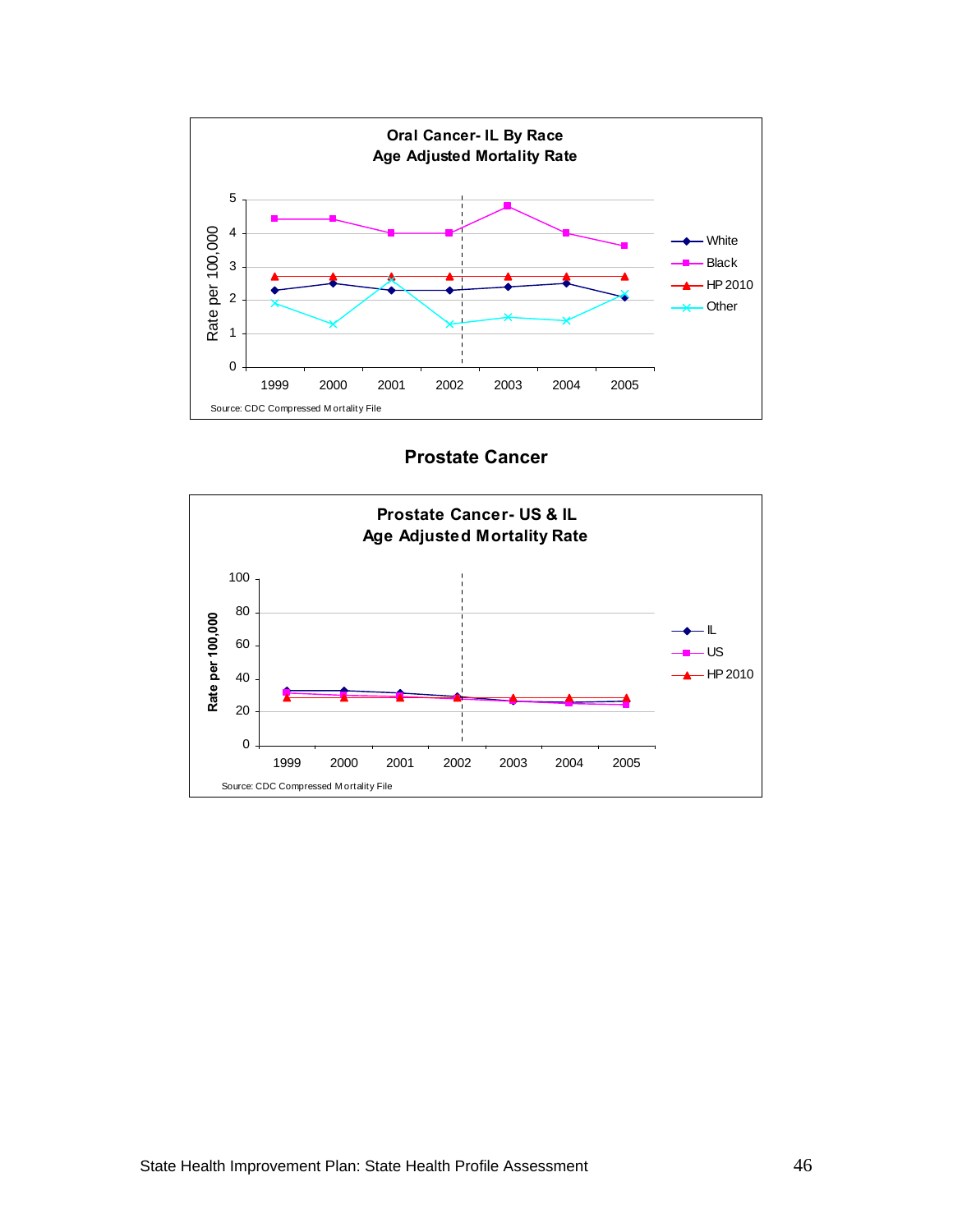**Oral Cancer- IL By Race**
**Age Adjusted Mortality Rate**

Rate per 100,000

Legend: White, Black, HP 2010, Other

Years: 1999, 2000, 2001, 2002, 2003, 2004, 2005

Source: CDC Compressed Mortality File

## Prostate Cancer

**Prostate Cancer- US & IL**
**Age Adjusted Mortality Rate**

Rate per 100,000

Legend: IL, US, HP 2010

Years: 1999, 2000, 2001, 2002, 2003, 2004, 2005

Source: CDC Compressed Mortality File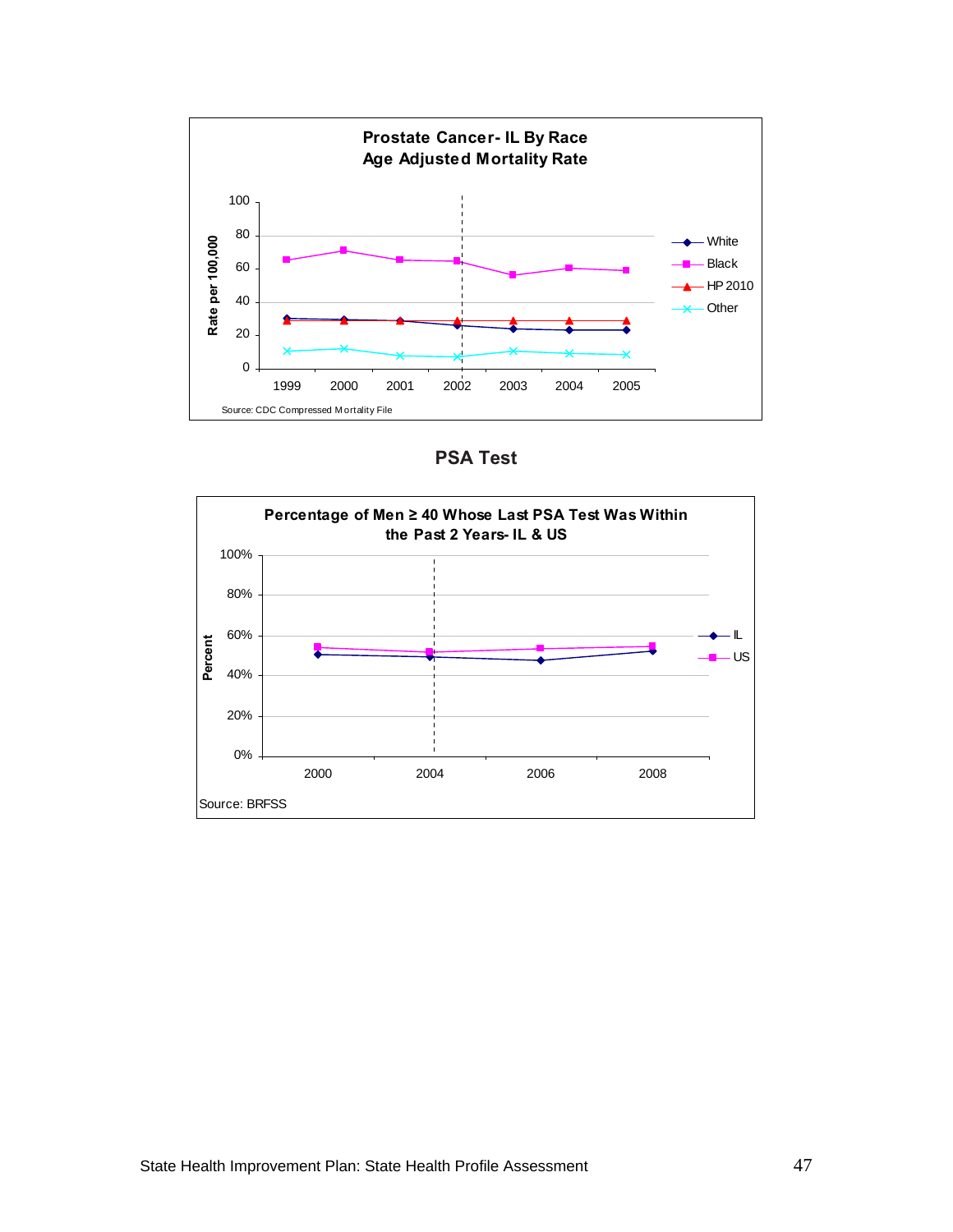**Prostate Cancer- IL By Race**
**Age Adjusted Mortality Rate**

Source: CDC Compressed Mortality File

## PSA Test

**Percentage of Men ≥ 40 Whose Last PSA Test Was Within the Past 2 Years- IL & US**

Source: BRFSS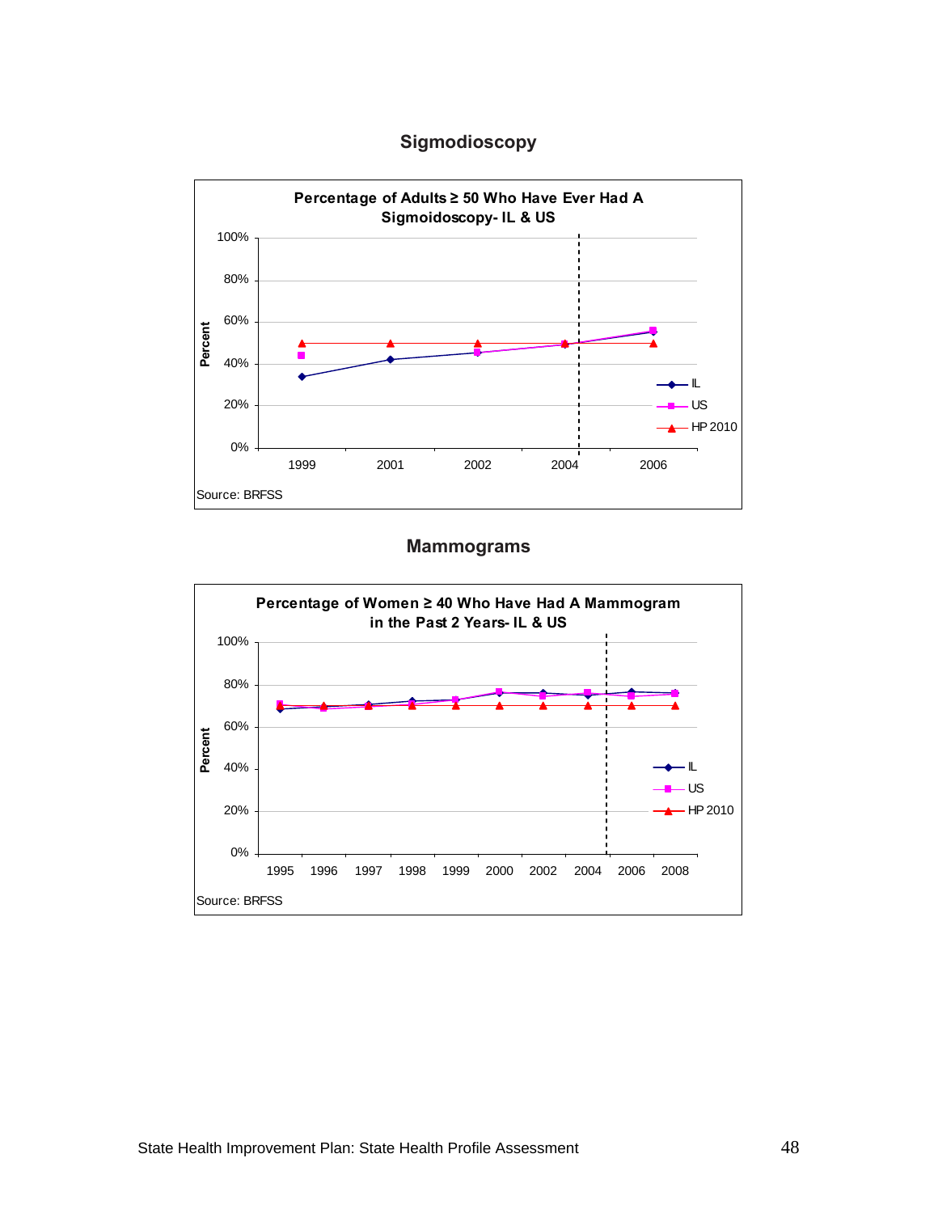## Sigmodioscopy

**Percentage of Adults ≥ 50 Who Have Ever Had A Sigmoidoscopy- IL & US**

Source: BRFSS

## Mammograms

**Percentage of Women ≥ 40 Who Have Had A Mammogram in the Past 2 Years- IL & US**

Source: BRFSS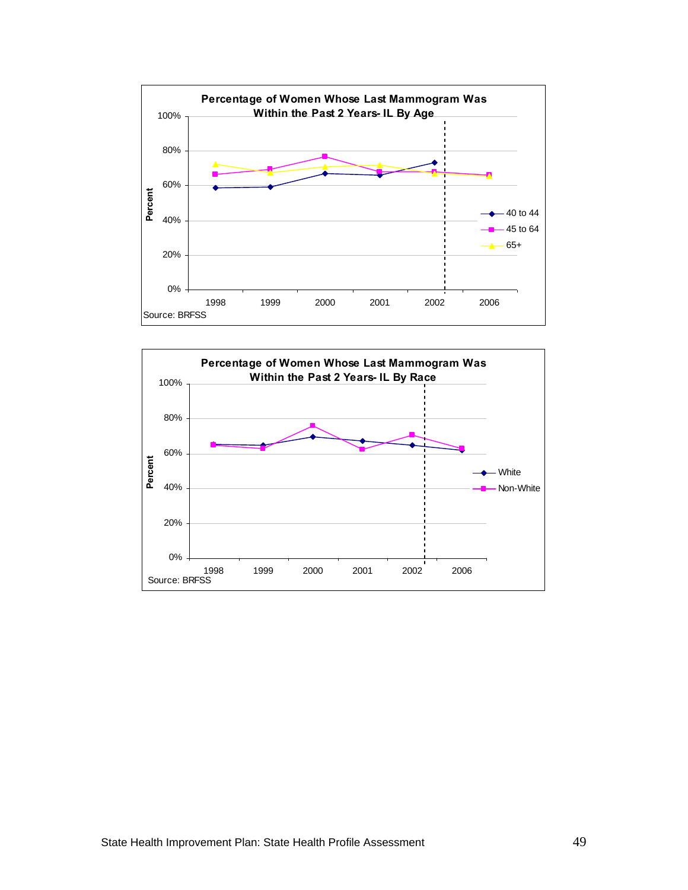**Percentage of Women Whose Last Mammogram Was Within the Past 2 Years- IL By Age**

Source: BRFSS

**Percentage of Women Whose Last Mammogram Was Within the Past 2 Years- IL By Race**

Source: BRFSS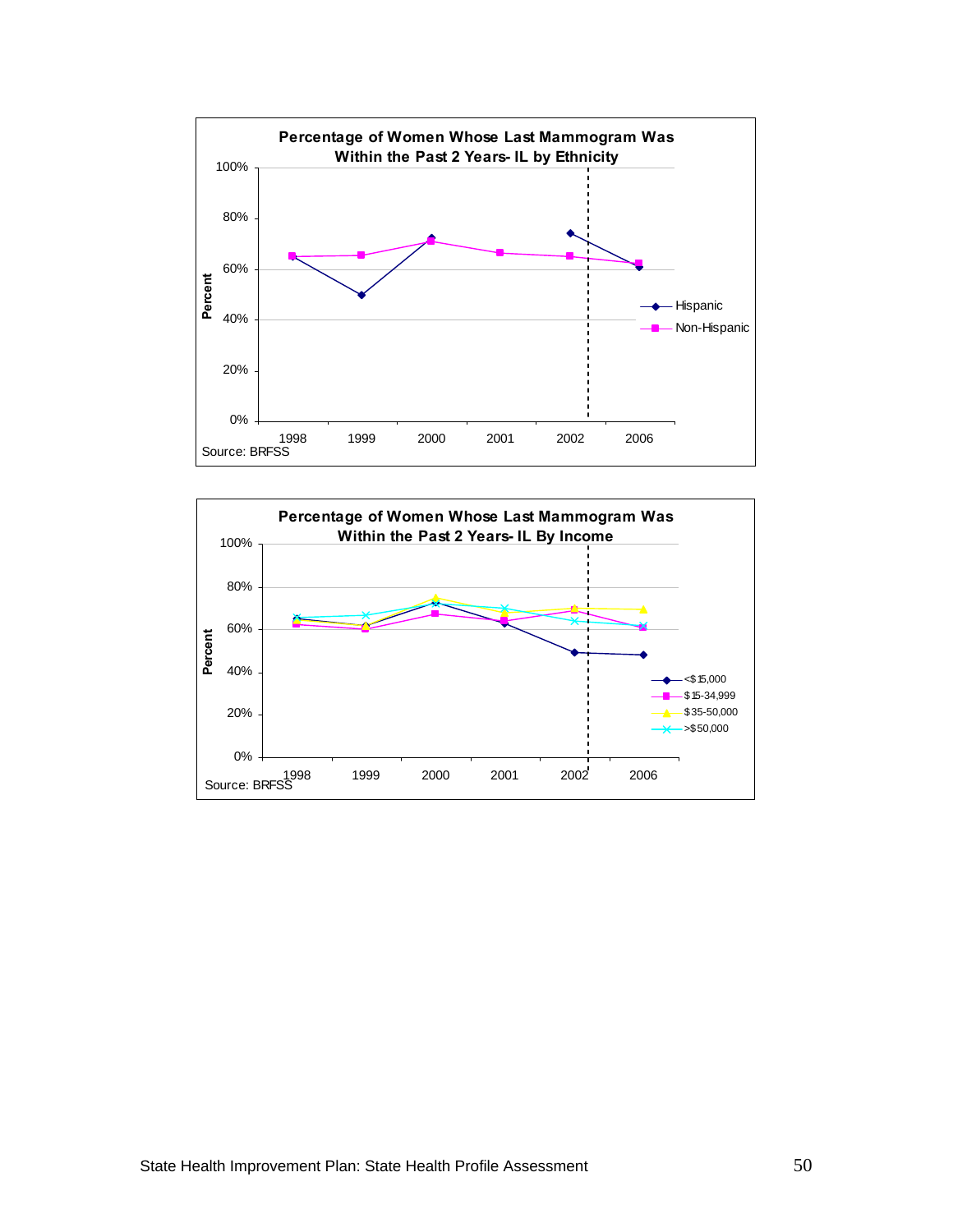**Percentage of Women Whose Last Mammogram Was Within the Past 2 Years- IL by Ethnicity**

Percent: 100%, 80%, 60%, 40%, 20%, 0%

1998, 1999, 2000, 2001, 2002, 2006

Hispanic
Non-Hispanic

Source: BRFSS

**Percentage of Women Whose Last Mammogram Was Within the Past 2 Years- IL By Income**

Percent: 100%, 80%, 60%, 40%, 20%, 0%

1998, 1999, 2000, 2001, 2002, 2006

<$15,000
$15-34,999
$35-50,000
>$50,000

Source: BRFSS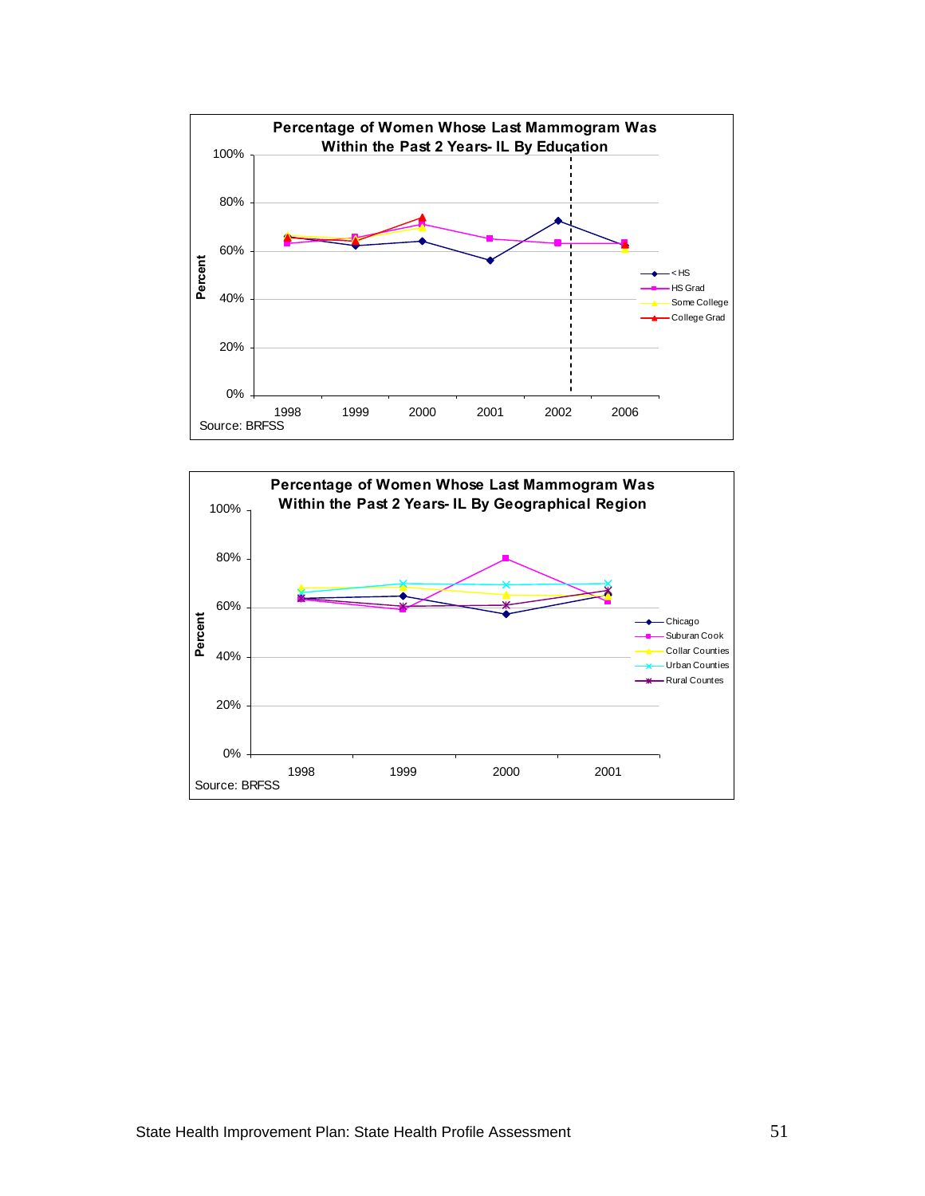**Percentage of Women Whose Last Mammogram Was Within the Past 2 Years- IL By Education**

Percent

100%
80%
60%
40%
20%
0%

1998 1999 2000 2001 2002 2006

< HS
HS Grad
Some College
College Grad

Source: BRFSS

**Percentage of Women Whose Last Mammogram Was Within the Past 2 Years- IL By Geographical Region**

Percent

100%
80%
60%
40%
20%
0%

1998 1999 2000 2001

Chicago
Suburan Cook
Collar Counties
Urban Counties
Rural Countes

Source: BRFSS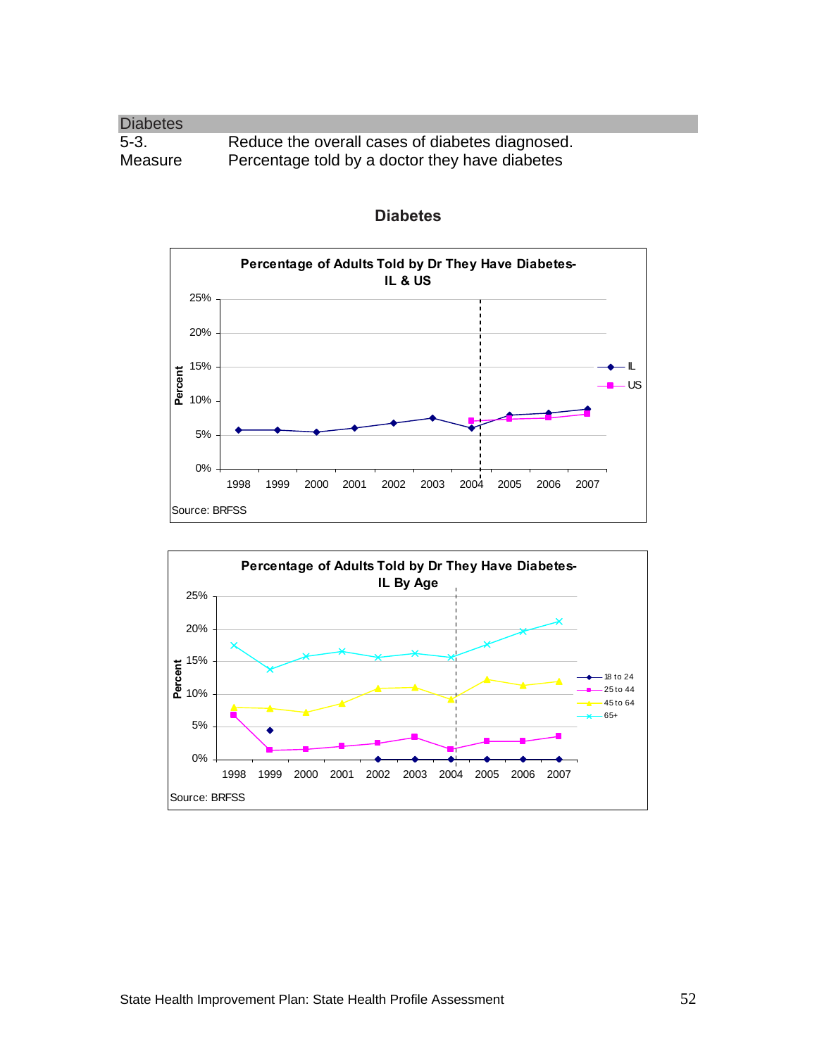| Diabetes | |
|---|---|
| 5-3. | Reduce the overall cases of diabetes diagnosed. |
| Measure | Percentage told by a doctor they have diabetes |

## Diabetes

**Percentage of Adults Told by Dr They Have Diabetes-IL & US**

Source: BRFSS

**Percentage of Adults Told by Dr They Have Diabetes-IL By Age**

Source: BRFSS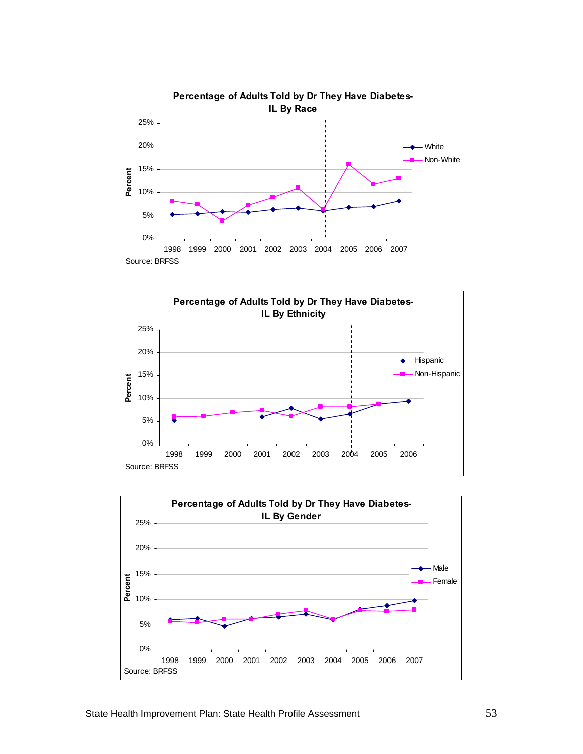**Percentage of Adults Told by Dr They Have Diabetes- IL By Race**

Percent

25%
20%
15%
10%
5%
0%

1998 1999 2000 2001 2002 2003 2004 2005 2006 2007

White
Non-White

Source: BRFSS

**Percentage of Adults Told by Dr They Have Diabetes- IL By Ethnicity**

Percent

25%
20%
15%
10%
5%
0%

1998 1999 2000 2001 2002 2003 2004 2005 2006

Hispanic
Non-Hispanic

Source: BRFSS

**Percentage of Adults Told by Dr They Have Diabetes- IL By Gender**

Percent

25%
20%
15%
10%
5%
0%

1998 1999 2000 2001 2002 2003 2004 2005 2006 2007

Male
Female

Source: BRFSS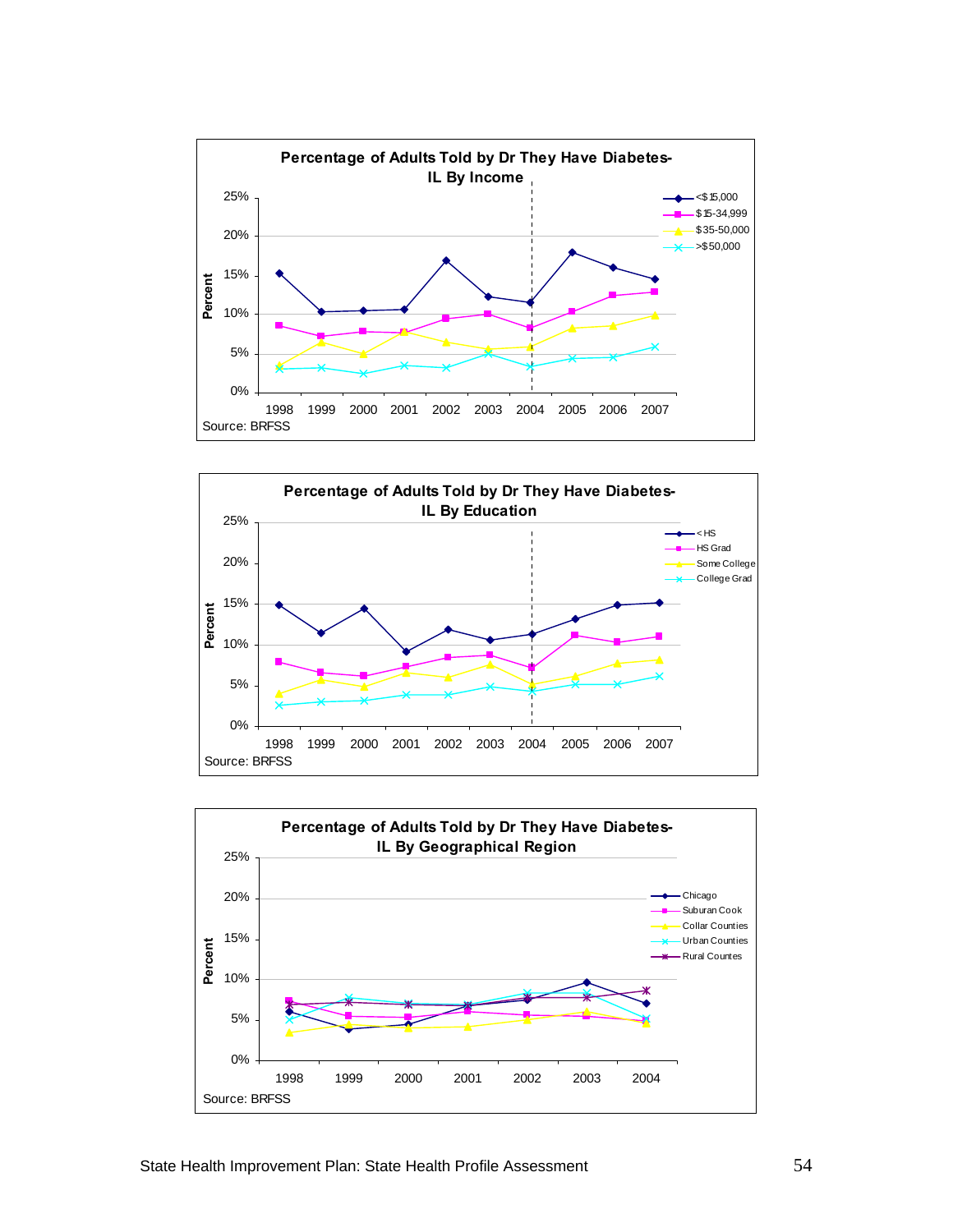**Percentage of Adults Told by Dr They Have Diabetes-IL By Income**

Percent: 0%, 5%, 10%, 15%, 20%, 25%

1998, 1999, 2000, 2001, 2002, 2003, 2004, 2005, 2006, 2007

<$15,000 | $15-34,999 | $35-50,000 | >$50,000

Source: BRFSS

**Percentage of Adults Told by Dr They Have Diabetes-IL By Education**

Percent: 0%, 5%, 10%, 15%, 20%, 25%

1998, 1999, 2000, 2001, 2002, 2003, 2004, 2005, 2006, 2007

< HS | HS Grad | Some College | College Grad

Source: BRFSS

**Percentage of Adults Told by Dr They Have Diabetes-IL By Geographical Region**

Percent: 0%, 5%, 10%, 15%, 20%, 25%

1998, 1999, 2000, 2001, 2002, 2003, 2004

Chicago | Suburan Cook | Collar Counties | Urban Counties | Rural Countes

Source: BRFSS

State Health Improvement Plan: State Health Profile Assessment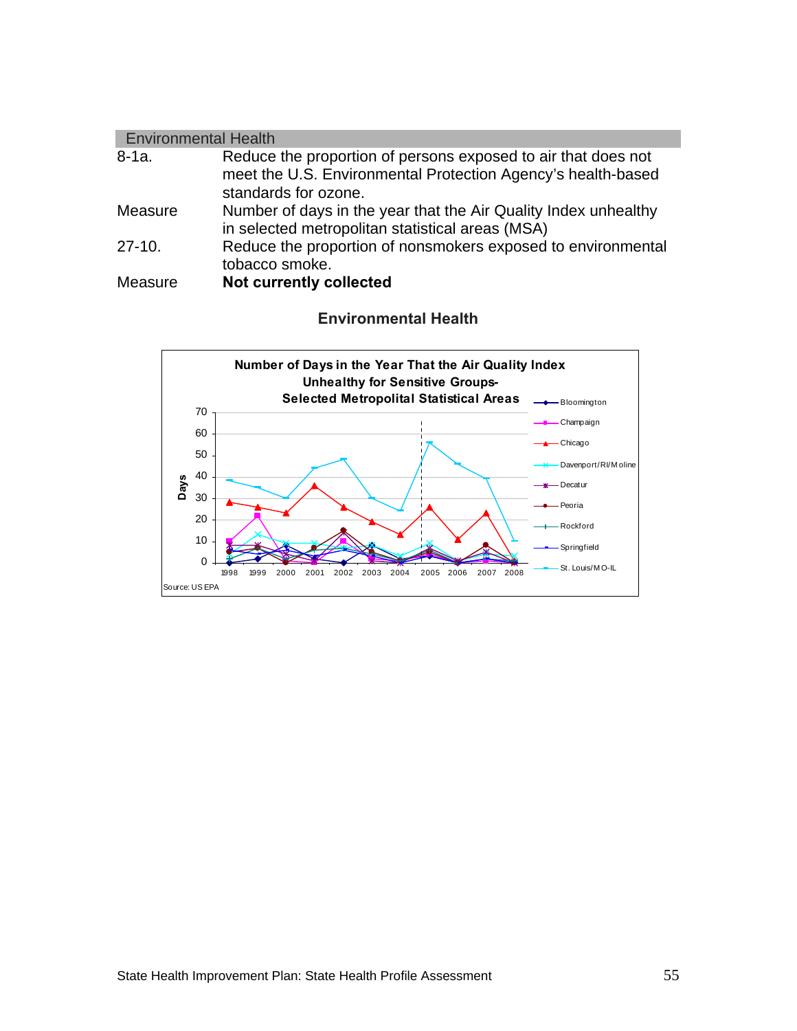## Environmental Health

| | |
|---|---|
| 8-1a. | Reduce the proportion of persons exposed to air that does not meet the U.S. Environmental Protection Agency's health-based standards for ozone. |
| Measure | Number of days in the year that the Air Quality Index unhealthy in selected metropolitan statistical areas (MSA) |
| 27-10. | Reduce the proportion of nonsmokers exposed to environmental tobacco smoke. |
| Measure | **Not currently collected** |

### Environmental Health

**Number of Days in the Year That the Air Quality Index Unhealthy for Sensitive Groups- Selected Metropolital Statistical Areas**

Source: US EPA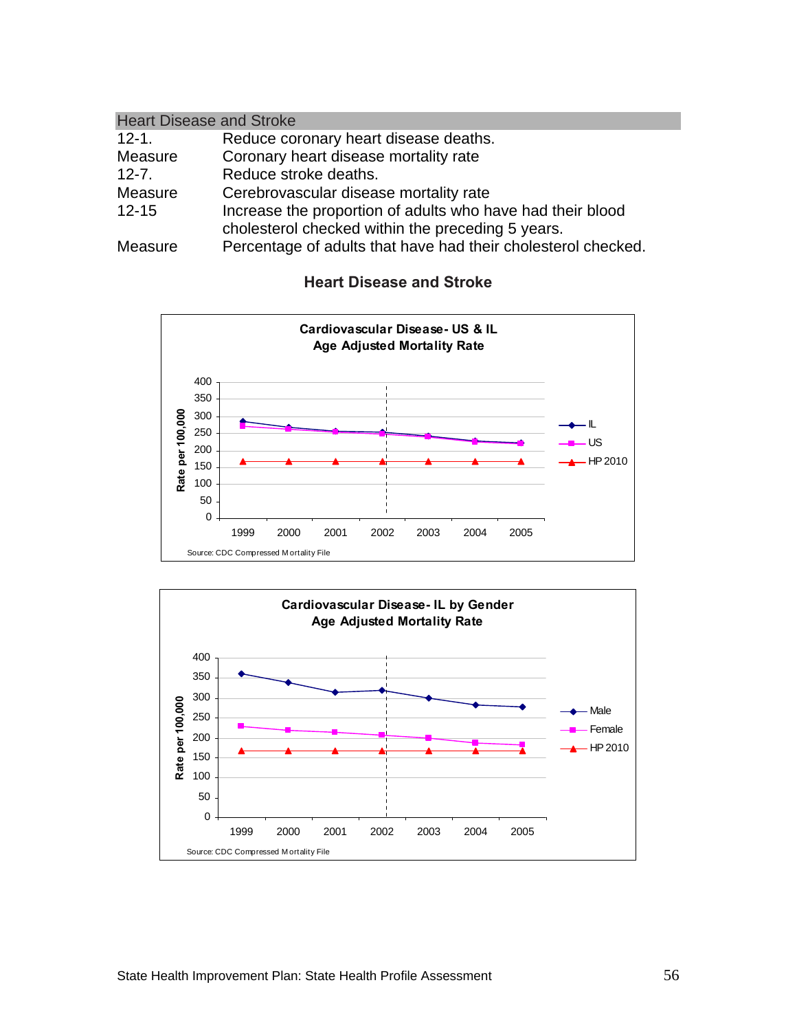## Heart Disease and Stroke

| | |
|---|---|
| 12-1. | Reduce coronary heart disease deaths. |
| Measure | Coronary heart disease mortality rate |
| 12-7. | Reduce stroke deaths. |
| Measure | Cerebrovascular disease mortality rate |
| 12-15 | Increase the proportion of adults who have had their blood cholesterol checked within the preceding 5 years. |
| Measure | Percentage of adults that have had their cholesterol checked. |

### Heart Disease and Stroke

**Cardiovascular Disease- US & IL**
**Age Adjusted Mortality Rate**

Rate per 100,000 (y-axis, 0–400); years 1999–2005 (x-axis). Series: IL, US, HP 2010.

Source: CDC Compressed Mortality File

**Cardiovascular Disease- IL by Gender**
**Age Adjusted Mortality Rate**

Rate per 100,000 (y-axis, 0–400); years 1999–2005 (x-axis). Series: Male, Female, HP 2010.

Source: CDC Compressed Mortality File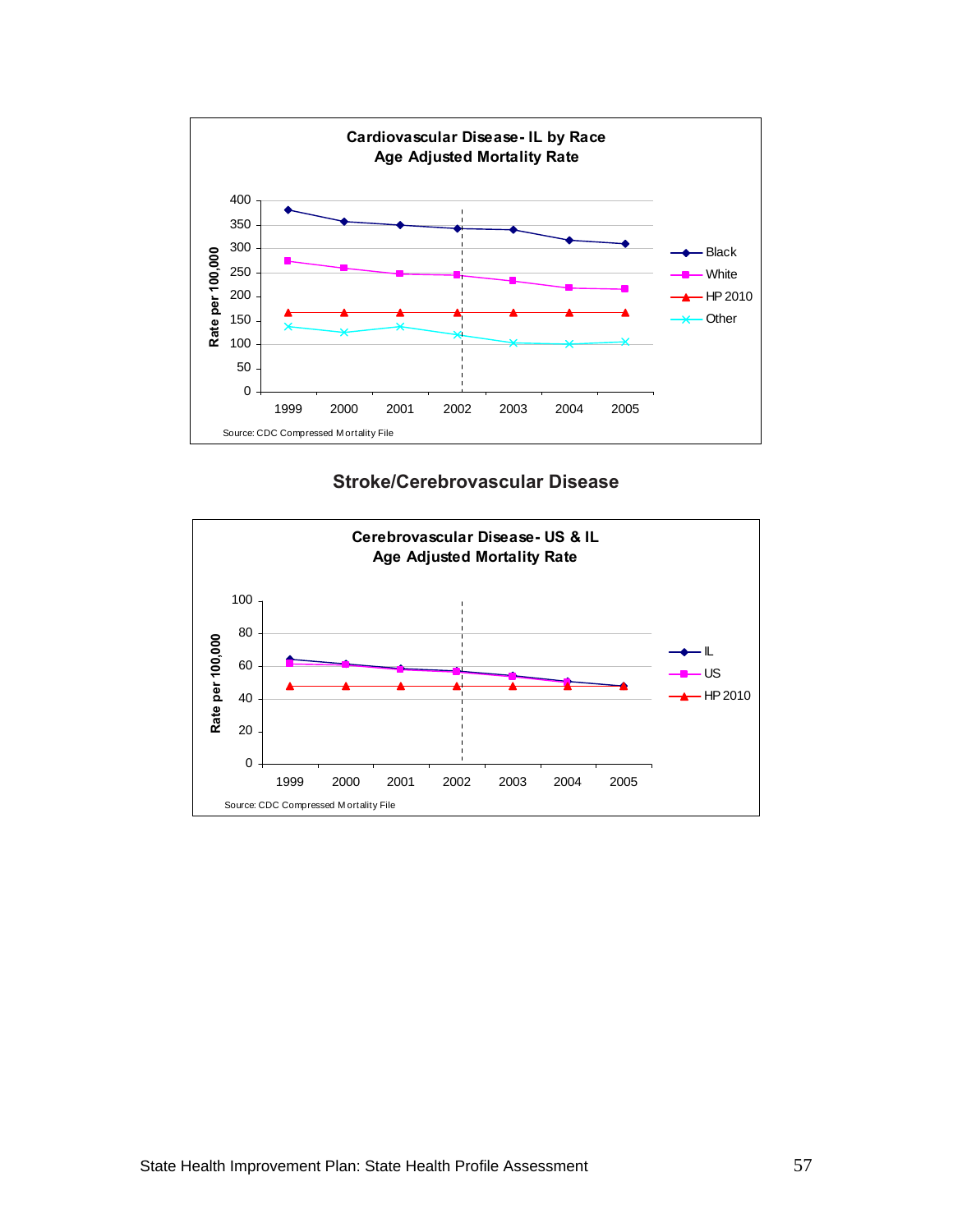**Cardiovascular Disease- IL by Race**
**Age Adjusted Mortality Rate**

Source: CDC Compressed Mortality File

## Stroke/Cerebrovascular Disease

**Cerebrovascular Disease- US & IL**
**Age Adjusted Mortality Rate**

Source: CDC Compressed Mortality File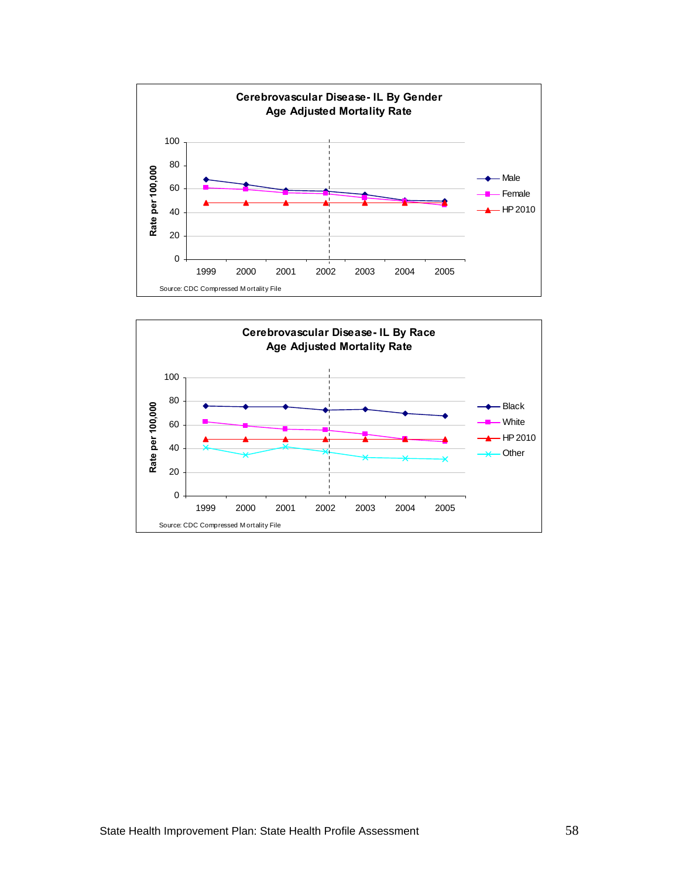**Cerebrovascular Disease- IL By Gender**
**Age Adjusted Mortality Rate**

Rate per 100,000

Legend: Male, Female, HP 2010

Years: 1999, 2000, 2001, 2002, 2003, 2004, 2005

Source: CDC Compressed Mortality File

**Cerebrovascular Disease- IL By Race**
**Age Adjusted Mortality Rate**

Rate per 100,000

Legend: Black, White, HP 2010, Other

Years: 1999, 2000, 2001, 2002, 2003, 2004, 2005

Source: CDC Compressed Mortality File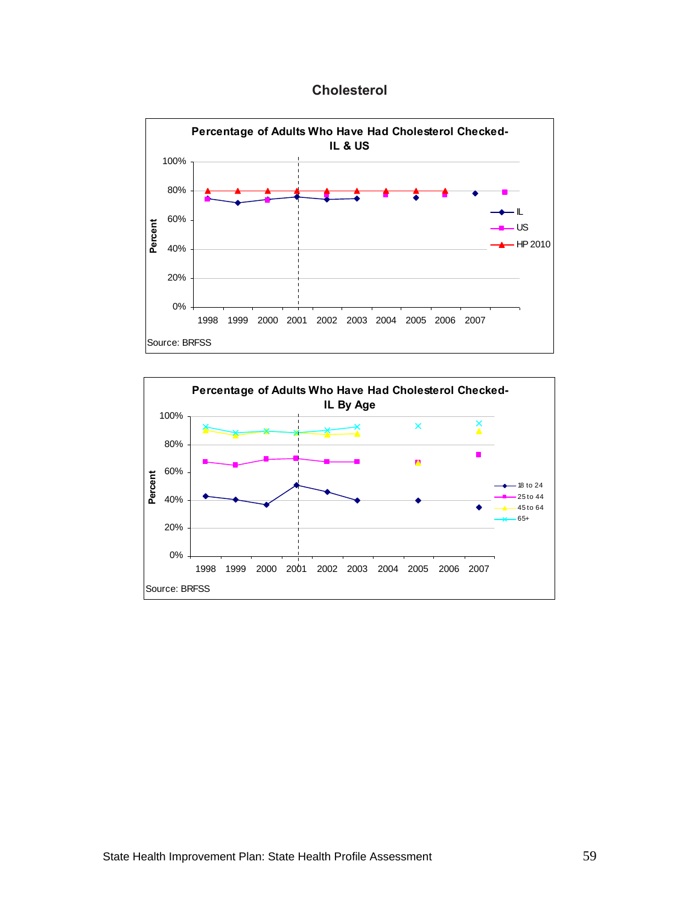# Cholesterol

**Percentage of Adults Who Have Had Cholesterol Checked- IL & US**

Percent: 100%, 80%, 60%, 40%, 20%, 0%

1998 1999 2000 2001 2002 2003 2004 2005 2006 2007

IL, US, HP 2010

Source: BRFSS

**Percentage of Adults Who Have Had Cholesterol Checked- IL By Age**

Percent: 100%, 80%, 60%, 40%, 20%, 0%

1998 1999 2000 2001 2002 2003 2004 2005 2006 2007

18 to 24, 25 to 44, 45 to 64, 65+

Source: BRFSS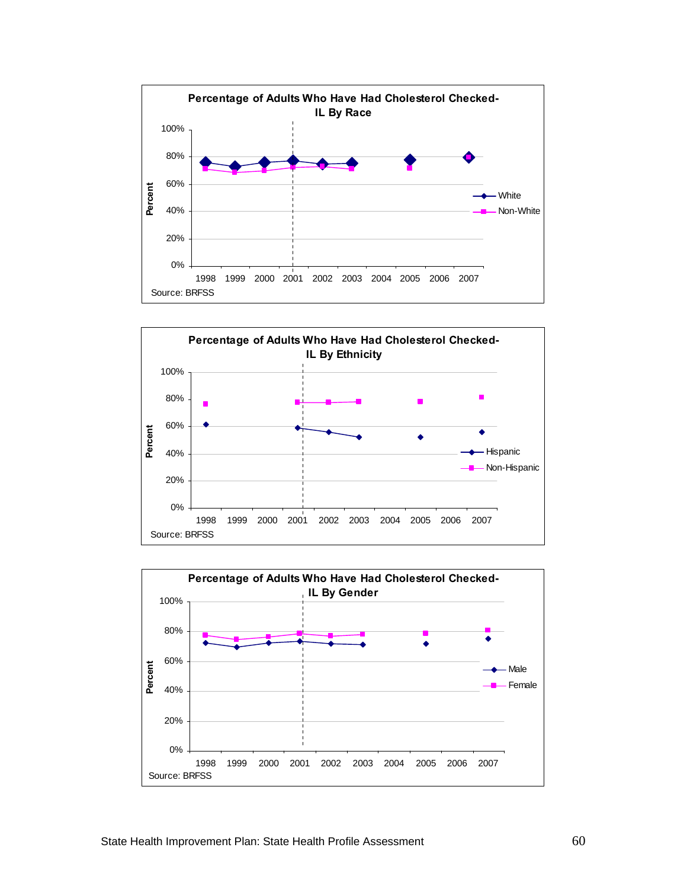**Percentage of Adults Who Have Had Cholesterol Checked-IL By Race**

Percent

100%, 80%, 60%, 40%, 20%, 0%

1998 1999 2000 2001 2002 2003 2004 2005 2006 2007

White

Non-White

Source: BRFSS

**Percentage of Adults Who Have Had Cholesterol Checked-IL By Ethnicity**

Percent

100%, 80%, 60%, 40%, 20%, 0%

1998 1999 2000 2001 2002 2003 2004 2005 2006 2007

Hispanic

Non-Hispanic

Source: BRFSS

**Percentage of Adults Who Have Had Cholesterol Checked-IL By Gender**

Percent

100%, 80%, 60%, 40%, 20%, 0%

1998 1999 2000 2001 2002 2003 2004 2005 2006 2007

Male

Female

Source: BRFSS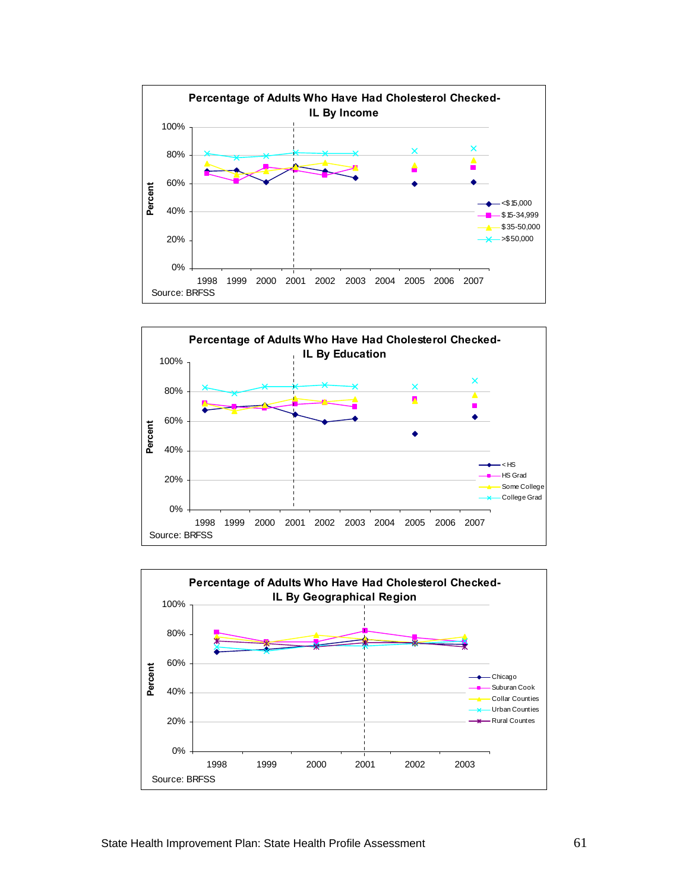**Percentage of Adults Who Have Had Cholesterol Checked- IL By Income**

Source: BRFSS

**Percentage of Adults Who Have Had Cholesterol Checked- IL By Education**

Source: BRFSS

**Percentage of Adults Who Have Had Cholesterol Checked- IL By Geographical Region**

Source: BRFSS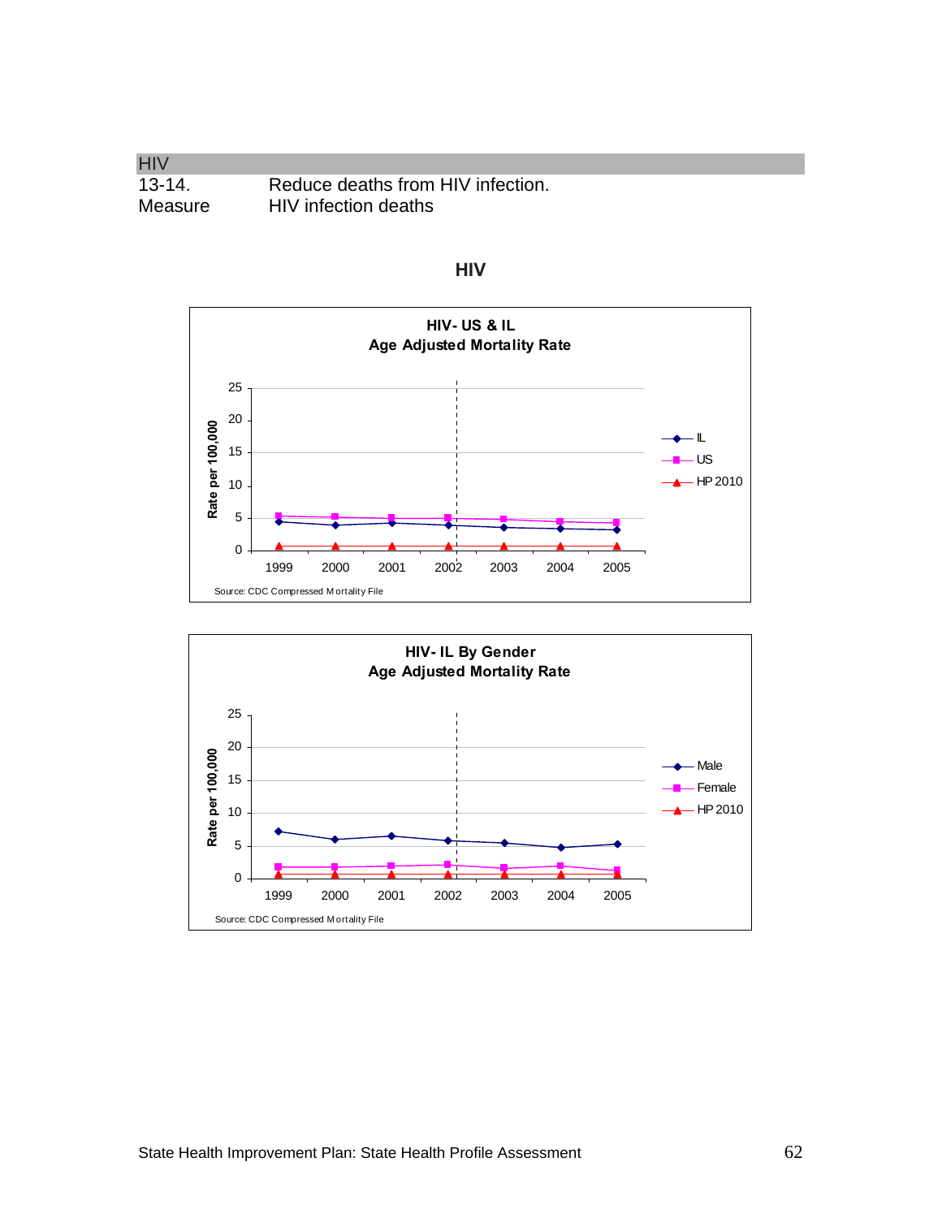## HIV

| | |
|---|---|
| 13-14. | Reduce deaths from HIV infection. |
| Measure | HIV infection deaths |

### HIV

**HIV- US & IL**
**Age Adjusted Mortality Rate**

Rate per 100,000

Legend: IL, US, HP 2010

Years: 1999, 2000, 2001, 2002, 2003, 2004, 2005

Source: CDC Compressed Mortality File

**HIV- IL By Gender**
**Age Adjusted Mortality Rate**

Rate per 100,000

Legend: Male, Female, HP 2010

Years: 1999, 2000, 2001, 2002, 2003, 2004, 2005

Source: CDC Compressed Mortality File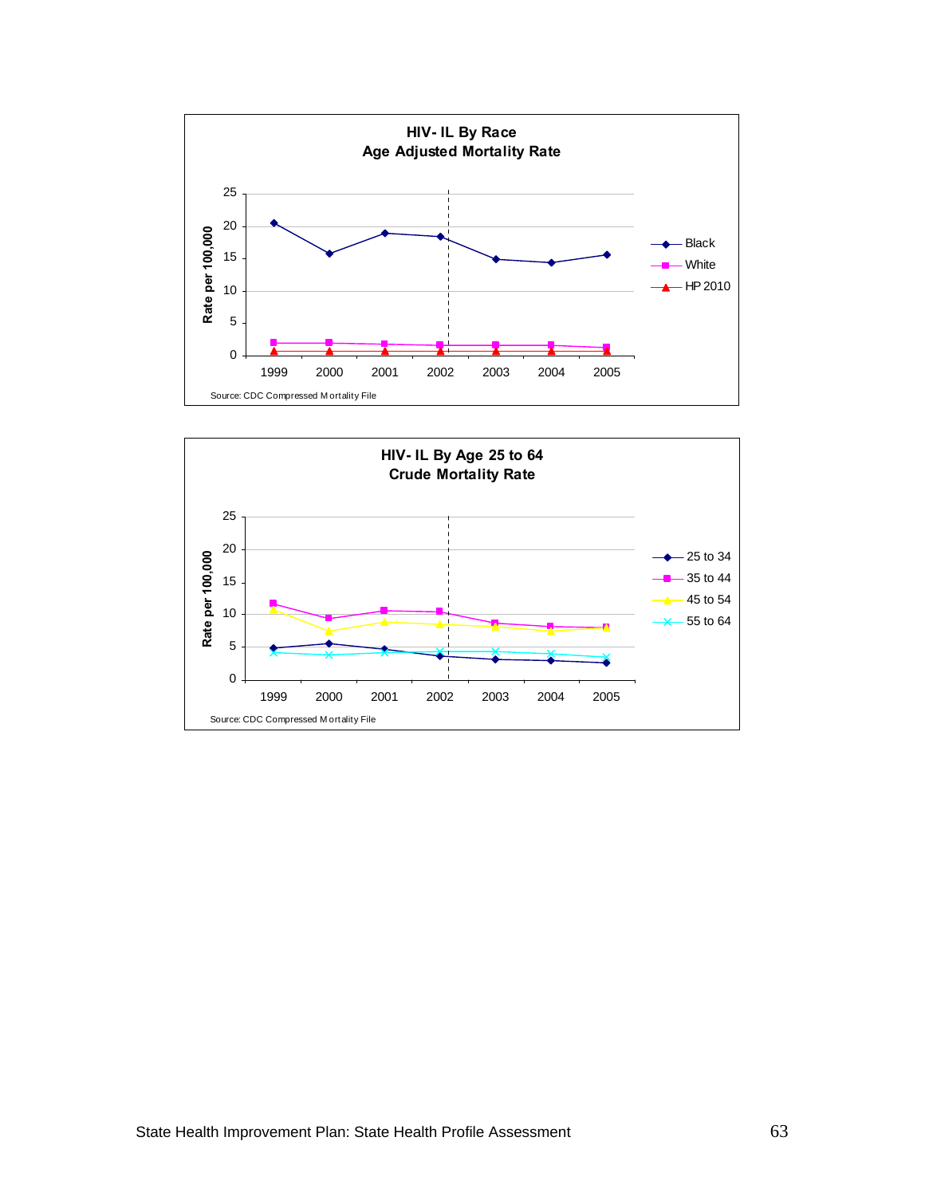**HIV- IL By Race**
**Age Adjusted Mortality Rate**

Rate per 100,000

Legend: Black, White, HP 2010

Years: 1999, 2000, 2001, 2002, 2003, 2004, 2005

Source: CDC Compressed Mortality File

**HIV- IL By Age 25 to 64**
**Crude Mortality Rate**

Rate per 100,000

Legend: 25 to 34, 35 to 44, 45 to 54, 55 to 64

Years: 1999, 2000, 2001, 2002, 2003, 2004, 2005

Source: CDC Compressed Mortality File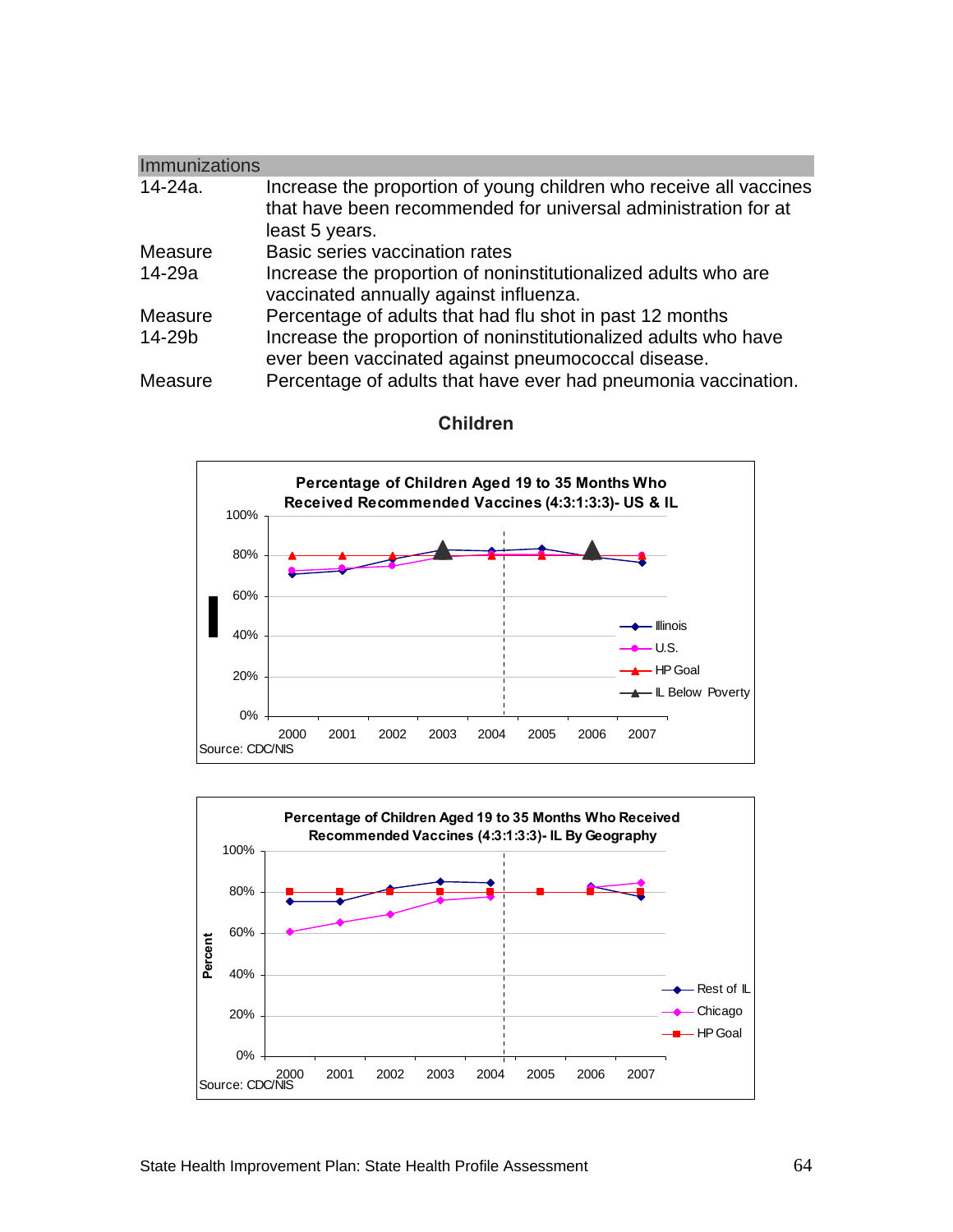## Immunizations

| | |
|---|---|
| 14-24a. | Increase the proportion of young children who receive all vaccines that have been recommended for universal administration for at least 5 years. |
| Measure | Basic series vaccination rates |
| 14-29a | Increase the proportion of noninstitutionalized adults who are vaccinated annually against influenza. |
| Measure | Percentage of adults that had flu shot in past 12 months |
| 14-29b | Increase the proportion of noninstitutionalized adults who have ever been vaccinated against pneumococcal disease. |
| Measure | Percentage of adults that have ever had pneumonia vaccination. |

### Children

**Percentage of Children Aged 19 to 35 Months Who Received Recommended Vaccines (4:3:1:3:3)- US & IL**

Legend: Illinois, U.S., HP Goal, IL Below Poverty

Source: CDC/NIS

**Percentage of Children Aged 19 to 35 Months Who Received Recommended Vaccines (4:3:1:3:3)- IL By Geography**

Legend: Rest of IL, Chicago, HP Goal

Source: CDC/NIS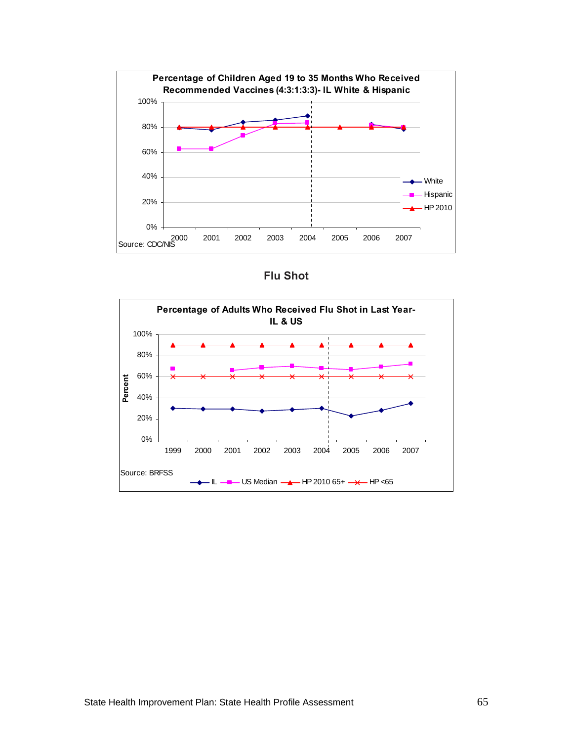**Percentage of Children Aged 19 to 35 Months Who Received Recommended Vaccines (4:3:1:3:3)- IL White & Hispanic**

Source: CDC/NIS

## Flu Shot

**Percentage of Adults Who Received Flu Shot in Last Year- IL & US**

Source: BRFSS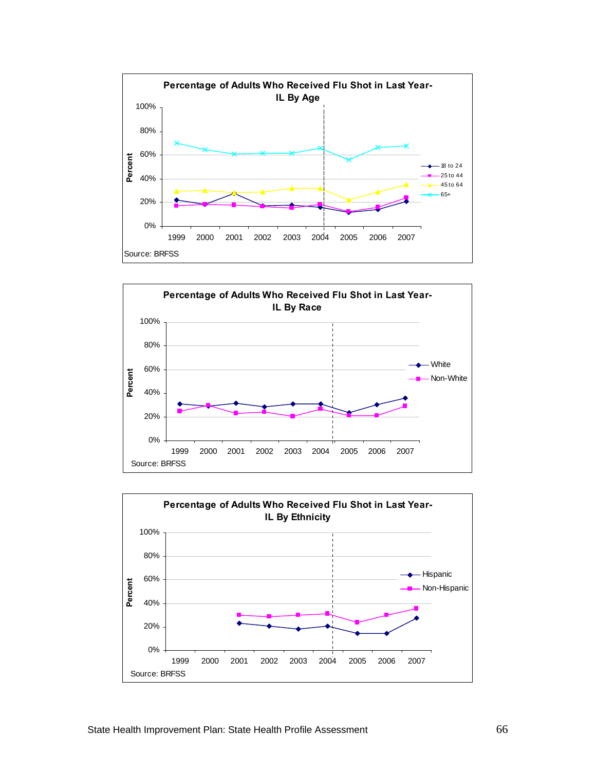**Percentage of Adults Who Received Flu Shot in Last Year- IL By Age**

Percent: 0%, 20%, 40%, 60%, 80%, 100%

Years: 1999, 2000, 2001, 2002, 2003, 2004, 2005, 2006, 2007

Legend: 18 to 24; 25 to 44; 45 to 64; 65+

Source: BRFSS

**Percentage of Adults Who Received Flu Shot in Last Year- IL By Race**

Percent: 0%, 20%, 40%, 60%, 80%, 100%

Years: 1999, 2000, 2001, 2002, 2003, 2004, 2005, 2006, 2007

Legend: White; Non-White

Source: BRFSS

**Percentage of Adults Who Received Flu Shot in Last Year- IL By Ethnicity**

Percent: 0%, 20%, 40%, 60%, 80%, 100%

Years: 1999, 2000, 2001, 2002, 2003, 2004, 2005, 2006, 2007

Legend: Hispanic; Non-Hispanic

Source: BRFSS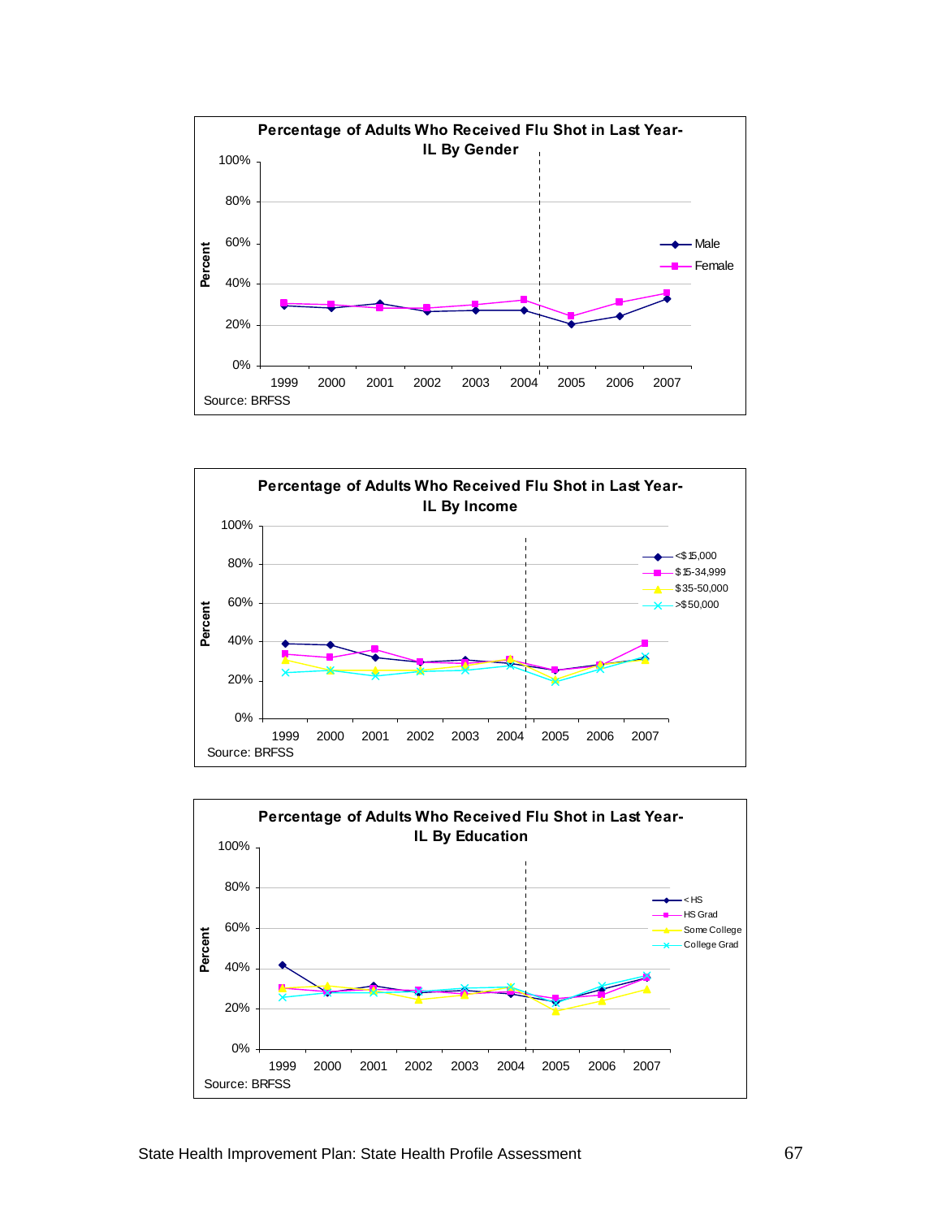**Percentage of Adults Who Received Flu Shot in Last Year- IL By Gender**

Percent

100%
80%
60%
40%
20%
0%

1999 2000 2001 2002 2003 2004 2005 2006 2007

Male
Female

Source: BRFSS

**Percentage of Adults Who Received Flu Shot in Last Year- IL By Income**

Percent

100%
80%
60%
40%
20%
0%

1999 2000 2001 2002 2003 2004 2005 2006 2007

<$15,000
$15-34,999
$35-50,000
>$50,000

Source: BRFSS

**Percentage of Adults Who Received Flu Shot in Last Year- IL By Education**

Percent

100%
80%
60%
40%
20%
0%

1999 2000 2001 2002 2003 2004 2005 2006 2007

< HS
HS Grad
Some College
College Grad

Source: BRFSS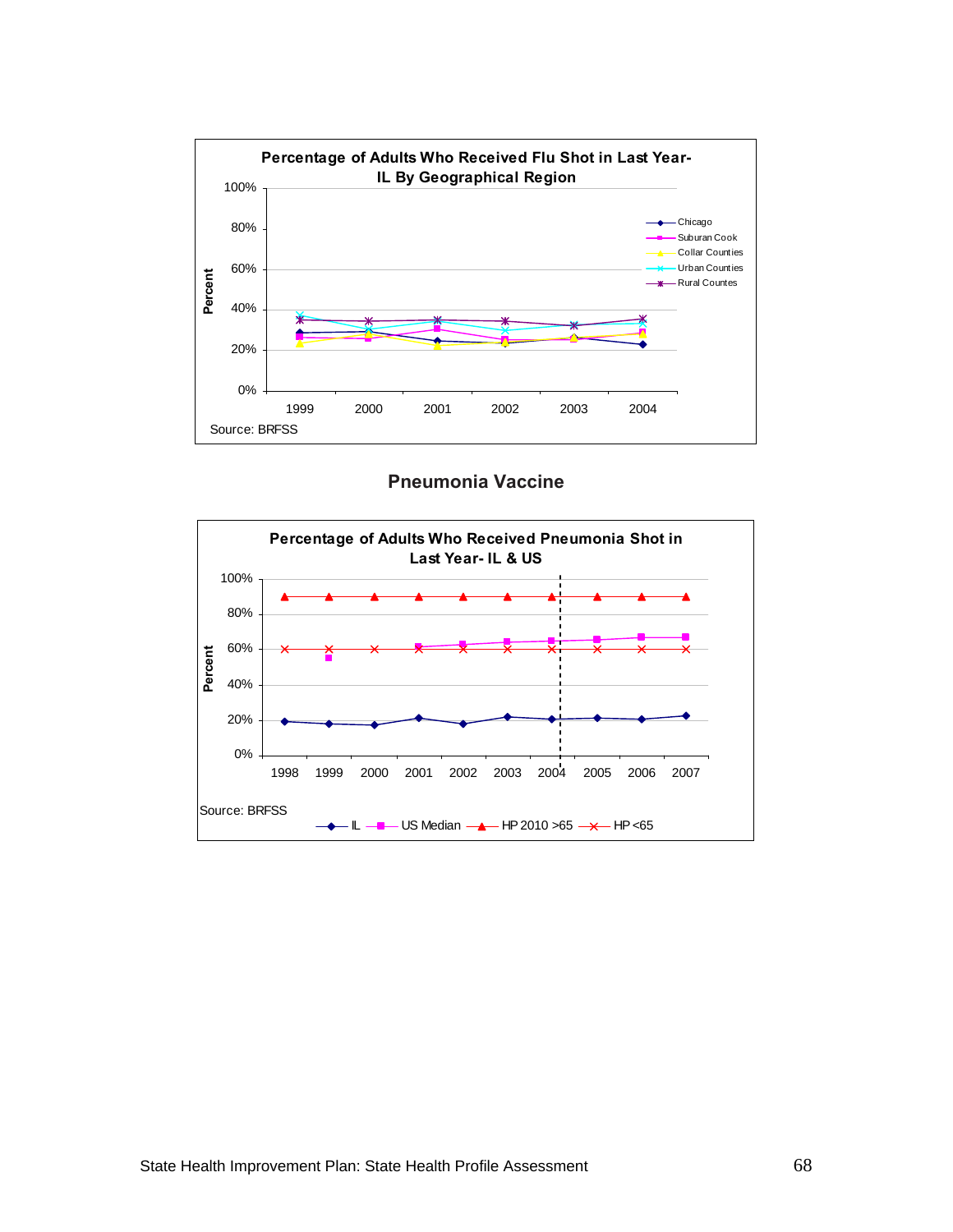Percentage of Adults Who Received Flu Shot in Last Year- IL By Geographical Region

Source: BRFSS

## Pneumonia Vaccine

Percentage of Adults Who Received Pneumonia Shot in Last Year- IL & US

Source: BRFSS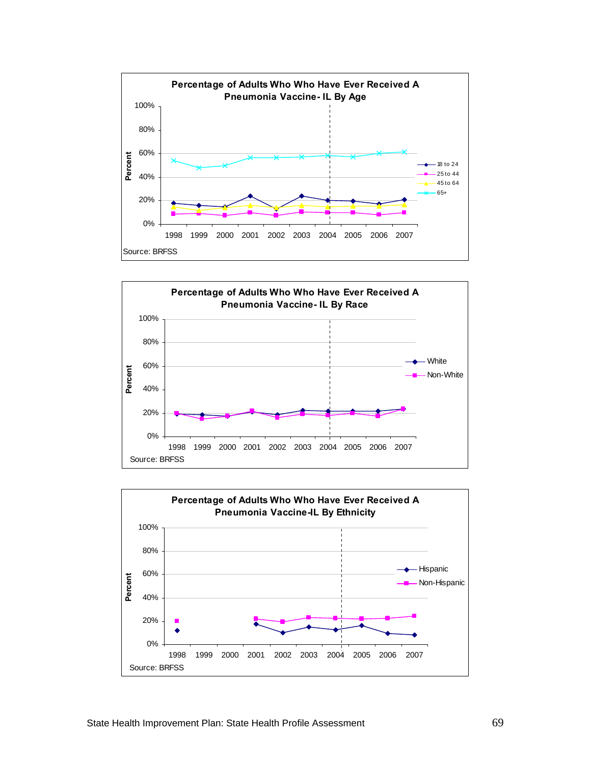**Percentage of Adults Who Who Have Ever Received A Pneumonia Vaccine- IL By Age**

Percent: 100%, 80%, 60%, 40%, 20%, 0%

1998 1999 2000 2001 2002 2003 2004 2005 2006 2007

18 to 24
25 to 44
45 to 64
65+

Source: BRFSS

**Percentage of Adults Who Who Have Ever Received A Pneumonia Vaccine- IL By Race**

Percent: 100%, 80%, 60%, 40%, 20%, 0%

1998 1999 2000 2001 2002 2003 2004 2005 2006 2007

White
Non-White

Source: BRFSS

**Percentage of Adults Who Who Have Ever Received A Pneumonia Vaccine-IL By Ethnicity**

Percent: 100%, 80%, 60%, 40%, 20%, 0%

1998 1999 2000 2001 2002 2003 2004 2005 2006 2007

Hispanic
Non-Hispanic

Source: BRFSS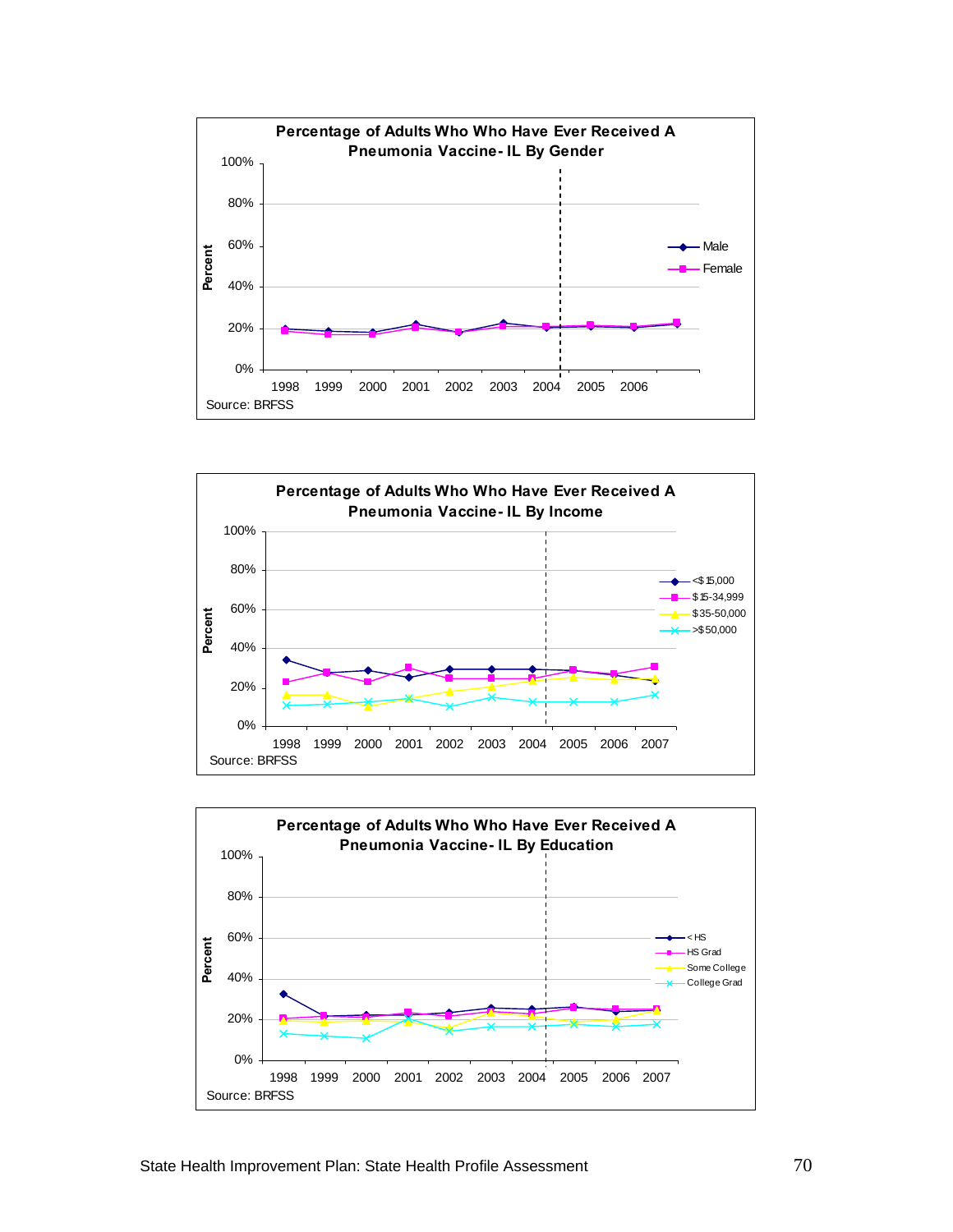**Percentage of Adults Who Who Have Ever Received A Pneumonia Vaccine- IL By Gender**

Percent: 100%, 80%, 60%, 40%, 20%, 0%

Legend: Male, Female

Years: 1998, 1999, 2000, 2001, 2002, 2003, 2004, 2005, 2006

Source: BRFSS

**Percentage of Adults Who Who Have Ever Received A Pneumonia Vaccine- IL By Income**

Percent: 100%, 80%, 60%, 40%, 20%, 0%

Legend: <$15,000, $15-34,999, $35-50,000, >$50,000

Years: 1998, 1999, 2000, 2001, 2002, 2003, 2004, 2005, 2006, 2007

Source: BRFSS

**Percentage of Adults Who Who Have Ever Received A Pneumonia Vaccine- IL By Education**

Percent: 100%, 80%, 60%, 40%, 20%, 0%

Legend: < HS, HS Grad, Some College, College Grad

Years: 1998, 1999, 2000, 2001, 2002, 2003, 2004, 2005, 2006, 2007

Source: BRFSS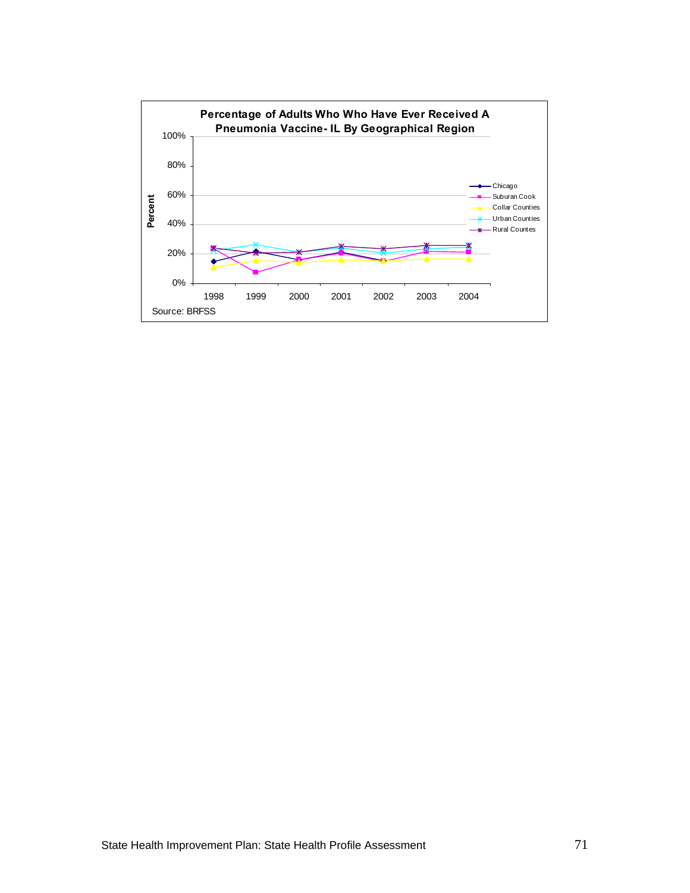**Percentage of Adults Who Who Have Ever Received A Pneumonia Vaccine- IL By Geographical Region**

Source: BRFSS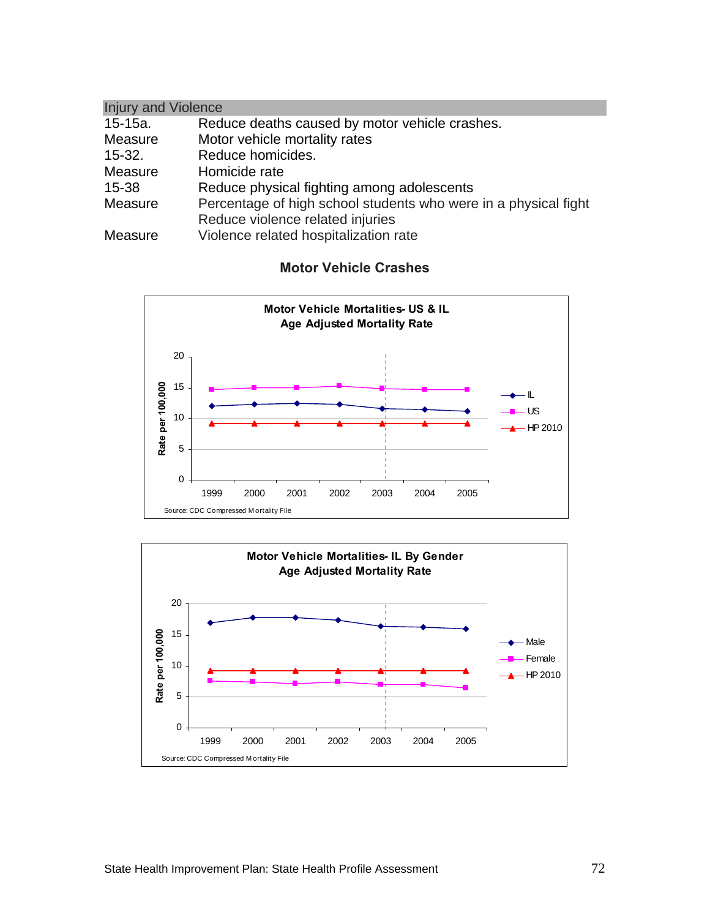## Injury and Violence

| | |
|---|---|
| 15-15a. | Reduce deaths caused by motor vehicle crashes. |
| Measure | Motor vehicle mortality rates |
| 15-32. | Reduce homicides. |
| Measure | Homicide rate |
| 15-38 | Reduce physical fighting among adolescents |
| Measure | Percentage of high school students who were in a physical fight |
| | Reduce violence related injuries |
| Measure | Violence related hospitalization rate |

### Motor Vehicle Crashes

**Motor Vehicle Mortalities- US & IL**
**Age Adjusted Mortality Rate**

Source: CDC Compressed Mortality File

**Motor Vehicle Mortalities- IL By Gender**
**Age Adjusted Mortality Rate**

Source: CDC Compressed Mortality File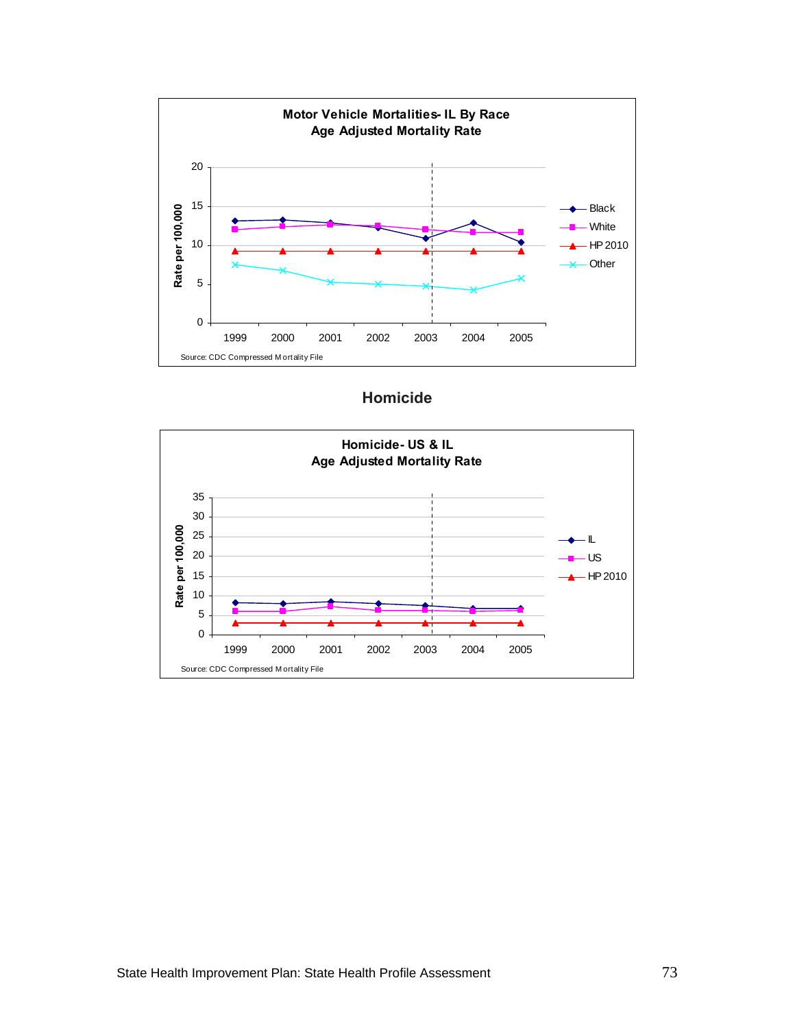**Motor Vehicle Mortalities- IL By Race**
**Age Adjusted Mortality Rate**

Rate per 100,000

Legend: Black, White, HP 2010, Other

Years: 1999, 2000, 2001, 2002, 2003, 2004, 2005

Source: CDC Compressed Mortality File

## Homicide

**Homicide- US & IL**
**Age Adjusted Mortality Rate**

Rate per 100,000

Legend: IL, US, HP 2010

Years: 1999, 2000, 2001, 2002, 2003, 2004, 2005

Source: CDC Compressed Mortality File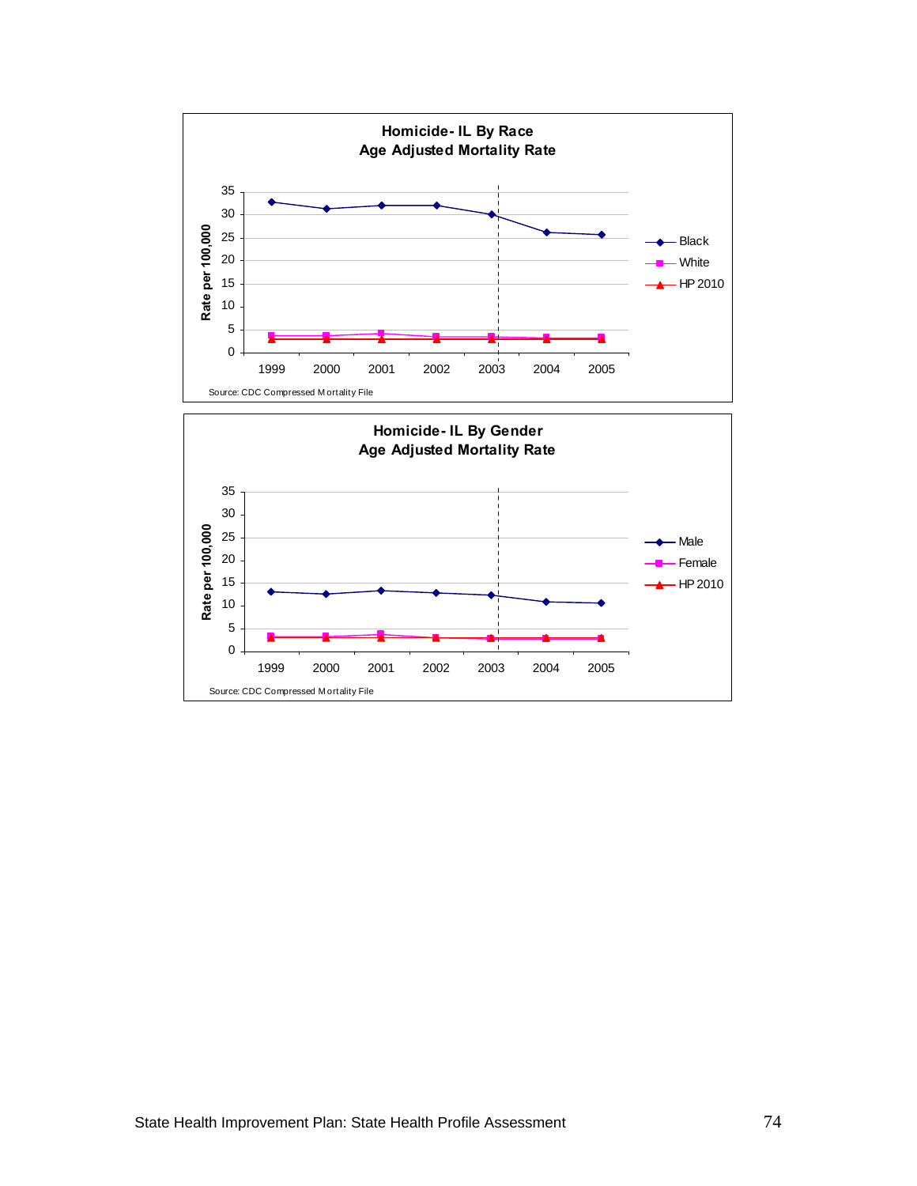**Homicide- IL By Race**
**Age Adjusted Mortality Rate**

Rate per 100,000

Legend: Black, White, HP 2010

Years: 1999, 2000, 2001, 2002, 2003, 2004, 2005

Source: CDC Compressed Mortality File

**Homicide- IL By Gender**
**Age Adjusted Mortality Rate**

Rate per 100,000

Legend: Male, Female, HP 2010

Years: 1999, 2000, 2001, 2002, 2003, 2004, 2005

Source: CDC Compressed Mortality File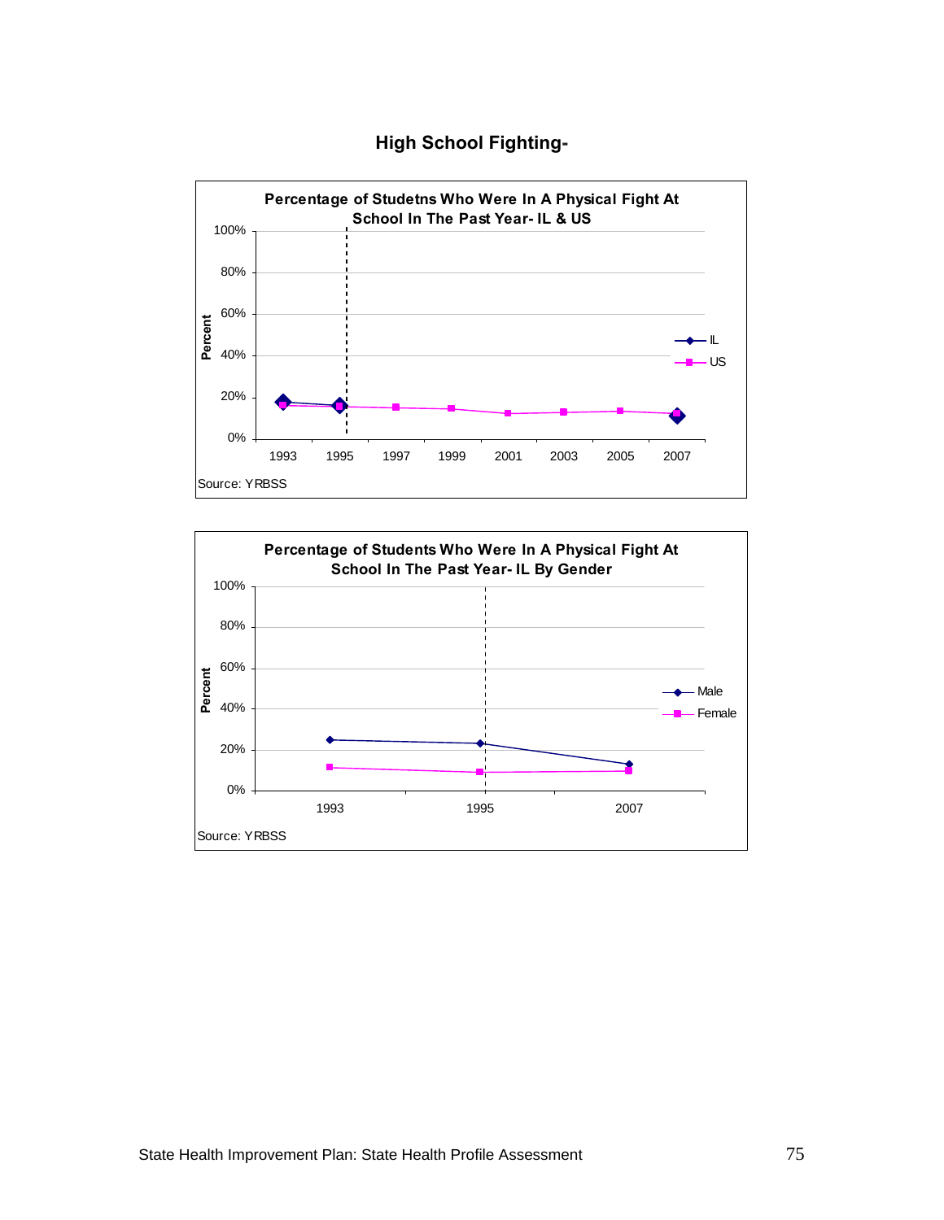## High School Fighting-

**Percentage of Studetns Who Were In A Physical Fight At School In The Past Year- IL & US**

Percent

100%
80%
60%
40%
20%
0%

1993 1995 1997 1999 2001 2003 2005 2007

IL
US

Source: YRBSS

**Percentage of Students Who Were In A Physical Fight At School In The Past Year- IL By Gender**

Percent

100%
80%
60%
40%
20%
0%

1993 1995 2007

Male
Female

Source: YRBSS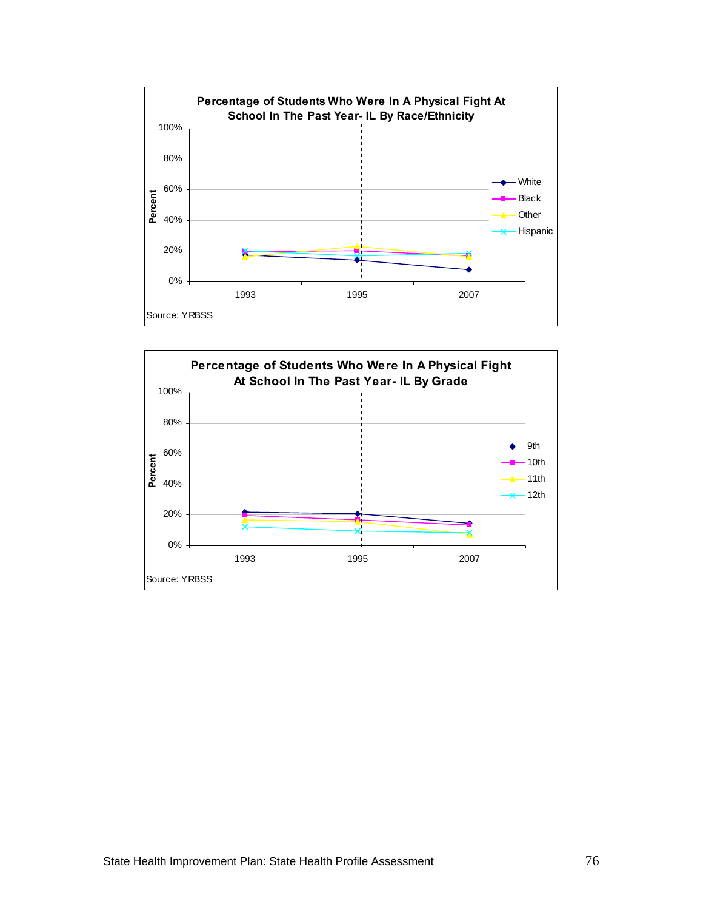**Percentage of Students Who Were In A Physical Fight At School In The Past Year- IL By Race/Ethnicity**

Source: YRBSS

**Percentage of Students Who Were In A Physical Fight At School In The Past Year- IL By Grade**

Source: YRBSS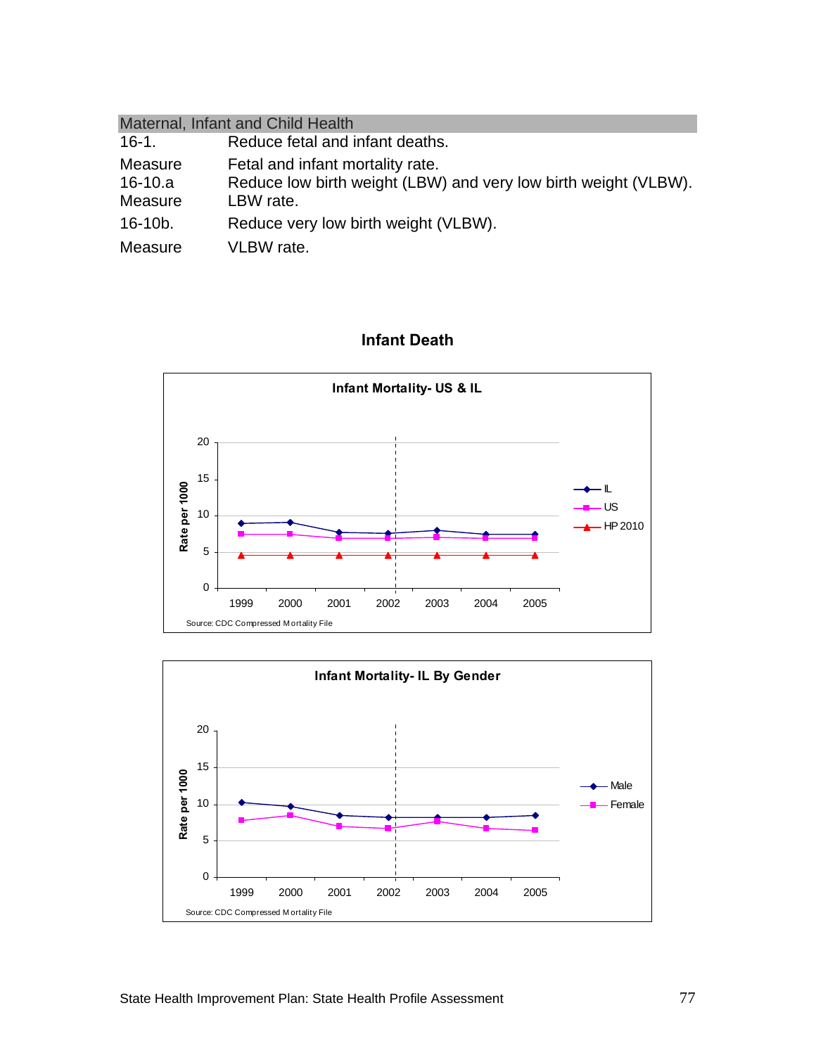| Maternal, Infant and Child Health | |
|---|---|
| 16-1. | Reduce fetal and infant deaths. |
| Measure | Fetal and infant mortality rate. |
| 16-10.a | Reduce low birth weight (LBW) and very low birth weight (VLBW). |
| Measure | LBW rate. |
| 16-10b. | Reduce very low birth weight (VLBW). |
| Measure | VLBW rate. |

## Infant Death

**Infant Mortality- US & IL**

Rate per 1000

IL, US, HP 2010

1999, 2000, 2001, 2002, 2003, 2004, 2005

Source: CDC Compressed Mortality File

**Infant Mortality- IL By Gender**

Rate per 1000

Male, Female

1999, 2000, 2001, 2002, 2003, 2004, 2005

Source: CDC Compressed Mortality File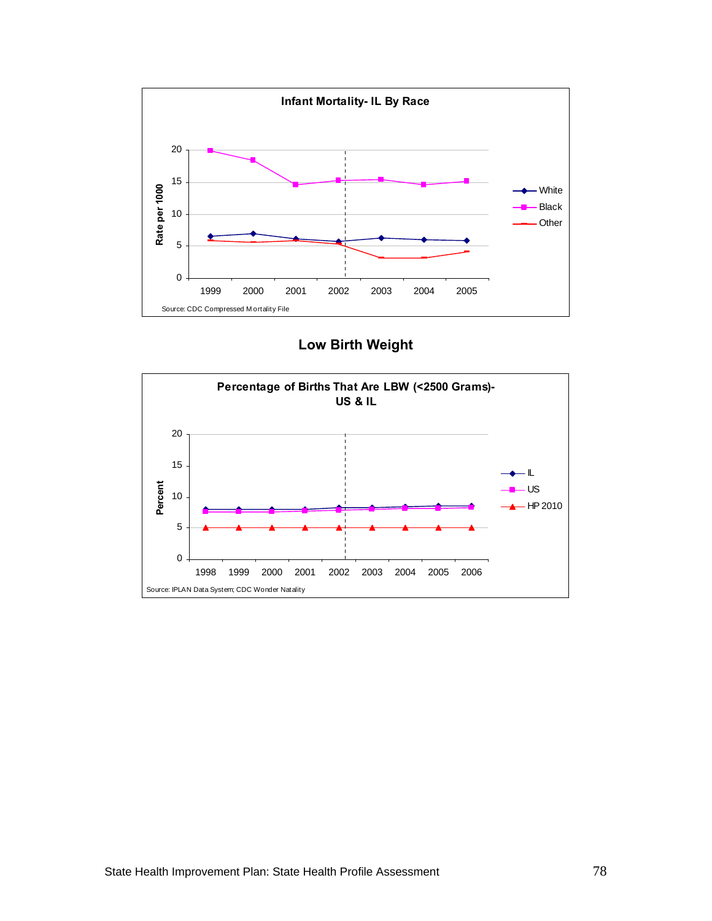**Infant Mortality- IL By Race**

Source: CDC Compressed Mortality File

## Low Birth Weight

**Percentage of Births That Are LBW (<2500 Grams)- US & IL**

Source: IPLAN Data System; CDC Wonder Natality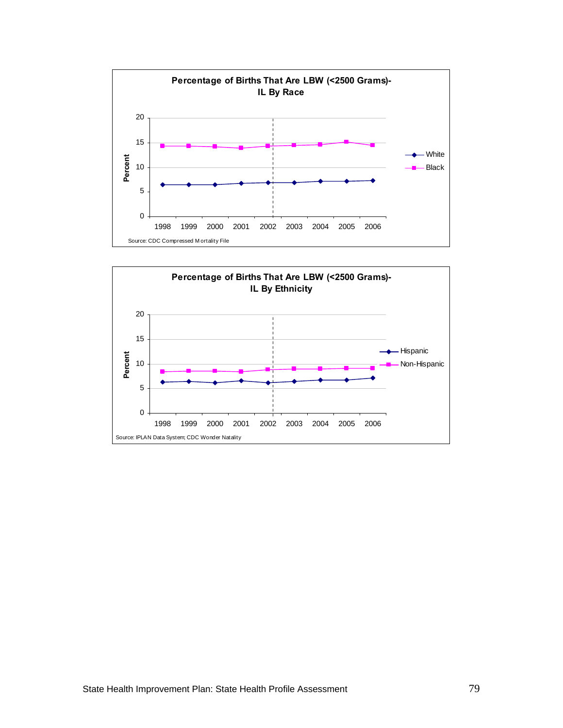**Percentage of Births That Are LBW (<2500 Grams)- IL By Race**

Percent: 0, 5, 10, 15, 20

1998 1999 2000 2001 2002 2003 2004 2005 2006

White

Black

Source: CDC Compressed Mortality File

**Percentage of Births That Are LBW (<2500 Grams)- IL By Ethnicity**

Percent: 0, 5, 10, 15, 20

1998 1999 2000 2001 2002 2003 2004 2005 2006

Hispanic

Non-Hispanic

Source: IPLAN Data System; CDC Wonder Natality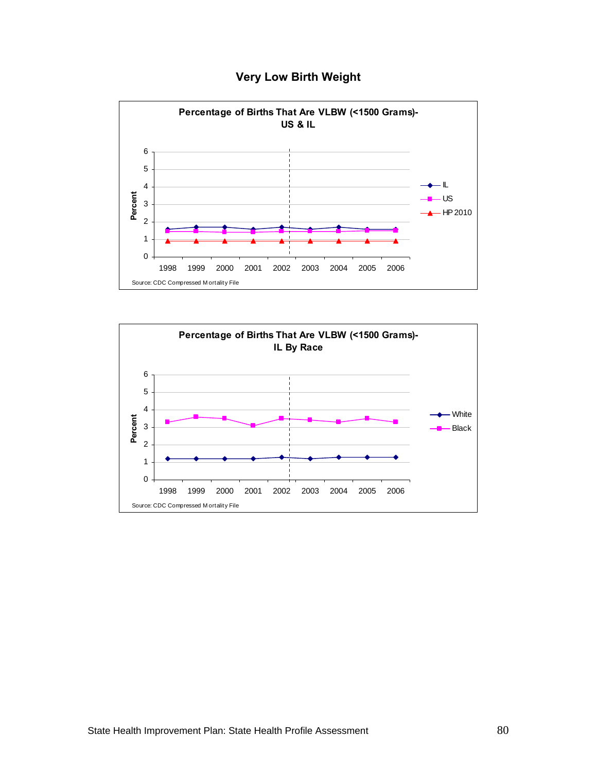# Very Low Birth Weight

**Percentage of Births That Are VLBW (<1500 Grams)- US & IL**

Percent

IL, US, HP 2010

1998 1999 2000 2001 2002 2003 2004 2005 2006

Source: CDC Compressed Mortality File

**Percentage of Births That Are VLBW (<1500 Grams)- IL By Race**

Percent

White, Black

1998 1999 2000 2001 2002 2003 2004 2005 2006

Source: CDC Compressed Mortality File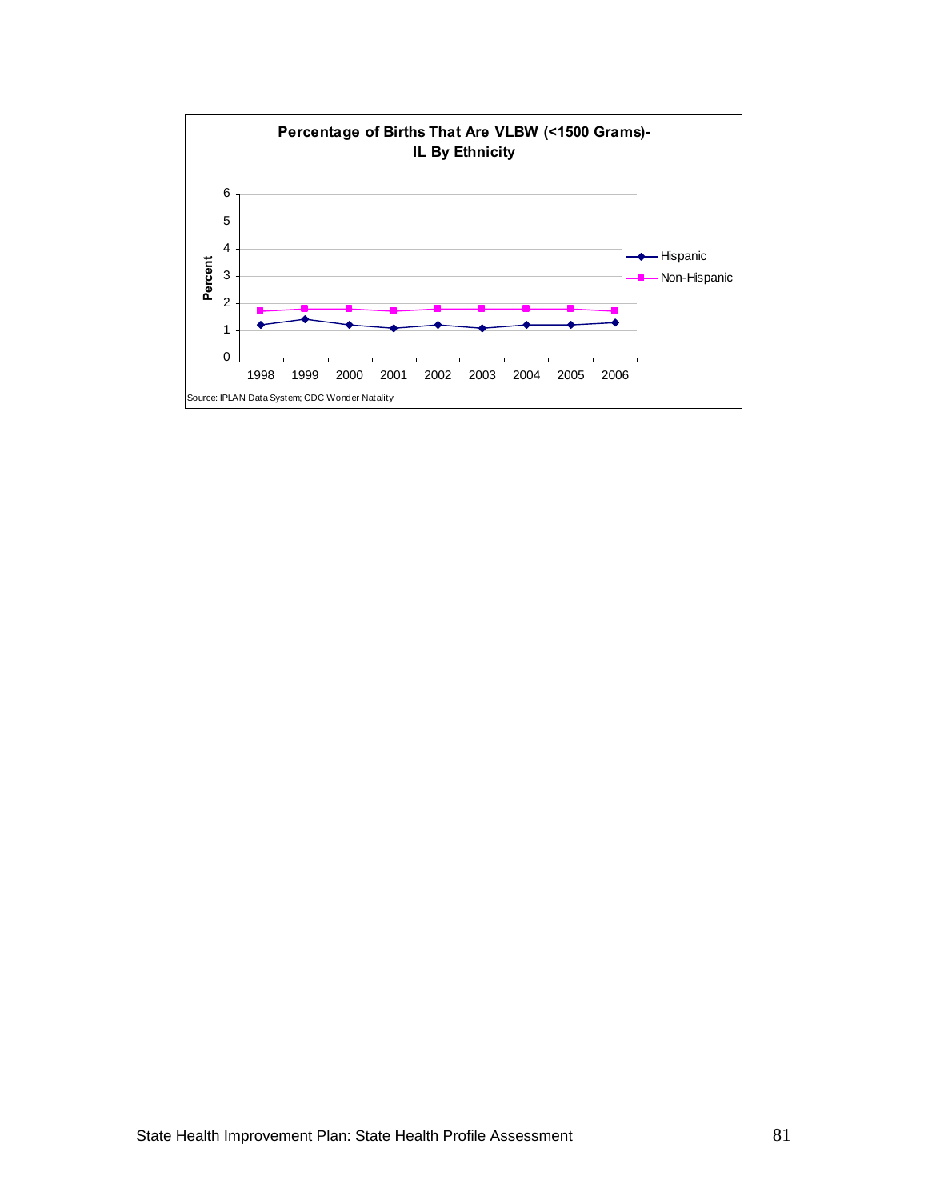**Percentage of Births That Are VLBW (<1500 Grams)- IL By Ethnicity**

Source: IPLAN Data System; CDC Wonder Natality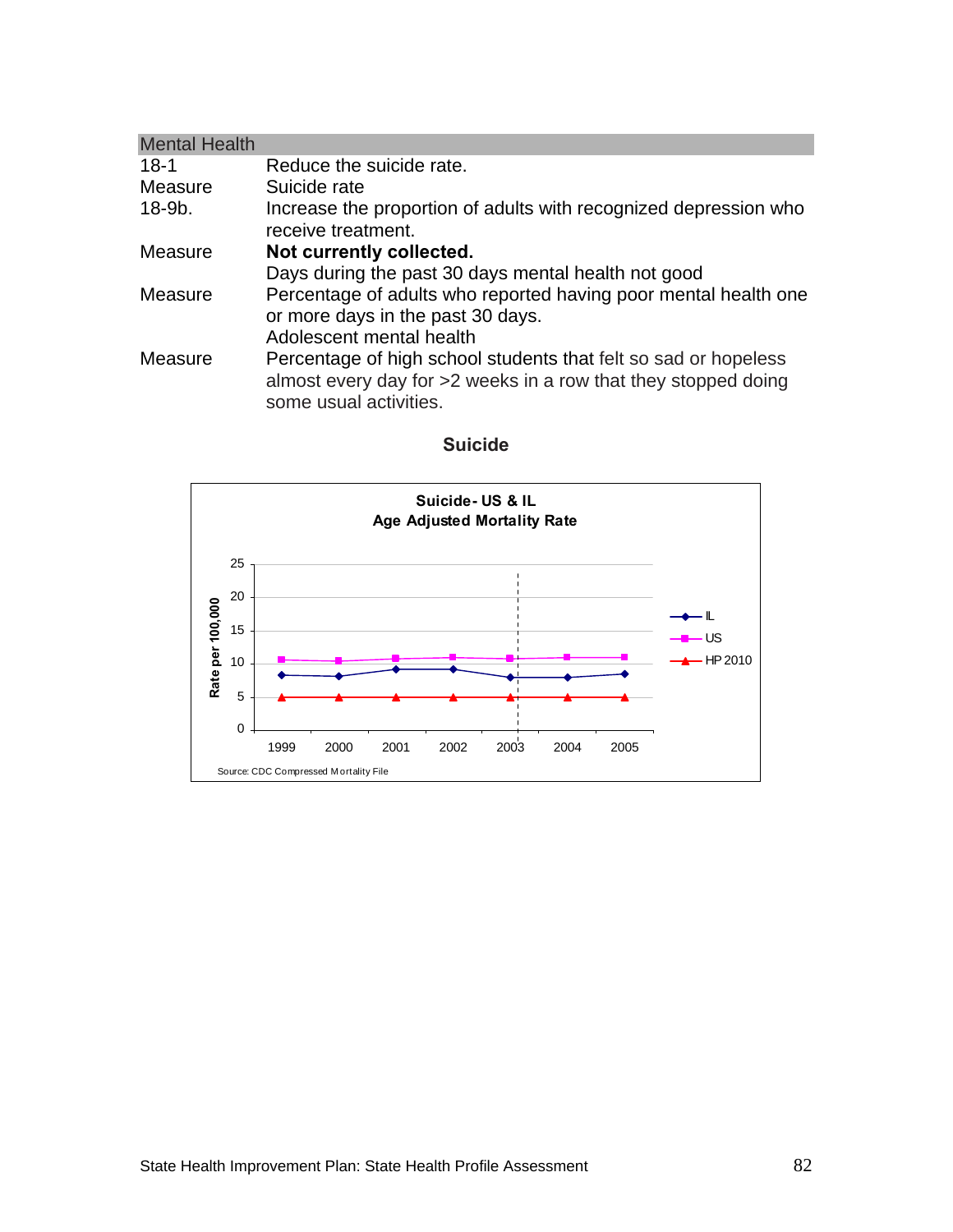| Mental Health | |
|---|---|
| 18-1 | Reduce the suicide rate. |
| Measure | Suicide rate |
| 18-9b. | Increase the proportion of adults with recognized depression who receive treatment. |
| Measure | **Not currently collected.** |
| | Days during the past 30 days mental health not good |
| Measure | Percentage of adults who reported having poor mental health one or more days in the past 30 days. |
| | Adolescent mental health |
| Measure | Percentage of high school students that felt so sad or hopeless almost every day for >2 weeks in a row that they stopped doing some usual activities. |

## Suicide

**Suicide- US & IL**
**Age Adjusted Mortality Rate**

Rate per 100,000

Legend: IL, US, HP 2010

Years: 1999, 2000, 2001, 2002, 2003, 2004, 2005

Source: CDC Compressed Mortality File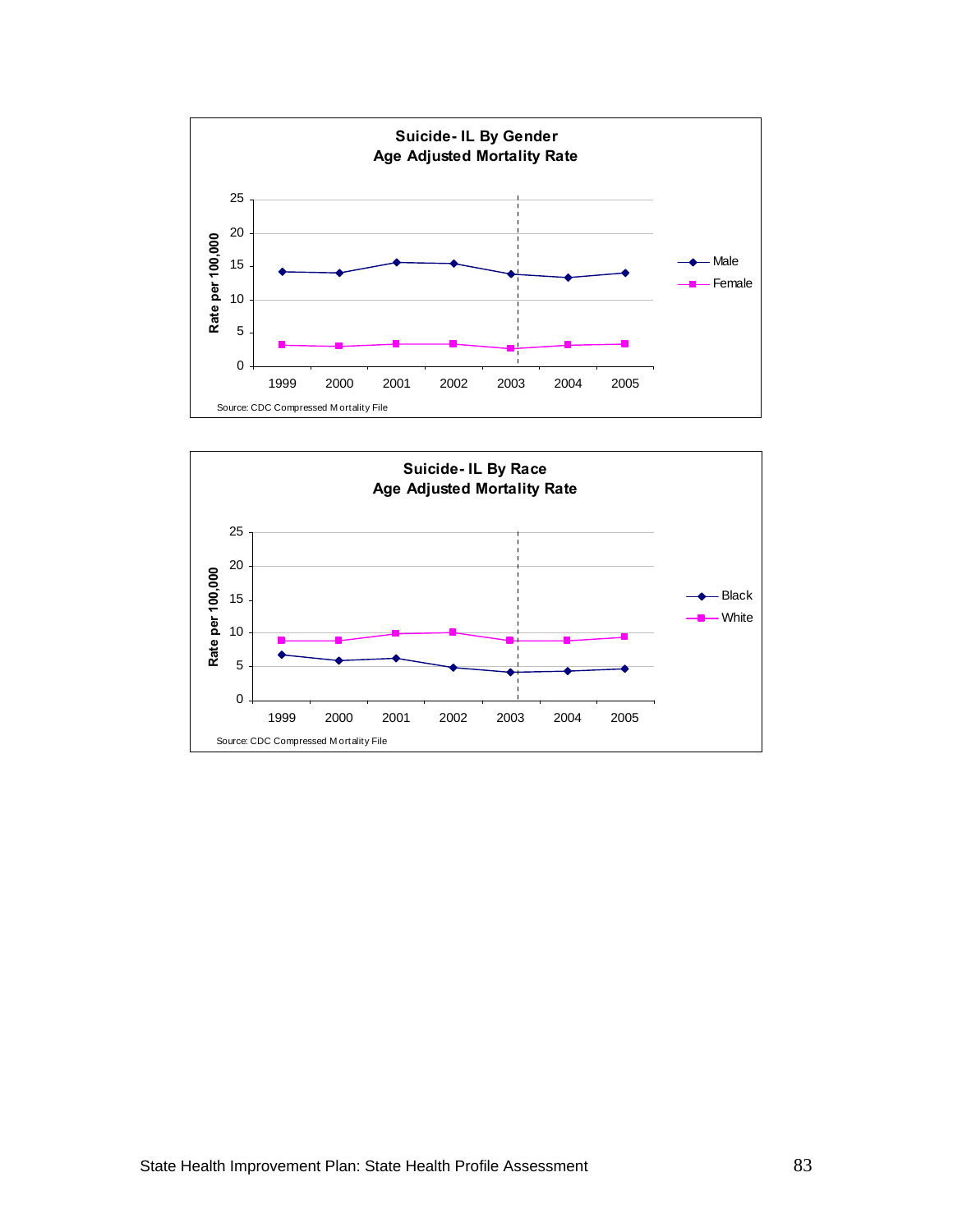**Suicide- IL By Gender**
**Age Adjusted Mortality Rate**

Source: CDC Compressed Mortality File

**Suicide- IL By Race**
**Age Adjusted Mortality Rate**

Source: CDC Compressed Mortality File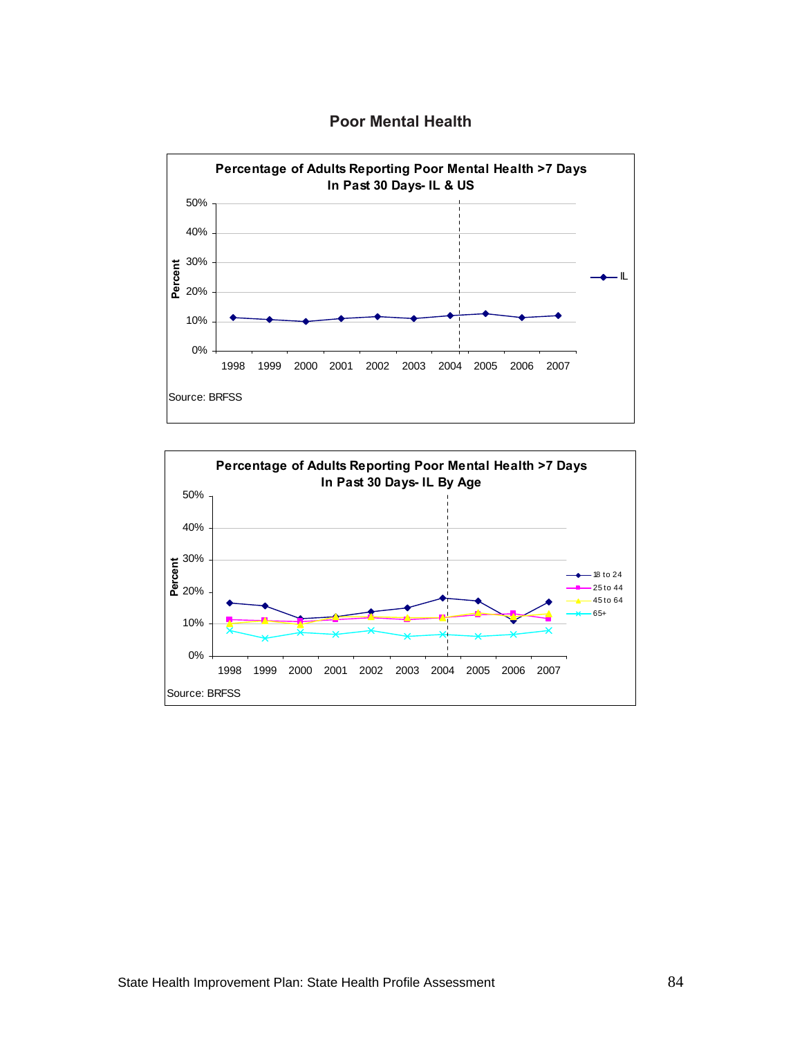## Poor Mental Health

**Percentage of Adults Reporting Poor Mental Health >7 Days In Past 30 Days- IL & US**

Percent: 0%, 10%, 20%, 30%, 40%, 50%

1998 1999 2000 2001 2002 2003 2004 2005 2006 2007

IL

Source: BRFSS

**Percentage of Adults Reporting Poor Mental Health >7 Days In Past 30 Days- IL By Age**

Percent: 0%, 10%, 20%, 30%, 40%, 50%

1998 1999 2000 2001 2002 2003 2004 2005 2006 2007

18 to 24
25 to 44
45 to 64
65+

Source: BRFSS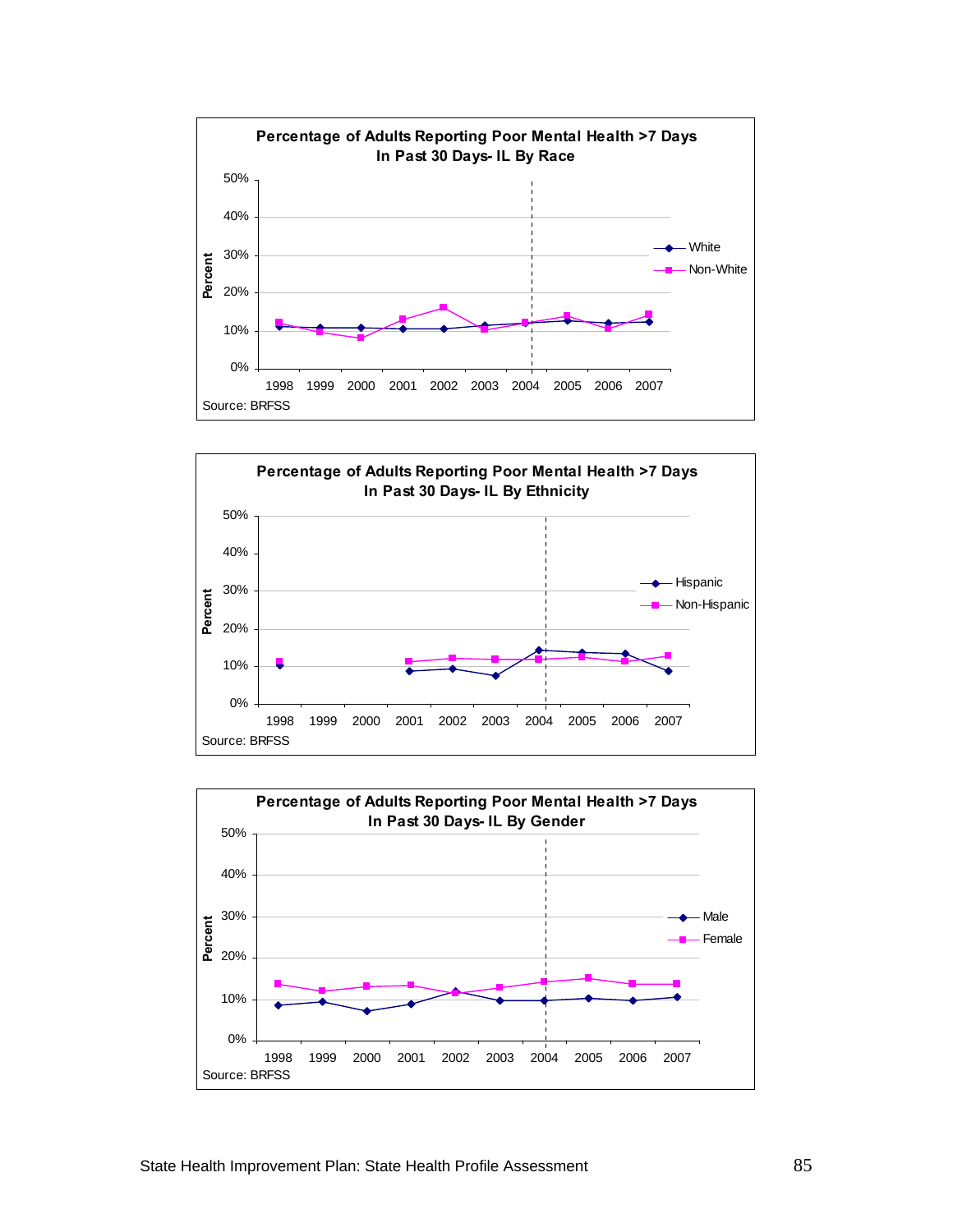**Percentage of Adults Reporting Poor Mental Health >7 Days In Past 30 Days- IL By Race**

Percent: 0%, 10%, 20%, 30%, 40%, 50%

1998 1999 2000 2001 2002 2003 2004 2005 2006 2007

White
Non-White

Source: BRFSS

**Percentage of Adults Reporting Poor Mental Health >7 Days In Past 30 Days- IL By Ethnicity**

Percent: 0%, 10%, 20%, 30%, 40%, 50%

1998 1999 2000 2001 2002 2003 2004 2005 2006 2007

Hispanic
Non-Hispanic

Source: BRFSS

**Percentage of Adults Reporting Poor Mental Health >7 Days In Past 30 Days- IL By Gender**

Percent: 0%, 10%, 20%, 30%, 40%, 50%

1998 1999 2000 2001 2002 2003 2004 2005 2006 2007

Male
Female

Source: BRFSS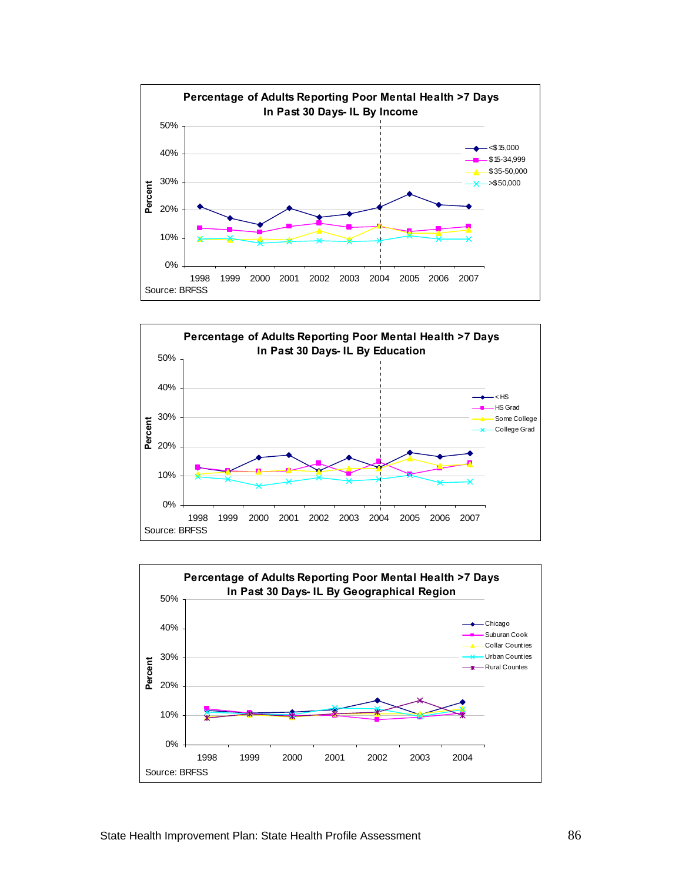**Percentage of Adults Reporting Poor Mental Health >7 Days In Past 30 Days- IL By Income**

Percent: 0%, 10%, 20%, 30%, 40%, 50%

1998 1999 2000 2001 2002 2003 2004 2005 2006 2007

<$15,000
$15-34,999
$35-50,000
>$50,000

Source: BRFSS

**Percentage of Adults Reporting Poor Mental Health >7 Days In Past 30 Days- IL By Education**

Percent: 0%, 10%, 20%, 30%, 40%, 50%

1998 1999 2000 2001 2002 2003 2004 2005 2006 2007

< HS
HS Grad
Some College
College Grad

Source: BRFSS

**Percentage of Adults Reporting Poor Mental Health >7 Days In Past 30 Days- IL By Geographical Region**

Percent: 0%, 10%, 20%, 30%, 40%, 50%

1998 1999 2000 2001 2002 2003 2004

Chicago
Suburan Cook
Collar Counties
Urban Counties
Rural Countes

Source: BRFSS

State Health Improvement Plan: State Health Profile Assessment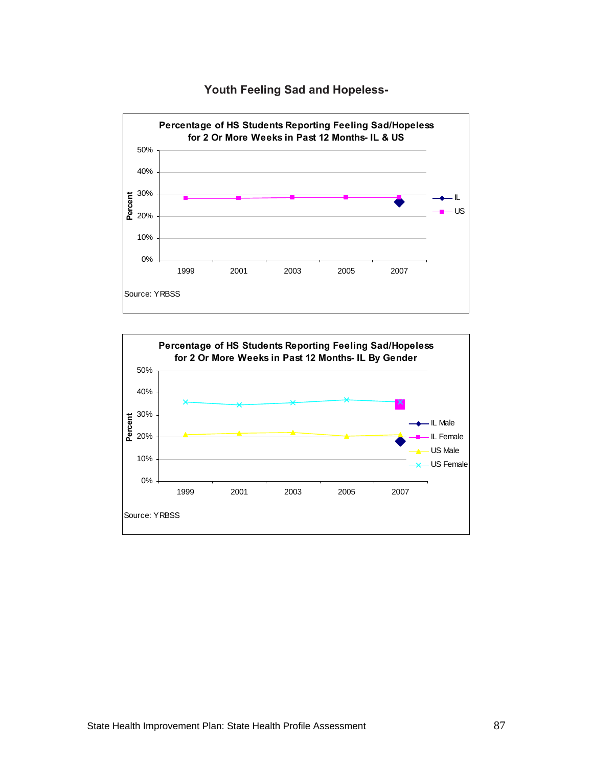# Youth Feeling Sad and Hopeless-

**Percentage of HS Students Reporting Feeling Sad/Hopeless for 2 Or More Weeks in Past 12 Months- IL & US**

Percent: 50%, 40%, 30%, 20%, 10%, 0%

1999, 2001, 2003, 2005, 2007

IL
US

Source: YRBSS

**Percentage of HS Students Reporting Feeling Sad/Hopeless for 2 Or More Weeks in Past 12 Months- IL By Gender**

Percent: 50%, 40%, 30%, 20%, 10%, 0%

1999, 2001, 2003, 2005, 2007

IL Male
IL Female
US Male
US Female

Source: YRBSS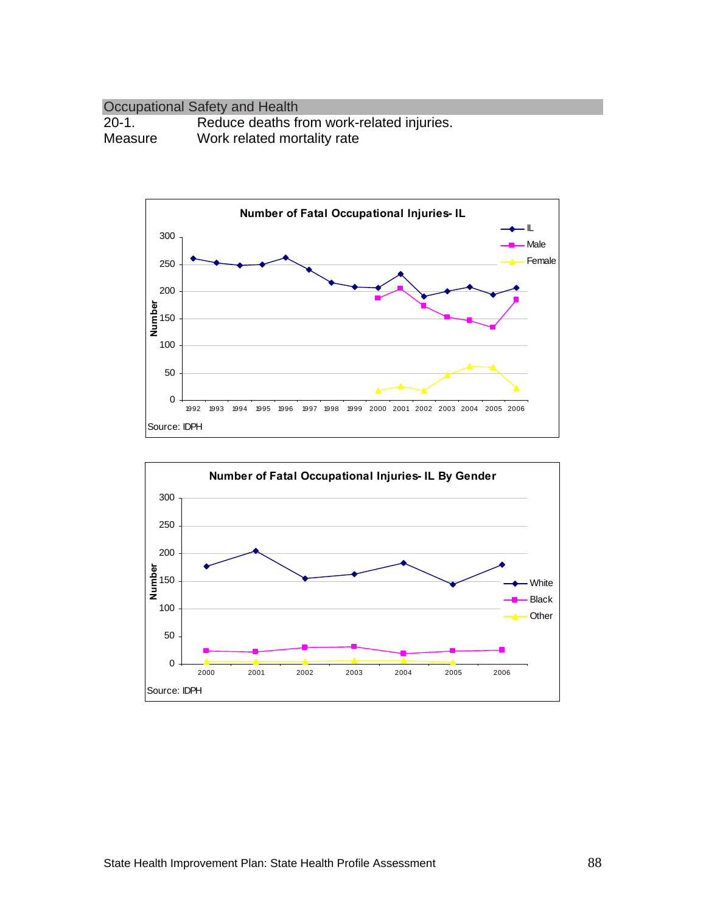Occupational Safety and Health

20-1. Reduce deaths from work-related injuries.

Measure Work related mortality rate

**Number of Fatal Occupational Injuries- IL**

Legend: IL, Male, Female

Y-axis: Number (0–300)

X-axis: 1992, 1993, 1994, 1995, 1996, 1997, 1998, 1999, 2000, 2001, 2002, 2003, 2004, 2005, 2006

Source: IDPH

**Number of Fatal Occupational Injuries- IL By Gender**

Legend: White, Black, Other

Y-axis: Number (0–300)

X-axis: 2000, 2001, 2002, 2003, 2004, 2005, 2006

Source: IDPH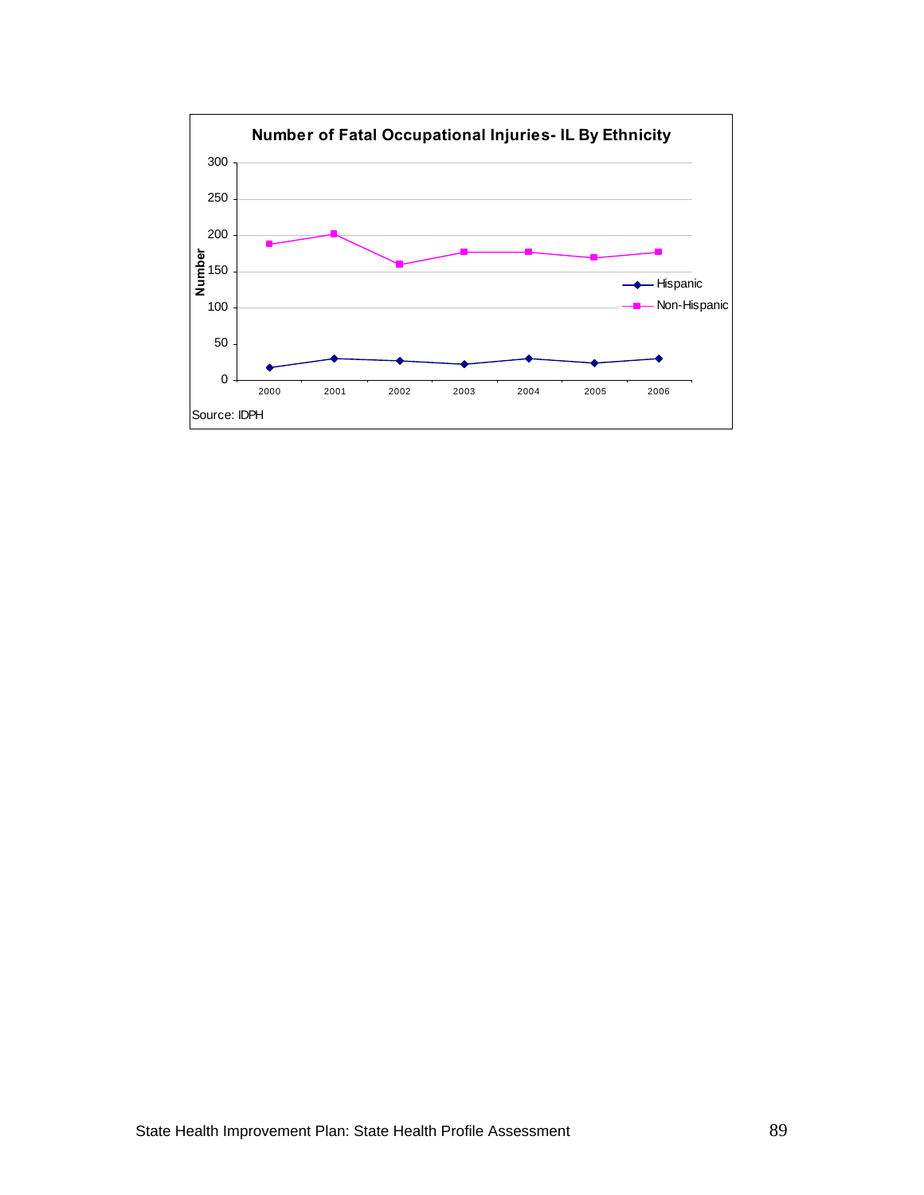**Number of Fatal Occupational Injuries- IL By Ethnicity**

Source: IDPH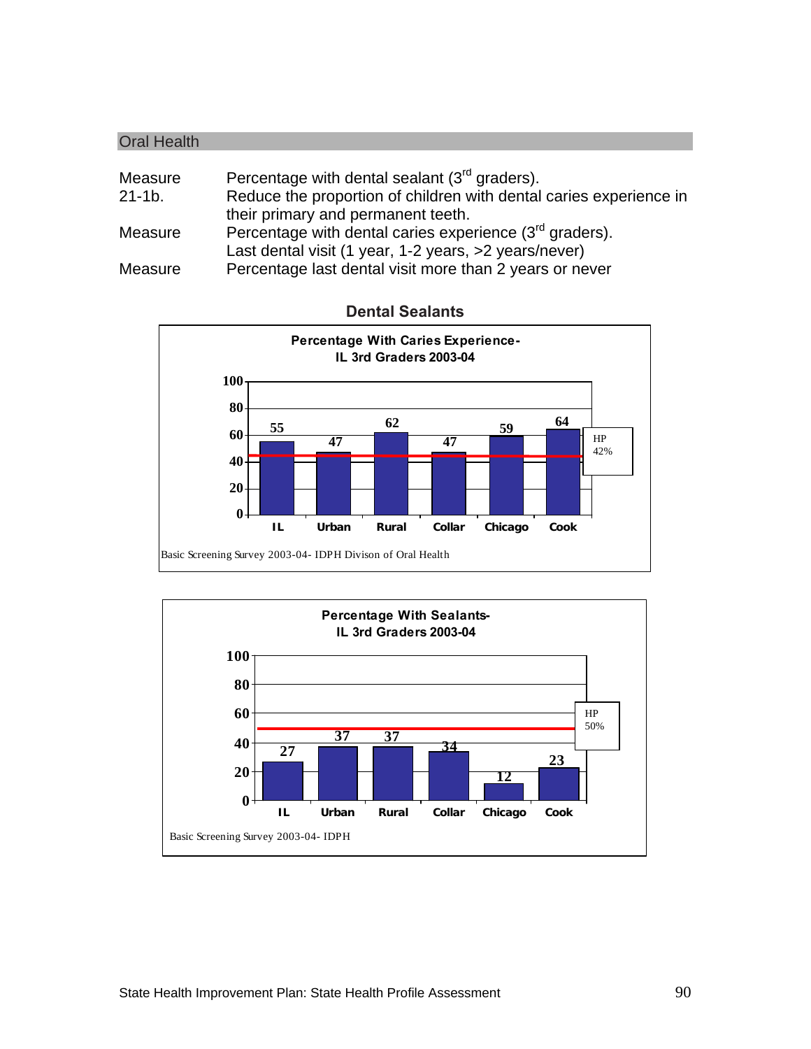## Oral Health

| | |
|---|---|
| Measure | Percentage with dental sealant (3rd graders). |
| 21-1b. | Reduce the proportion of children with dental caries experience in their primary and permanent teeth. |
| Measure | Percentage with dental caries experience (3rd graders). |
| | Last dental visit (1 year, 1-2 years, >2 years/never) |
| Measure | Percentage last dental visit more than 2 years or never |

### Dental Sealants

**Percentage With Caries Experience- IL 3rd Graders 2003-04**

| IL | Urban | Rural | Collar | Chicago | Cook |
|---|---|---|---|---|---|
| 55 | 47 | 62 | 47 | 59 | 64 |

HP 42%

Basic Screening Survey 2003-04- IDPH Divison of Oral Health

**Percentage With Sealants- IL 3rd Graders 2003-04**

| IL | Urban | Rural | Collar | Chicago | Cook |
|---|---|---|---|---|---|
| 27 | 37 | 37 | 34 | 12 | 23 |

HP 50%

Basic Screening Survey 2003-04- IDPH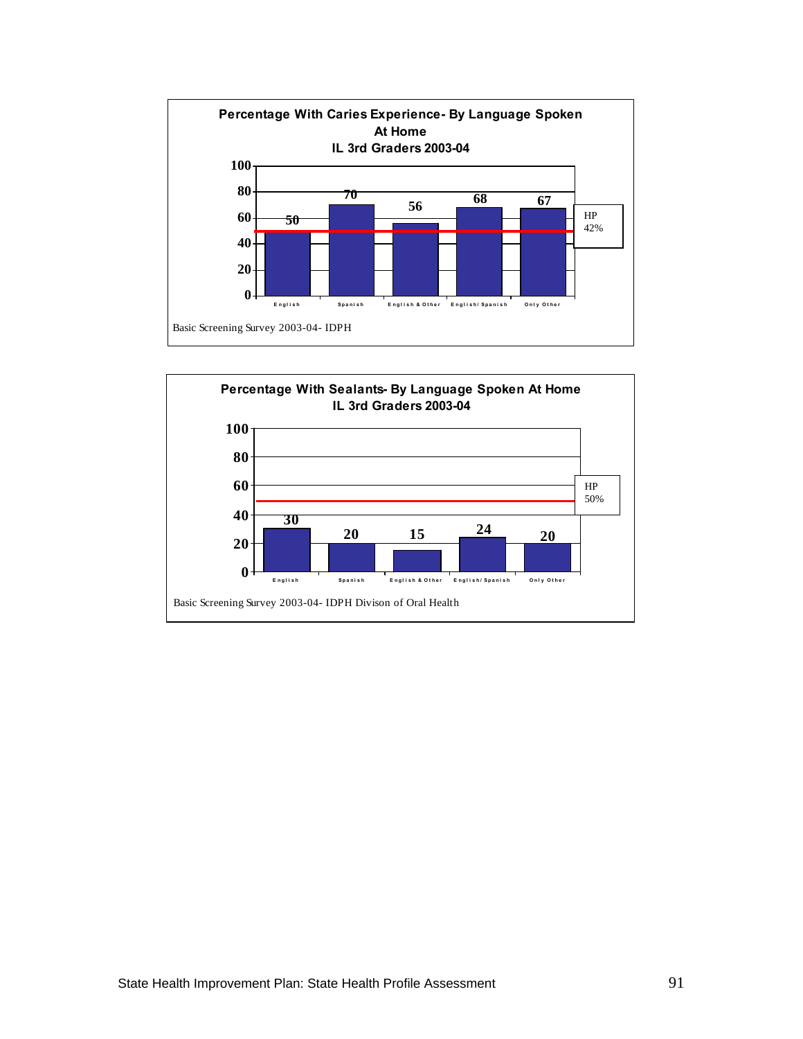**Percentage With Caries Experience- By Language Spoken At Home**
**IL 3rd Graders 2003-04**

| Language Spoken At Home | Percentage |
|---|---|
| English | 50 |
| Spanish | 70 |
| English & Other | 56 |
| English/ Spanish | 68 |
| Only Other | 67 |

HP 42%

Basic Screening Survey 2003-04- IDPH

**Percentage With Sealants- By Language Spoken At Home**
**IL 3rd Graders 2003-04**

| Language Spoken At Home | Percentage |
|---|---|
| English | 30 |
| Spanish | 20 |
| English & Other | 15 |
| English/ Spanish | 24 |
| Only Other | 20 |

HP 50%

Basic Screening Survey 2003-04- IDPH Divison of Oral Health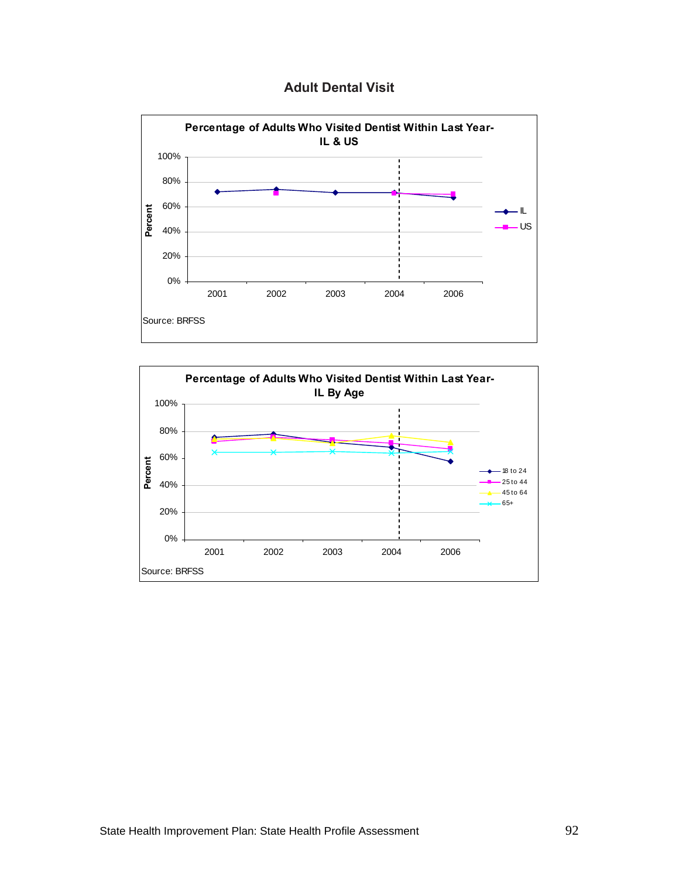## Adult Dental Visit

**Percentage of Adults Who Visited Dentist Within Last Year- IL & US**

Percent

100%
80%
60%
40%
20%
0%

2001 2002 2003 2004 2006

IL
US

Source: BRFSS

**Percentage of Adults Who Visited Dentist Within Last Year- IL By Age**

Percent

100%
80%
60%
40%
20%
0%

2001 2002 2003 2004 2006

18 to 24
25 to 44
45 to 64
65+

Source: BRFSS

State Health Improvement Plan: State Health Profile Assessment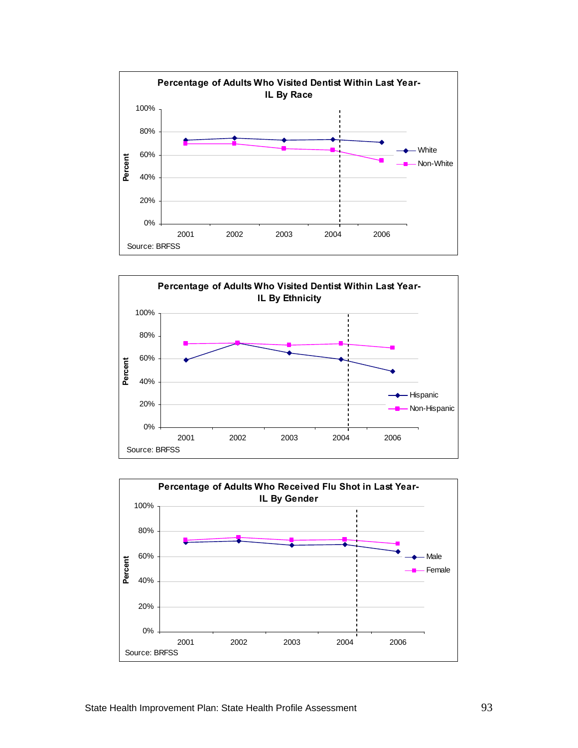**Percentage of Adults Who Visited Dentist Within Last Year- IL By Race**

Percent

100%
80%
60%
40%
20%
0%

2001 2002 2003 2004 2006

White
Non-White

Source: BRFSS

**Percentage of Adults Who Visited Dentist Within Last Year- IL By Ethnicity**

Percent

100%
80%
60%
40%
20%
0%

2001 2002 2003 2004 2006

Hispanic
Non-Hispanic

Source: BRFSS

**Percentage of Adults Who Received Flu Shot in Last Year- IL By Gender**

Percent

100%
80%
60%
40%
20%
0%

2001 2002 2003 2004 2006

Male
Female

Source: BRFSS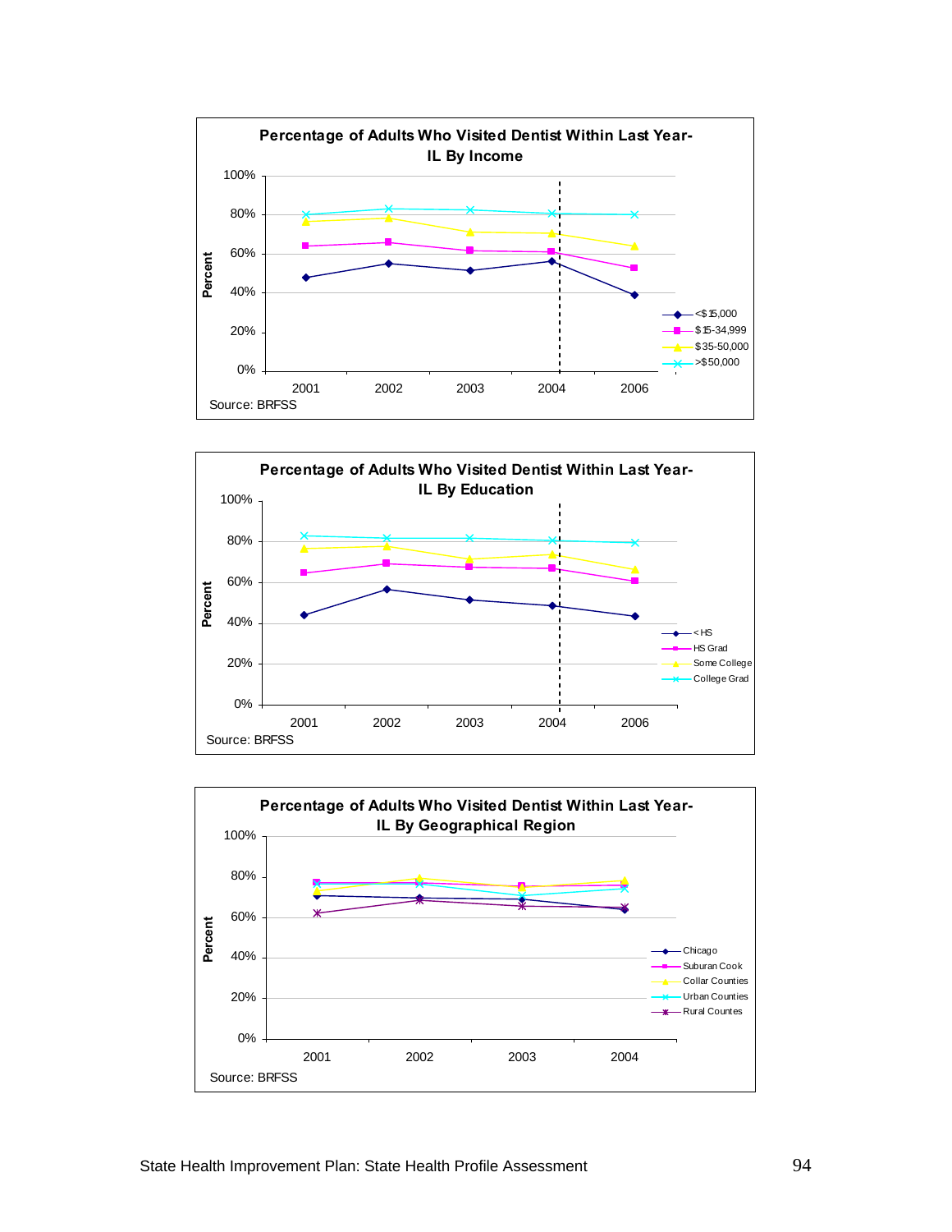**Percentage of Adults Who Visited Dentist Within Last Year- IL By Income**

Percent

100%, 80%, 60%, 40%, 20%, 0%

2001, 2002, 2003, 2004, 2006

<$15,000
$15-34,999
$35-50,000
>$50,000

Source: BRFSS

**Percentage of Adults Who Visited Dentist Within Last Year- IL By Education**

Percent

100%, 80%, 60%, 40%, 20%, 0%

2001, 2002, 2003, 2004, 2006

< HS
HS Grad
Some College
College Grad

Source: BRFSS

**Percentage of Adults Who Visited Dentist Within Last Year- IL By Geographical Region**

Percent

100%, 80%, 60%, 40%, 20%, 0%

2001, 2002, 2003, 2004

Chicago
Suburan Cook
Collar Counties
Urban Counties
Rural Countes

Source: BRFSS

State Health Improvement Plan: State Health Profile Assessment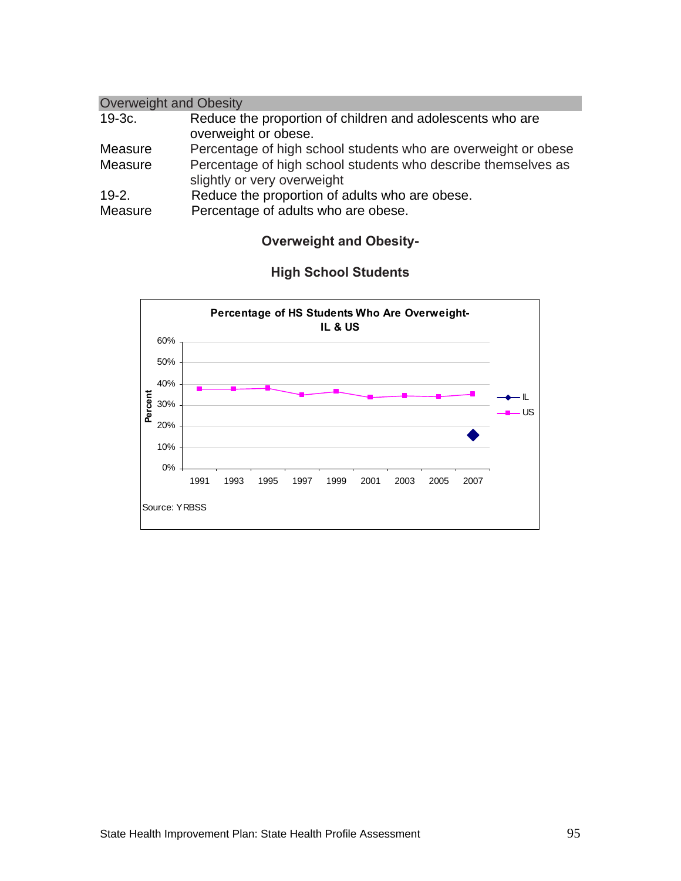## Overweight and Obesity

| | |
|---|---|
| 19-3c. | Reduce the proportion of children and adolescents who are overweight or obese. |
| Measure | Percentage of high school students who are overweight or obese |
| Measure | Percentage of high school students who describe themselves as slightly or very overweight |
| 19-2. | Reduce the proportion of adults who are obese. |
| Measure | Percentage of adults who are obese. |

### Overweight and Obesity-

### High School Students

**Percentage of HS Students Who Are Overweight- IL & US**

Source: YRBSS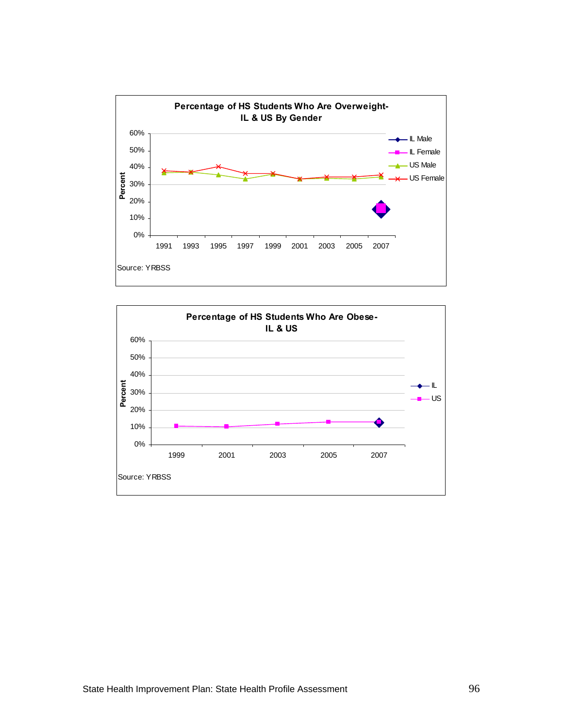**Percentage of HS Students Who Are Overweight- IL & US By Gender**

Percent: 0%, 10%, 20%, 30%, 40%, 50%, 60%

1991, 1993, 1995, 1997, 1999, 2001, 2003, 2005, 2007

Legend: IL Male, IL Female, US Male, US Female

Source: YRBSS

**Percentage of HS Students Who Are Obese- IL & US**

Percent: 0%, 10%, 20%, 30%, 40%, 50%, 60%

1999, 2001, 2003, 2005, 2007

Legend: IL, US

Source: YRBSS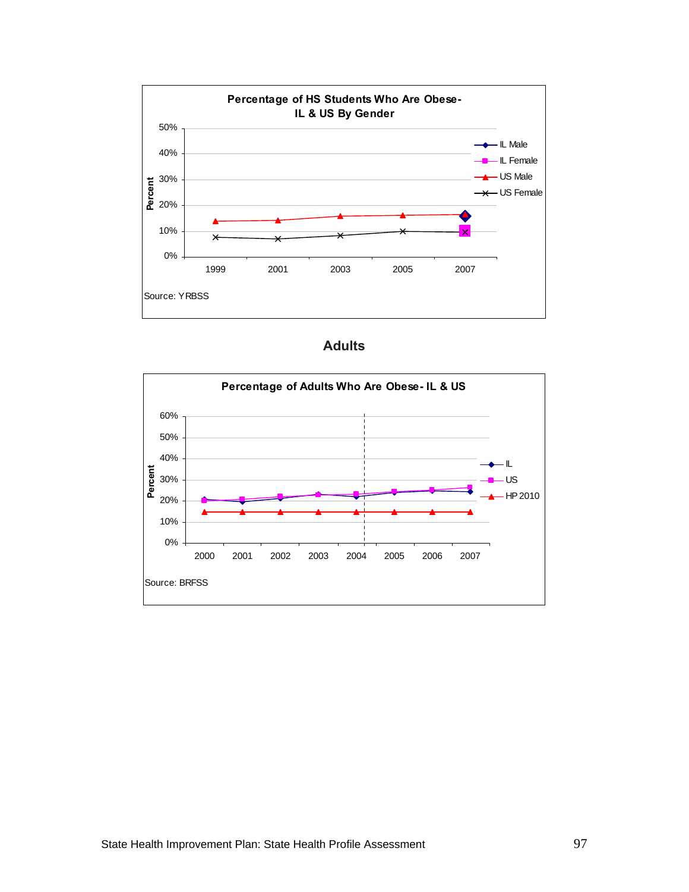**Percentage of HS Students Who Are Obese- IL & US By Gender**

Source: YRBSS

## Adults

**Percentage of Adults Who Are Obese- IL & US**

Source: BRFSS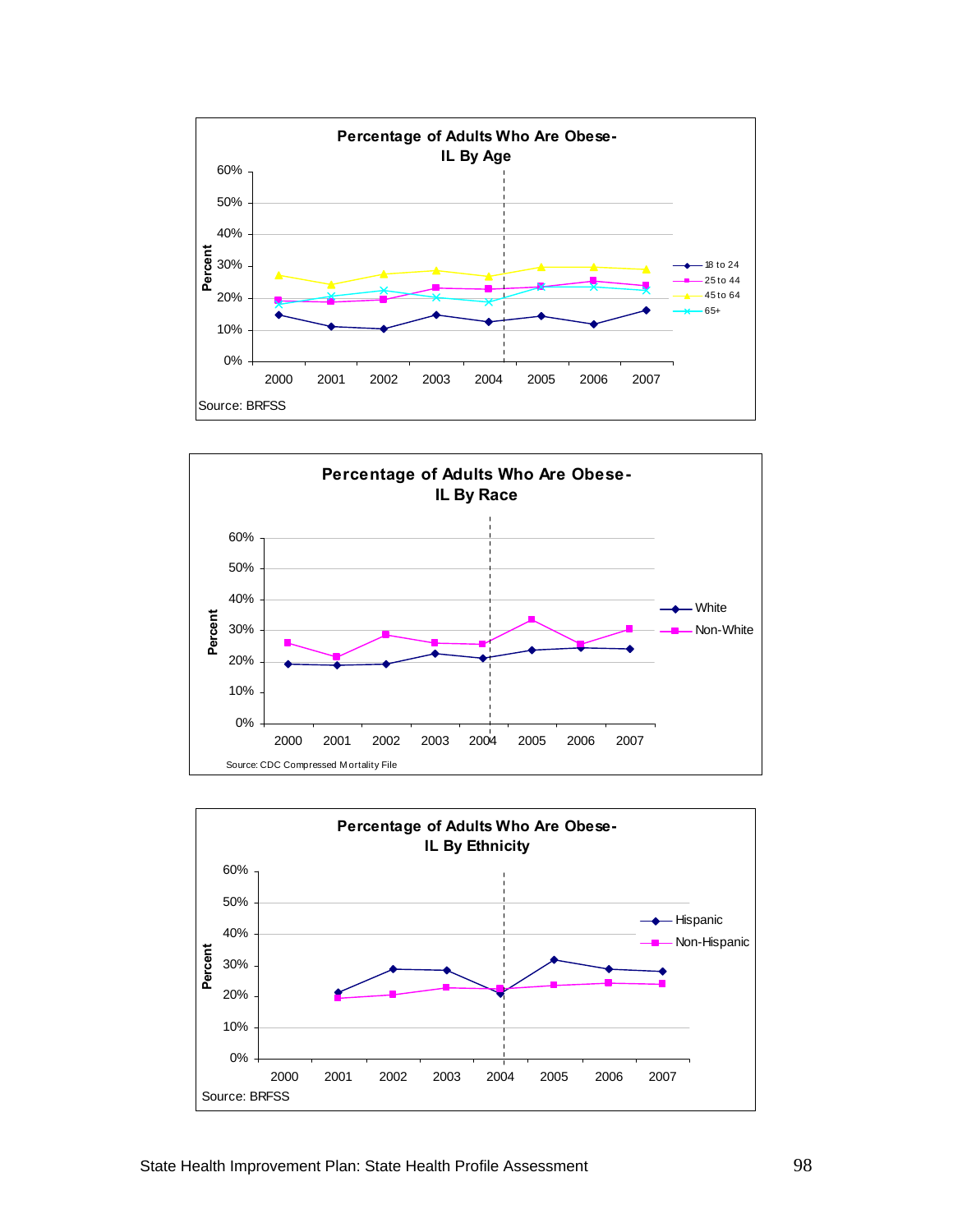**Percentage of Adults Who Are Obese- IL By Age**

Percent: 0%, 10%, 20%, 30%, 40%, 50%, 60%

2000 2001 2002 2003 2004 2005 2006 2007

- 18 to 24
- 25 to 44
- 45 to 64
- 65+

Source: BRFSS

**Percentage of Adults Who Are Obese- IL By Race**

Percent: 0%, 10%, 20%, 30%, 40%, 50%, 60%

2000 2001 2002 2003 2004 2005 2006 2007

- White
- Non-White

Source: CDC Compressed Mortality File

**Percentage of Adults Who Are Obese- IL By Ethnicity**

Percent: 0%, 10%, 20%, 30%, 40%, 50%, 60%

2000 2001 2002 2003 2004 2005 2006 2007

- Hispanic
- Non-Hispanic

Source: BRFSS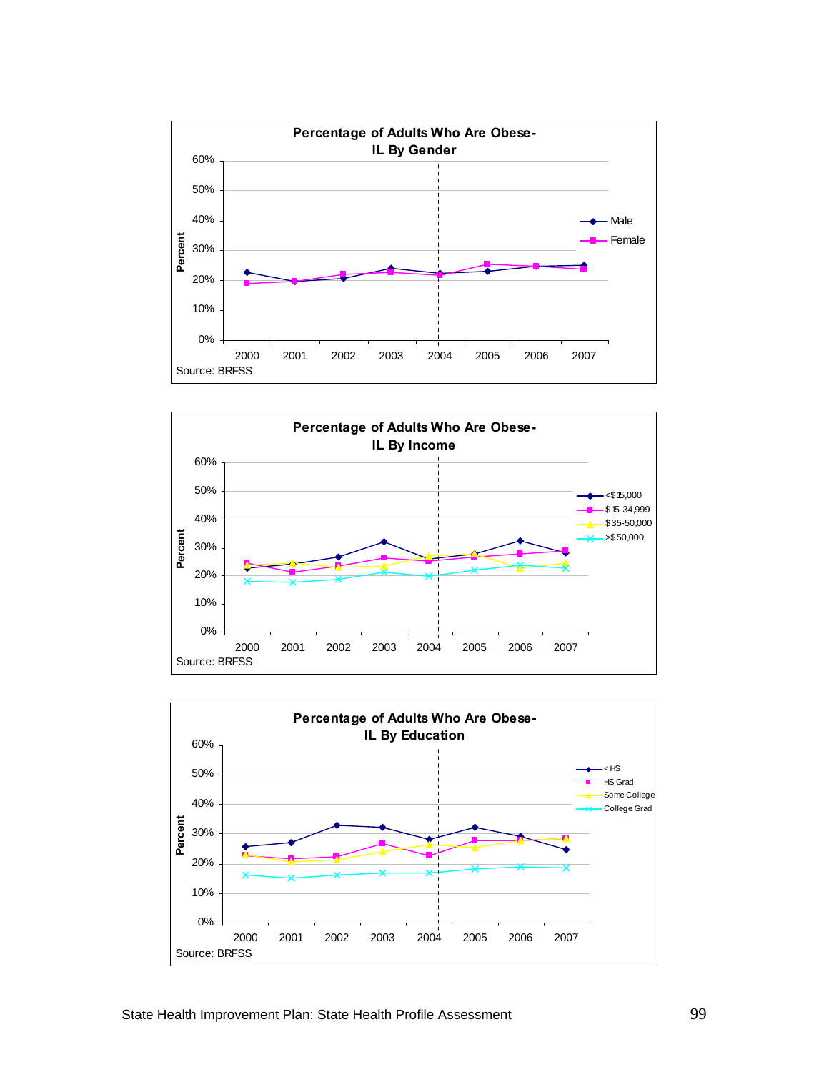**Percentage of Adults Who Are Obese-IL By Gender**

Percent

60%, 50%, 40%, 30%, 20%, 10%, 0%

2000, 2001, 2002, 2003, 2004, 2005, 2006, 2007

Male, Female

Source: BRFSS

**Percentage of Adults Who Are Obese-IL By Income**

Percent

60%, 50%, 40%, 30%, 20%, 10%, 0%

2000, 2001, 2002, 2003, 2004, 2005, 2006, 2007

<$15,000, $15-34,999, $35-50,000, >$50,000

Source: BRFSS

**Percentage of Adults Who Are Obese-IL By Education**

Percent

60%, 50%, 40%, 30%, 20%, 10%, 0%

2000, 2001, 2002, 2003, 2004, 2005, 2006, 2007

< HS, HS Grad, Some College, College Grad

Source: BRFSS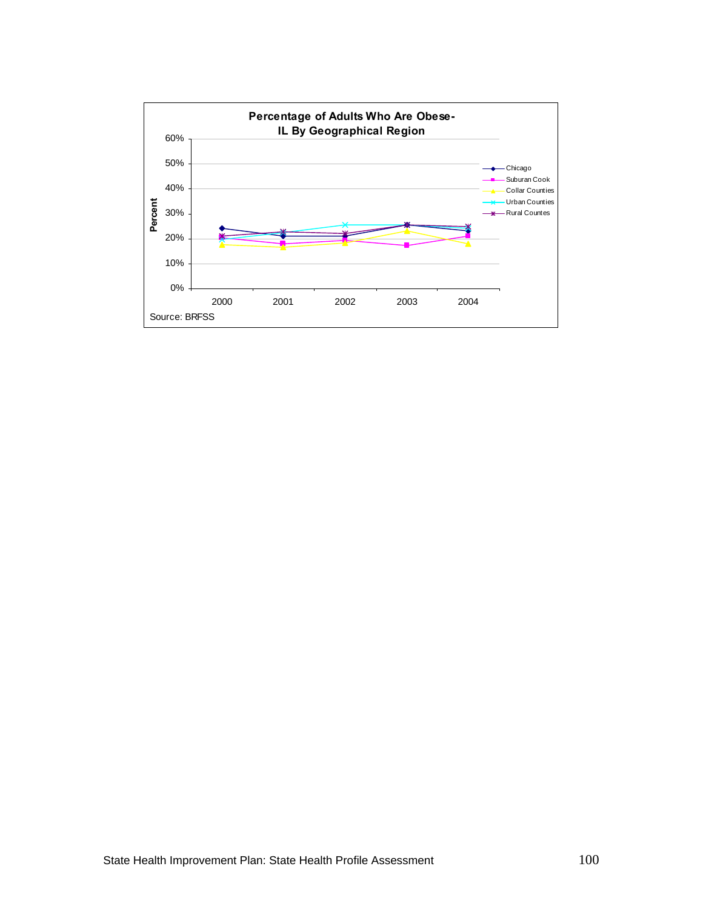**Percentage of Adults Who Are Obese-IL By Geographical Region**

Source: BRFSS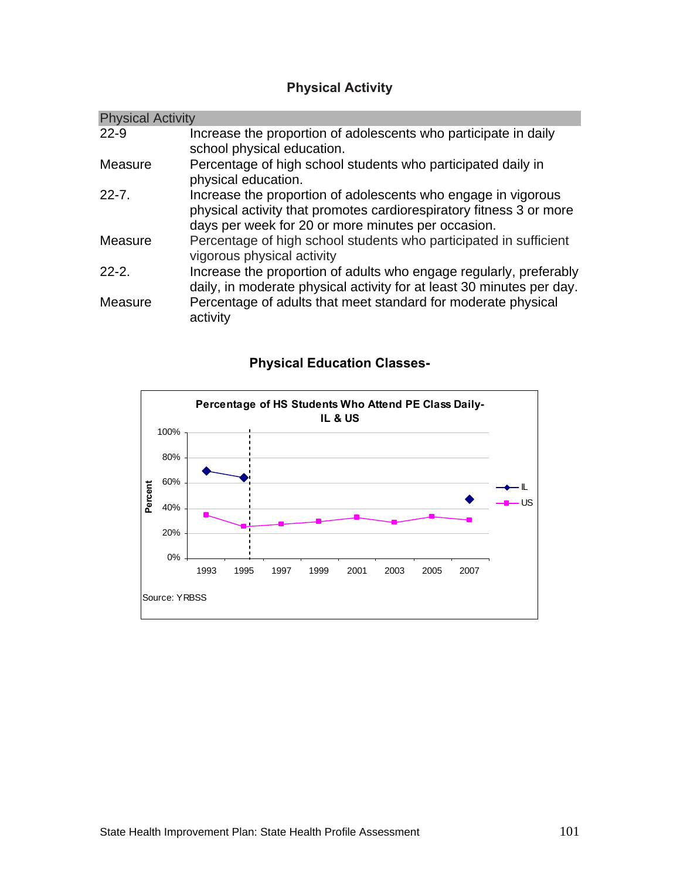# Physical Activity

| Physical Activity | |
|---|---|
| 22-9 | Increase the proportion of adolescents who participate in daily school physical education. |
| Measure | Percentage of high school students who participated daily in physical education. |
| 22-7. | Increase the proportion of adolescents who engage in vigorous physical activity that promotes cardiorespiratory fitness 3 or more days per week for 20 or more minutes per occasion. |
| Measure | Percentage of high school students who participated in sufficient vigorous physical activity |
| 22-2. | Increase the proportion of adults who engage regularly, preferably daily, in moderate physical activity for at least 30 minutes per day. |
| Measure | Percentage of adults that meet standard for moderate physical activity |

## Physical Education Classes-

**Percentage of HS Students Who Attend PE Class Daily- IL & US**

Source: YRBSS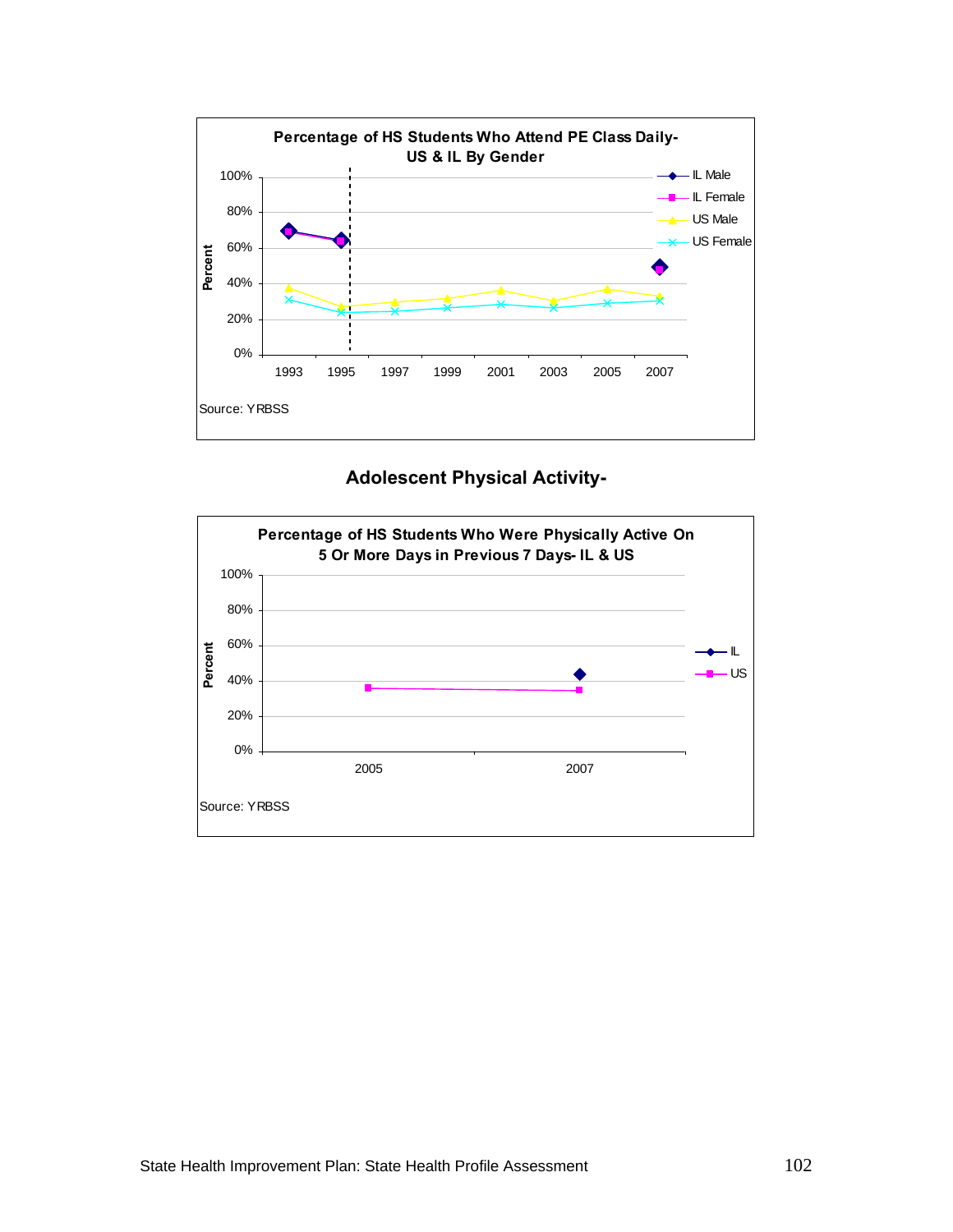**Percentage of HS Students Who Attend PE Class Daily- US & IL By Gender**

Source: YRBSS

## Adolescent Physical Activity-

**Percentage of HS Students Who Were Physically Active On 5 Or More Days in Previous 7 Days- IL & US**

Source: YRBSS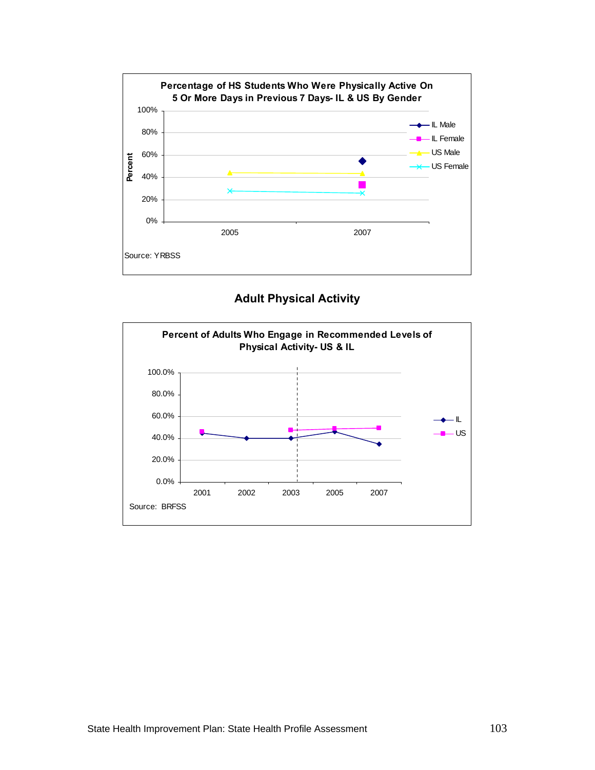**Percentage of HS Students Who Were Physically Active On 5 Or More Days in Previous 7 Days- IL & US By Gender**

Source: YRBSS

## Adult Physical Activity

**Percent of Adults Who Engage in Recommended Levels of Physical Activity- US & IL**

Source: BRFSS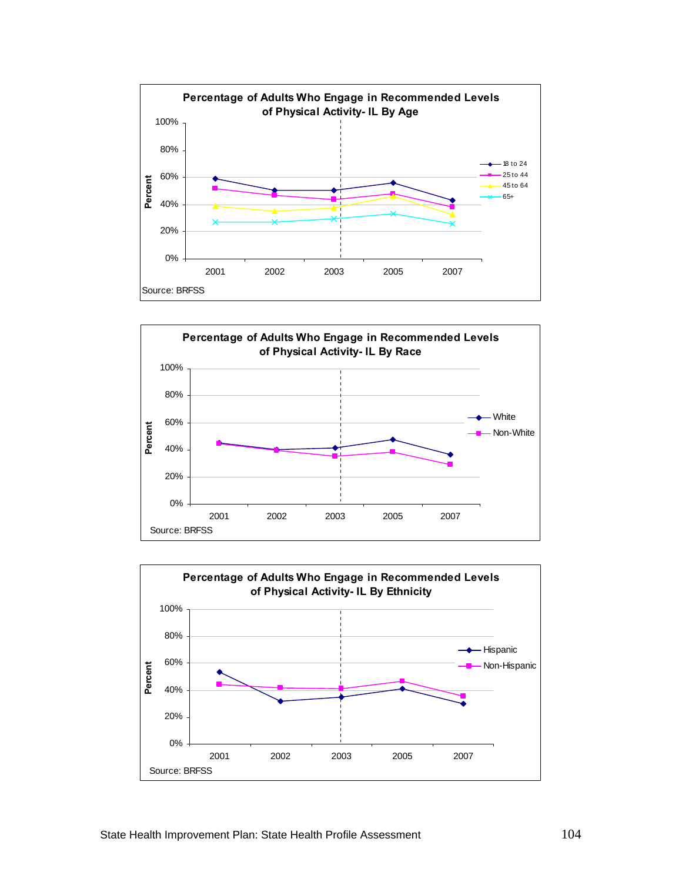**Percentage of Adults Who Engage in Recommended Levels of Physical Activity- IL By Age**

Percent: 100%, 80%, 60%, 40%, 20%, 0%

2001, 2002, 2003, 2005, 2007

18 to 24
25 to 44
45 to 64
65+

Source: BRFSS

**Percentage of Adults Who Engage in Recommended Levels of Physical Activity- IL By Race**

Percent: 100%, 80%, 60%, 40%, 20%, 0%

2001, 2002, 2003, 2005, 2007

White
Non-White

Source: BRFSS

**Percentage of Adults Who Engage in Recommended Levels of Physical Activity- IL By Ethnicity**

Percent: 100%, 80%, 60%, 40%, 20%, 0%

2001, 2002, 2003, 2005, 2007

Hispanic
Non-Hispanic

Source: BRFSS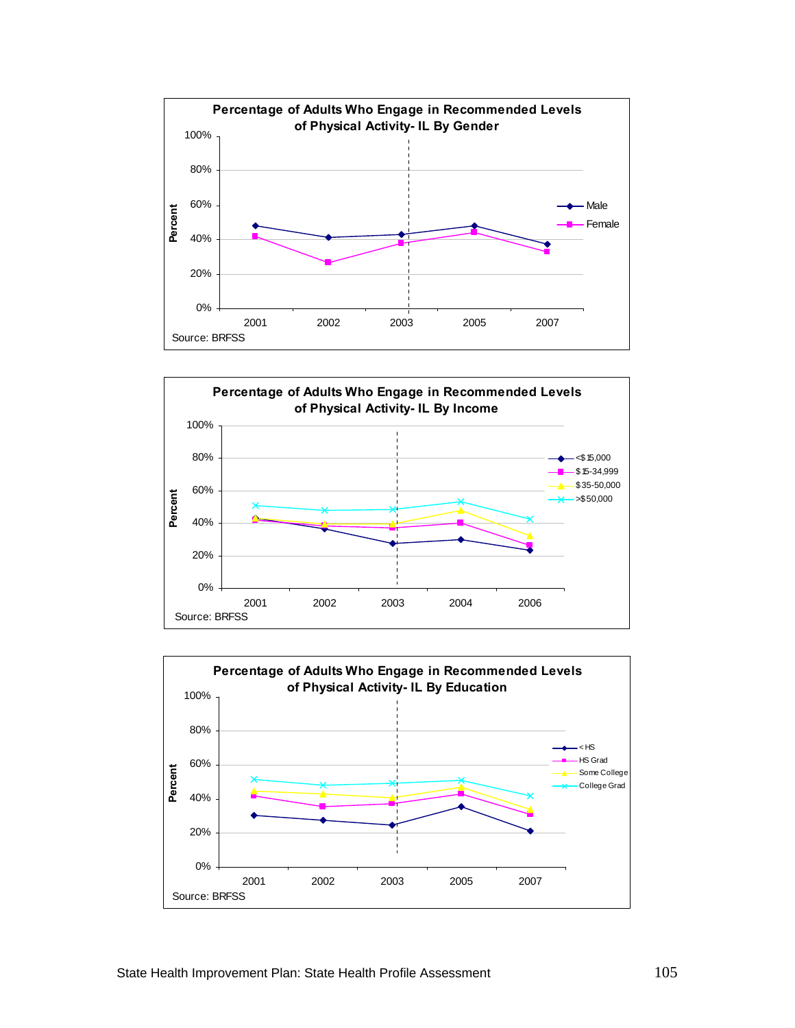**Percentage of Adults Who Engage in Recommended Levels of Physical Activity- IL By Gender**

Percent: 100%, 80%, 60%, 40%, 20%, 0%

2001, 2002, 2003, 2005, 2007

Male, Female

Source: BRFSS

**Percentage of Adults Who Engage in Recommended Levels of Physical Activity- IL By Income**

Percent: 100%, 80%, 60%, 40%, 20%, 0%

2001, 2002, 2003, 2004, 2006

<$15,000, $15-34,999, $35-50,000, >$50,000

Source: BRFSS

**Percentage of Adults Who Engage in Recommended Levels of Physical Activity- IL By Education**

Percent: 100%, 80%, 60%, 40%, 20%, 0%

2001, 2002, 2003, 2005, 2007

< HS, HS Grad, Some College, College Grad

Source: BRFSS

State Health Improvement Plan: State Health Profile Assessment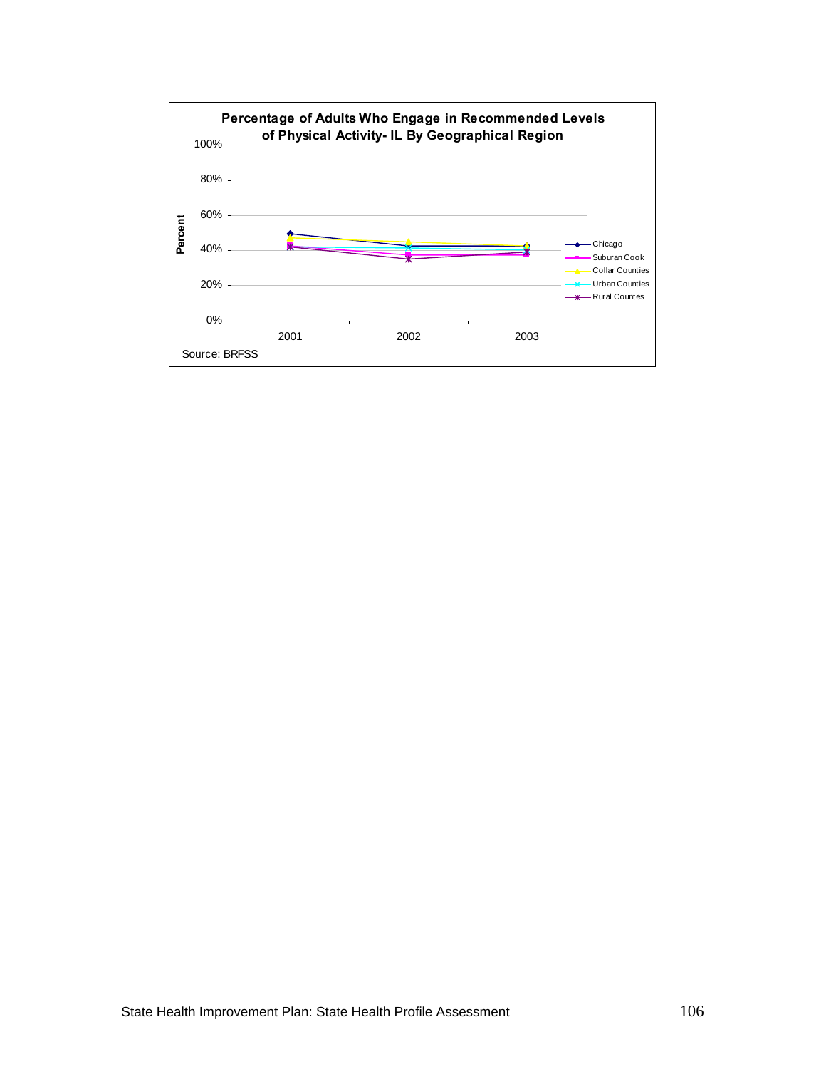**Percentage of Adults Who Engage in Recommended Levels of Physical Activity- IL By Geographical Region**

Source: BRFSS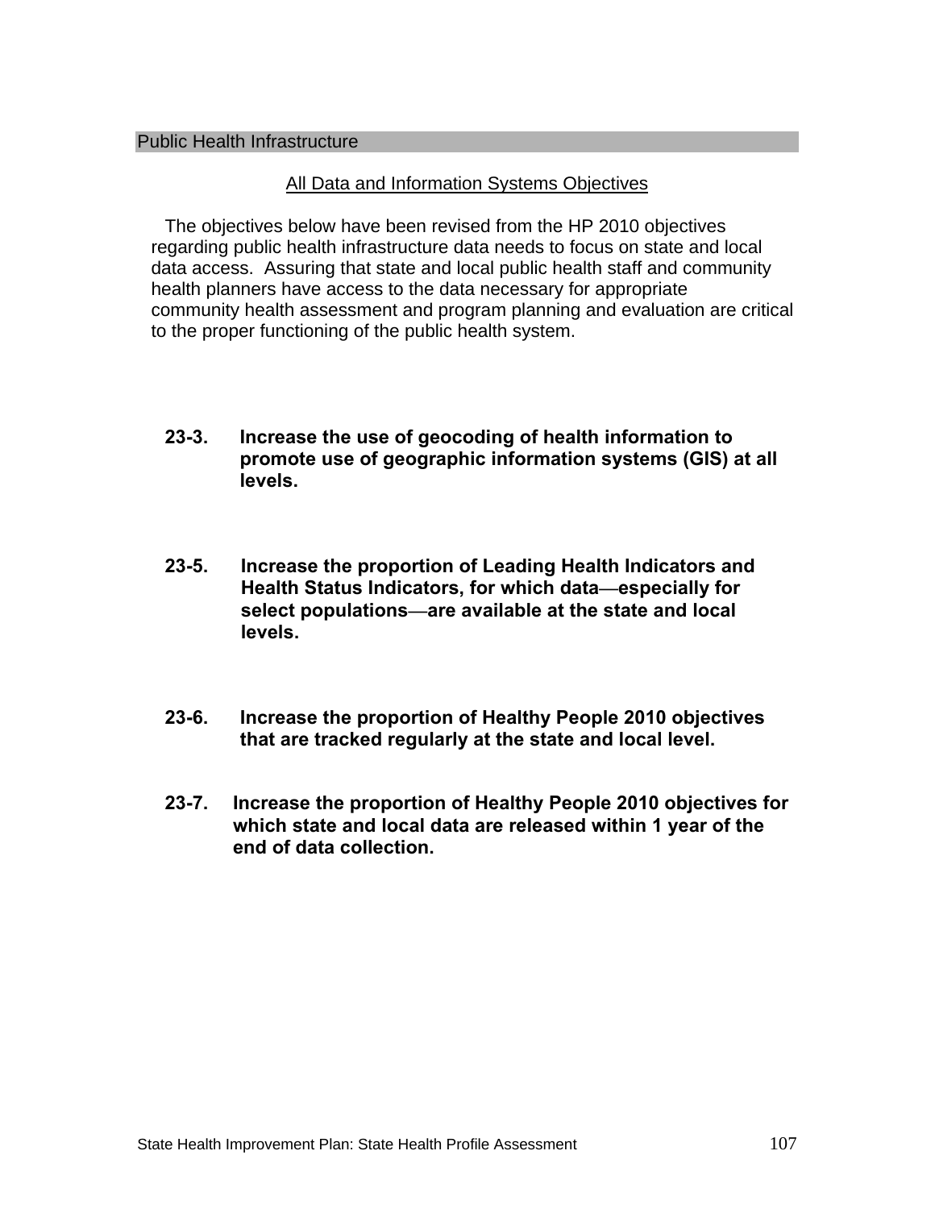## Public Health Infrastructure

### All Data and Information Systems Objectives

The objectives below have been revised from the HP 2010 objectives regarding public health infrastructure data needs to focus on state and local data access. Assuring that state and local public health staff and community health planners have access to the data necessary for appropriate community health assessment and program planning and evaluation are critical to the proper functioning of the public health system.

**23-3. Increase the use of geocoding of health information to promote use of geographic information systems (GIS) at all levels.**

**23-5. Increase the proportion of Leading Health Indicators and Health Status Indicators, for which data—especially for select populations—are available at the state and local levels.**

**23-6. Increase the proportion of Healthy People 2010 objectives that are tracked regularly at the state and local level.**

**23-7. Increase the proportion of Healthy People 2010 objectives for which state and local data are released within 1 year of the end of data collection.**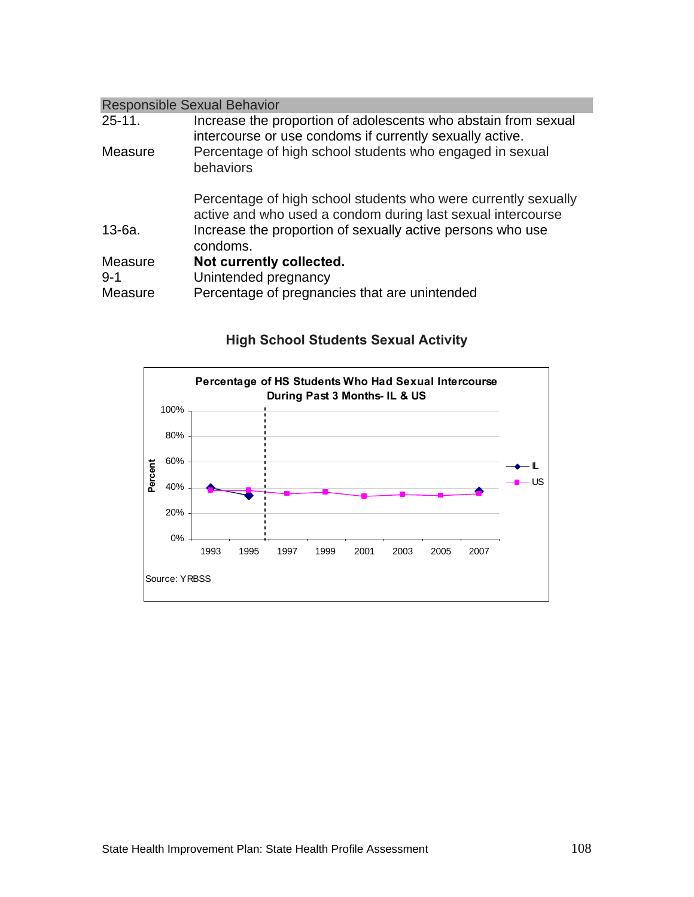## Responsible Sexual Behavior

| | |
|---|---|
| 25-11. | Increase the proportion of adolescents who abstain from sexual intercourse or use condoms if currently sexually active. |
| Measure | Percentage of high school students who engaged in sexual behaviors<br><br>Percentage of high school students who were currently sexually active and who used a condom during last sexual intercourse |
| 13-6a. | Increase the proportion of sexually active persons who use condoms. |
| Measure | **Not currently collected.** |
| 9-1 | Unintended pregnancy |
| Measure | Percentage of pregnancies that are unintended |

### High School Students Sexual Activity

**Percentage of HS Students Who Had Sexual Intercourse During Past 3 Months- IL & US**

Source: YRBSS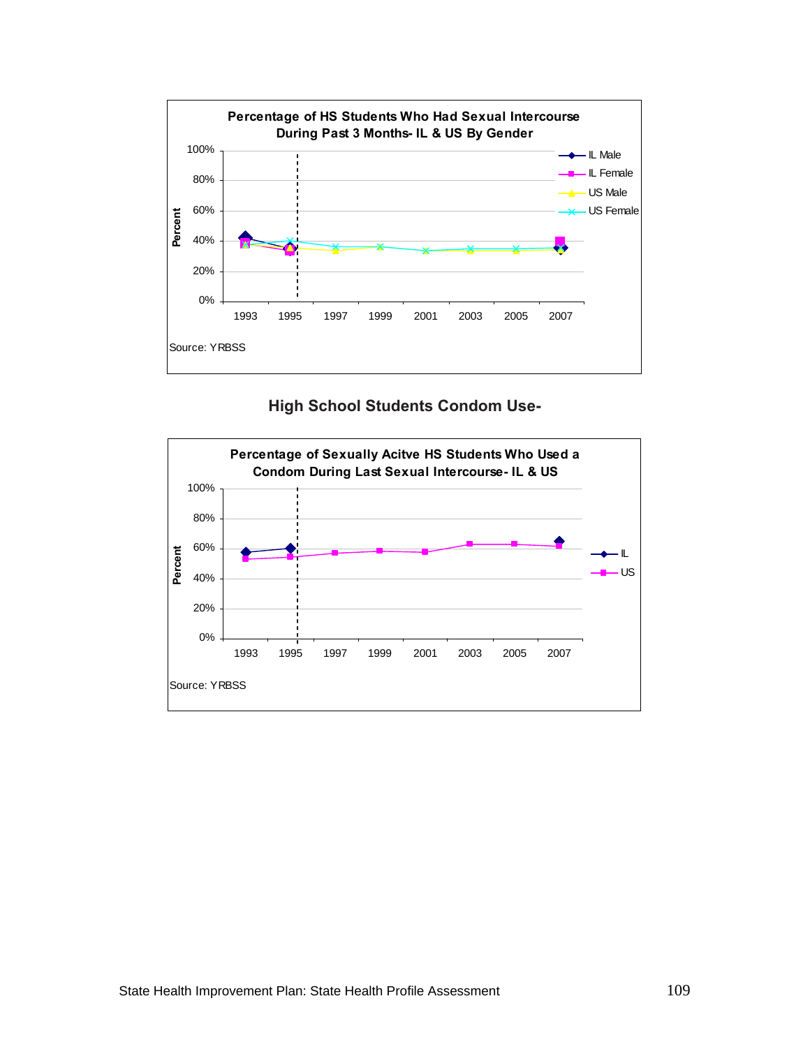**Percentage of HS Students Who Had Sexual Intercourse During Past 3 Months- IL & US By Gender**

Legend: IL Male, IL Female, US Male, US Female

Y-axis: Percent (0%–100%); X-axis: 1993, 1995, 1997, 1999, 2001, 2003, 2005, 2007

Source: YRBSS

## High School Students Condom Use-

**Percentage of Sexually Acitve HS Students Who Used a Condom During Last Sexual Intercourse- IL & US**

Legend: IL, US

Y-axis: Percent (0%–100%); X-axis: 1993, 1995, 1997, 1999, 2001, 2003, 2005, 2007

Source: YRBSS

State Health Improvement Plan: State Health Profile Assessment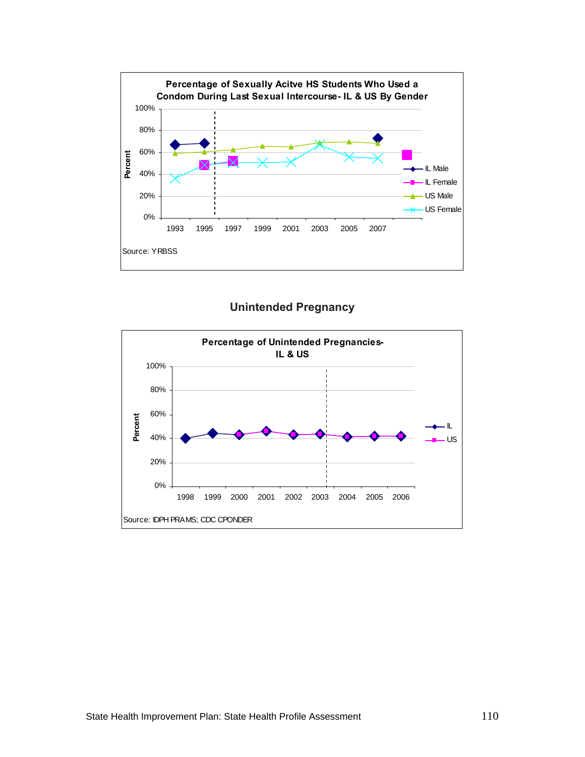**Percentage of Sexually Acitve HS Students Who Used a Condom During Last Sexual Intercourse- IL & US By Gender**

Source: YRBSS

## Unintended Pregnancy

**Percentage of Unintended Pregnancies- IL & US**

Source: IDPH PRAMS; CDC CPONDER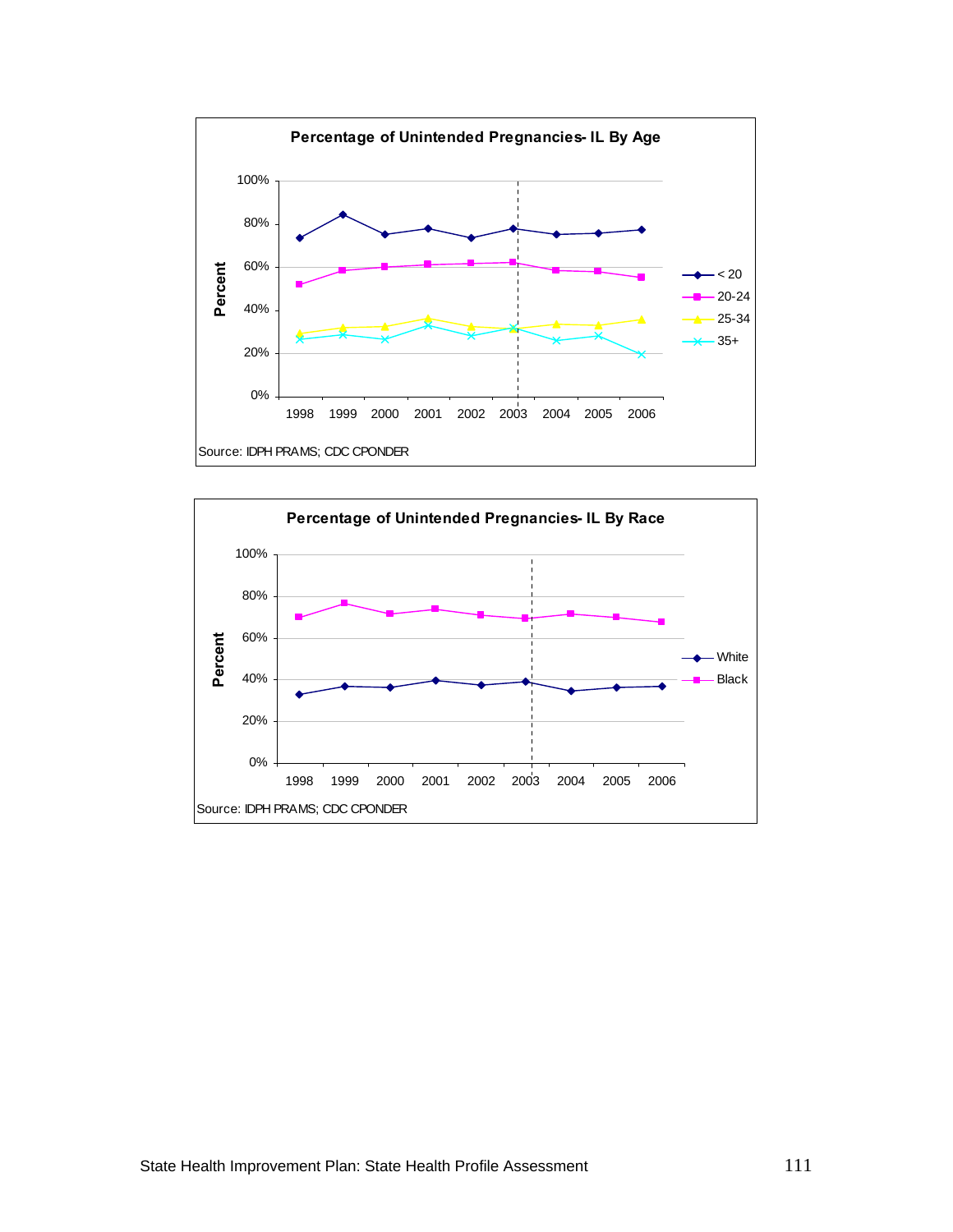**Percentage of Unintended Pregnancies- IL By Age**

Source: IDPH PRAMS; CDC CPONDER

**Percentage of Unintended Pregnancies- IL By Race**

Source: IDPH PRAMS; CDC CPONDER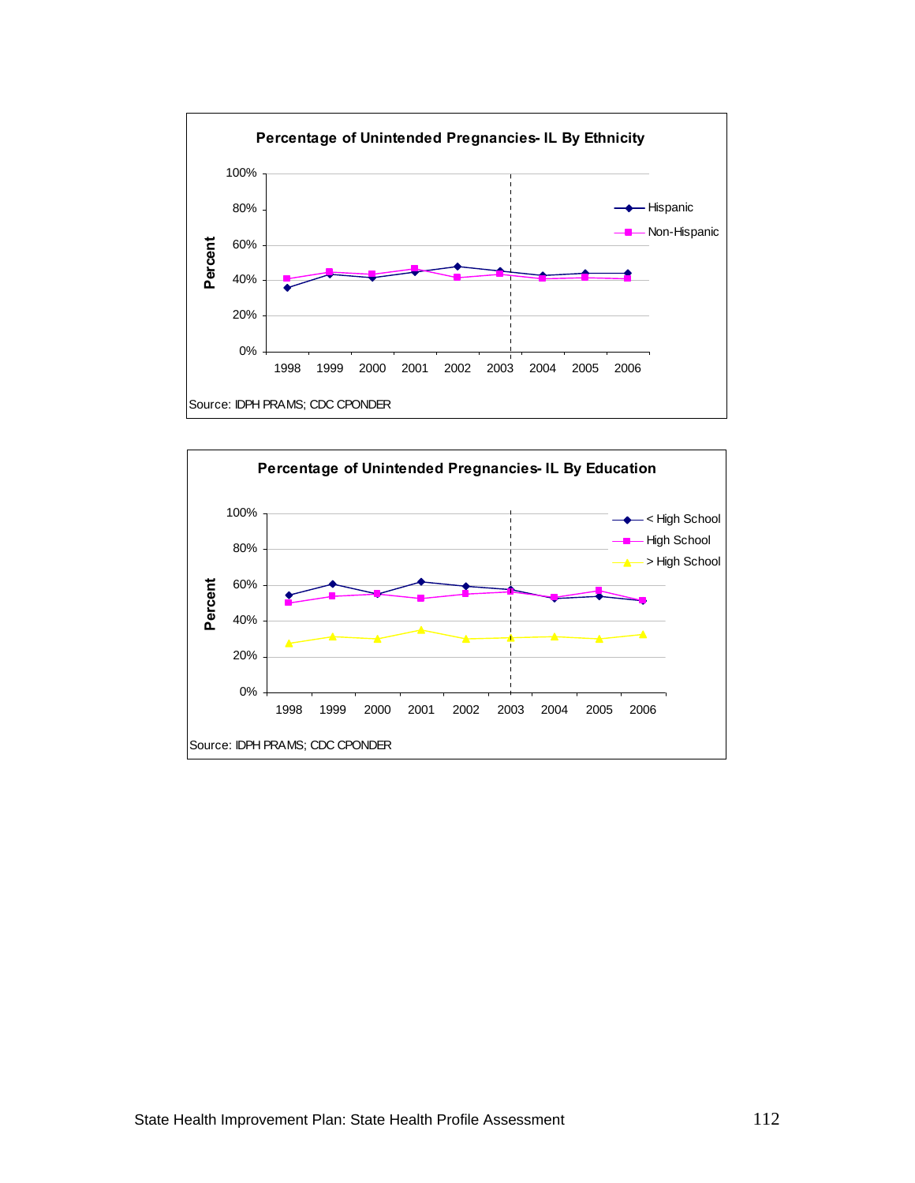**Percentage of Unintended Pregnancies- IL By Ethnicity**

Percent

100%
80%
60%
40%
20%
0%

1998 1999 2000 2001 2002 2003 2004 2005 2006

Hispanic
Non-Hispanic

Source: IDPH PRAMS; CDC CPONDER

**Percentage of Unintended Pregnancies- IL By Education**

Percent

100%
80%
60%
40%
20%
0%

1998 1999 2000 2001 2002 2003 2004 2005 2006

< High School
High School
> High School

Source: IDPH PRAMS; CDC CPONDER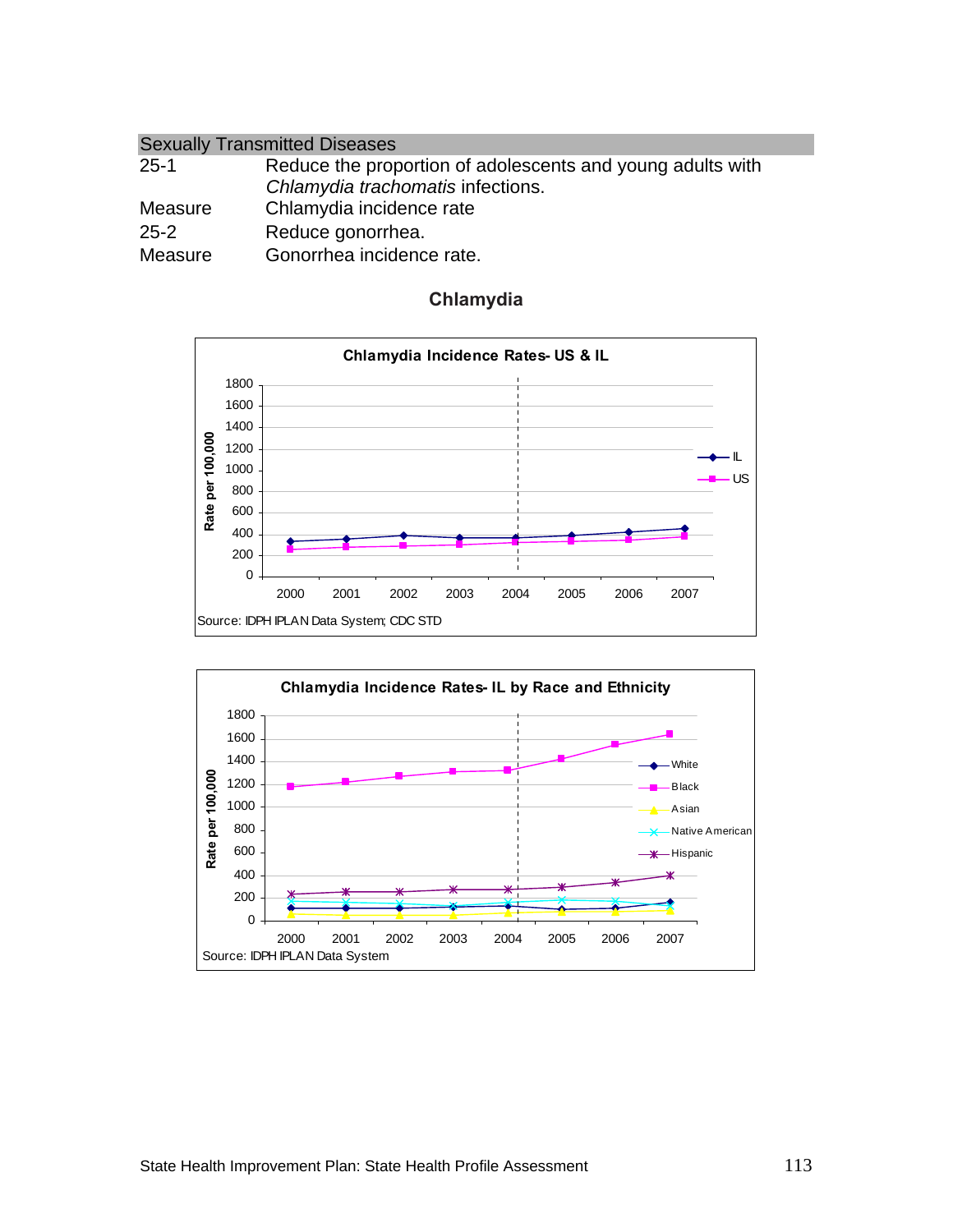## Sexually Transmitted Diseases

| | |
|---|---|
| 25-1 | Reduce the proportion of adolescents and young adults with *Chlamydia trachomatis* infections. |
| Measure | Chlamydia incidence rate |
| 25-2 | Reduce gonorrhea. |
| Measure | Gonorrhea incidence rate. |

### Chlamydia

**Chlamydia Incidence Rates- US & IL**

Source: IDPH IPLAN Data System; CDC STD

**Chlamydia Incidence Rates- IL by Race and Ethnicity**

Source: IDPH IPLAN Data System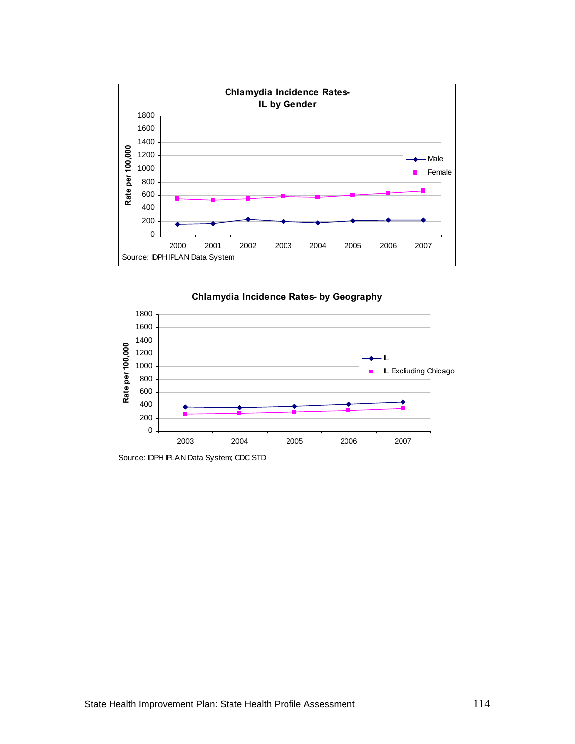**Chlamydia Incidence Rates- IL by Gender**

Rate per 100,000

Legend: Male, Female

Years: 2000, 2001, 2002, 2003, 2004, 2005, 2006, 2007

Source: IDPH IPLAN Data System

**Chlamydia Incidence Rates- by Geography**

Rate per 100,000

Legend: IL, IL Excliuding Chicago

Years: 2003, 2004, 2005, 2006, 2007

Source: IDPH IPLAN Data System; CDC STD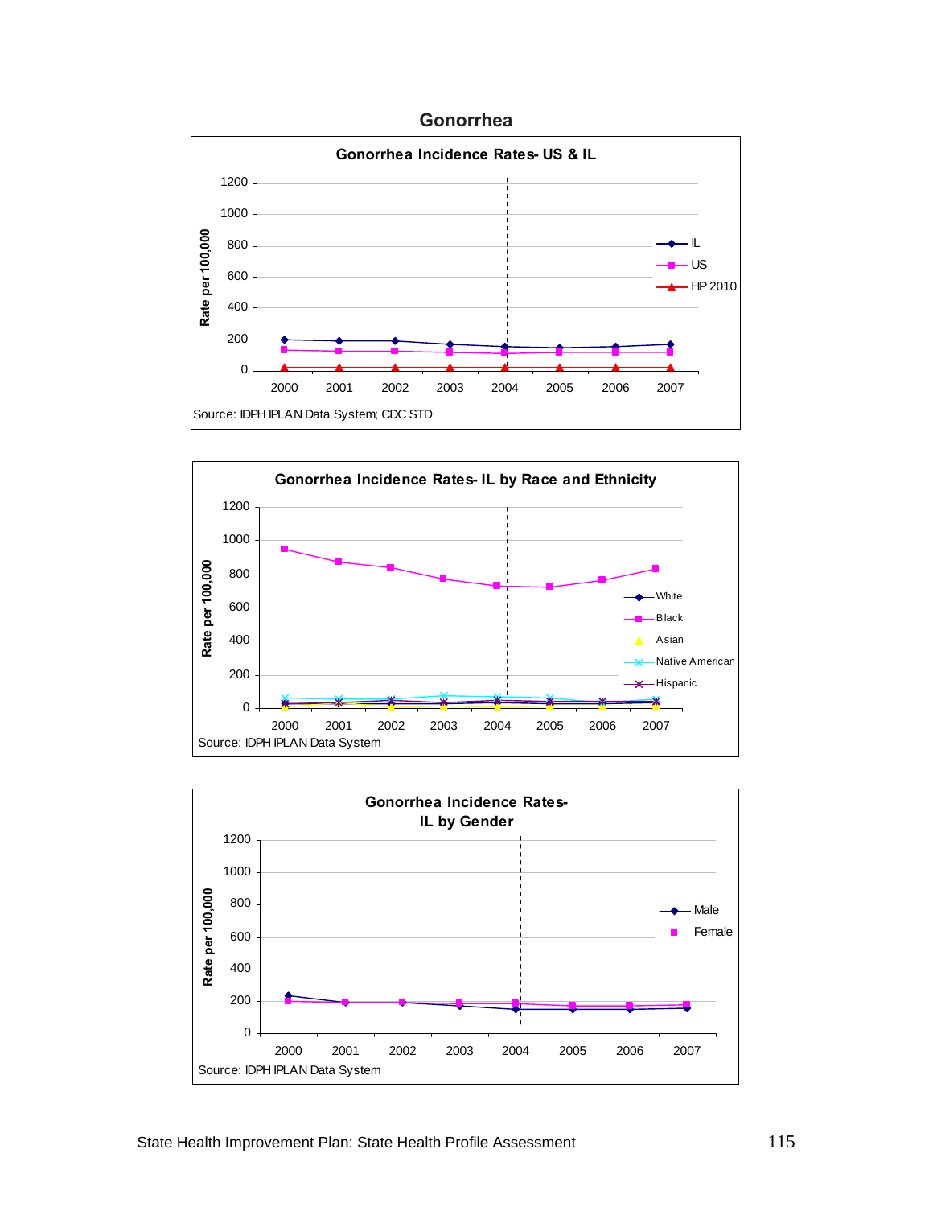## Gonorrhea

**Gonorrhea Incidence Rates- US & IL**

Rate per 100,000

1200
1000
800
600
400
200
0

2000 2001 2002 2003 2004 2005 2006 2007

IL
US
HP 2010

Source: IDPH IPLAN Data System; CDC STD

**Gonorrhea Incidence Rates- IL by Race and Ethnicity**

Rate per 100,000

1200
1000
800
600
400
200
0

2000 2001 2002 2003 2004 2005 2006 2007

White
Black
Asian
Native American
Hispanic

Source: IDPH IPLAN Data System

**Gonorrhea Incidence Rates- IL by Gender**

Rate per 100,000

1200
1000
800
600
400
200
0

2000 2001 2002 2003 2004 2005 2006 2007

Male
Female

Source: IDPH IPLAN Data System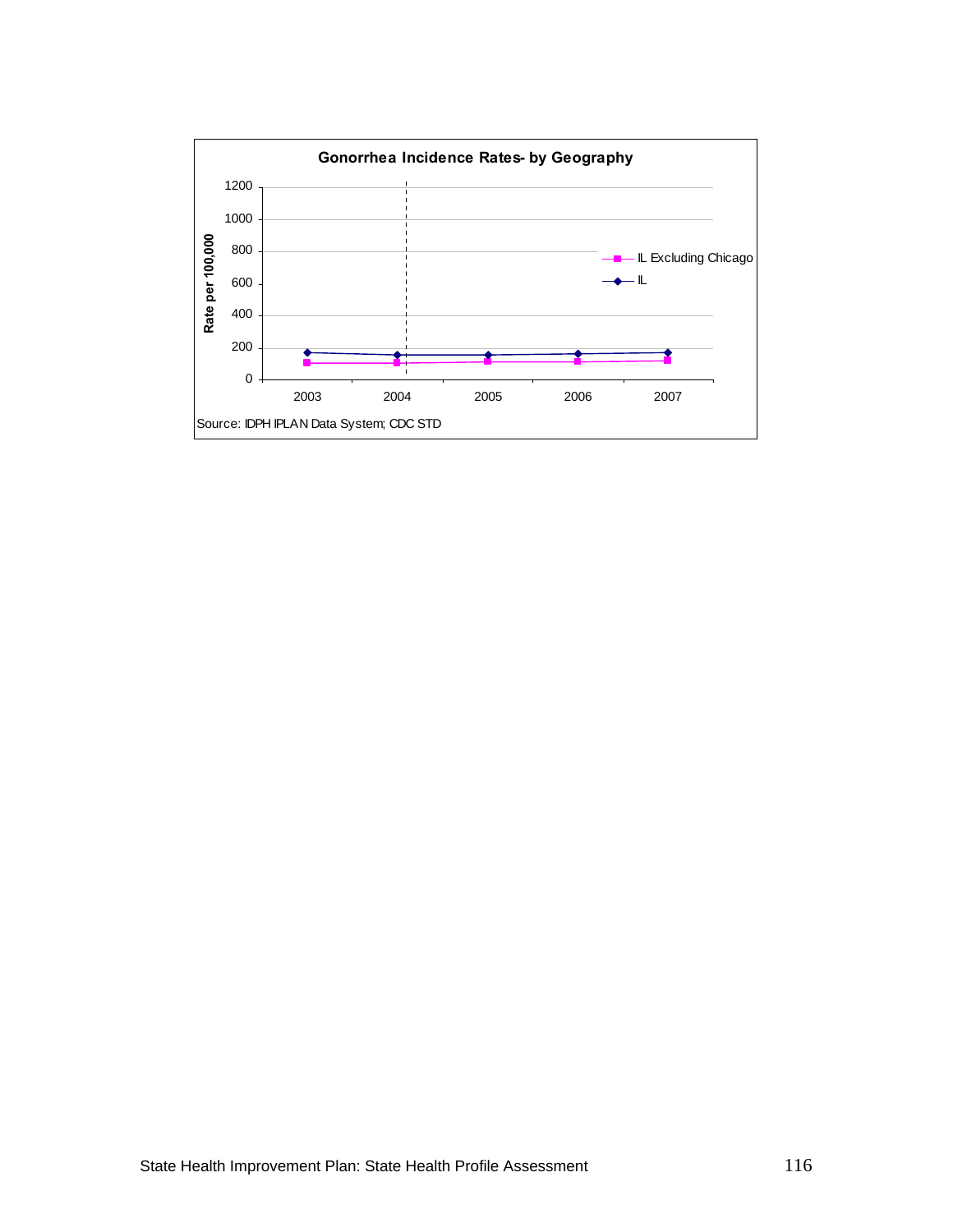**Gonorrhea Incidence Rates- by Geography**

Rate per 100,000

1200
1000
800
600
400
200
0

2003 2004 2005 2006 2007

IL Excluding Chicago

IL

Source: IDPH IPLAN Data System; CDC STD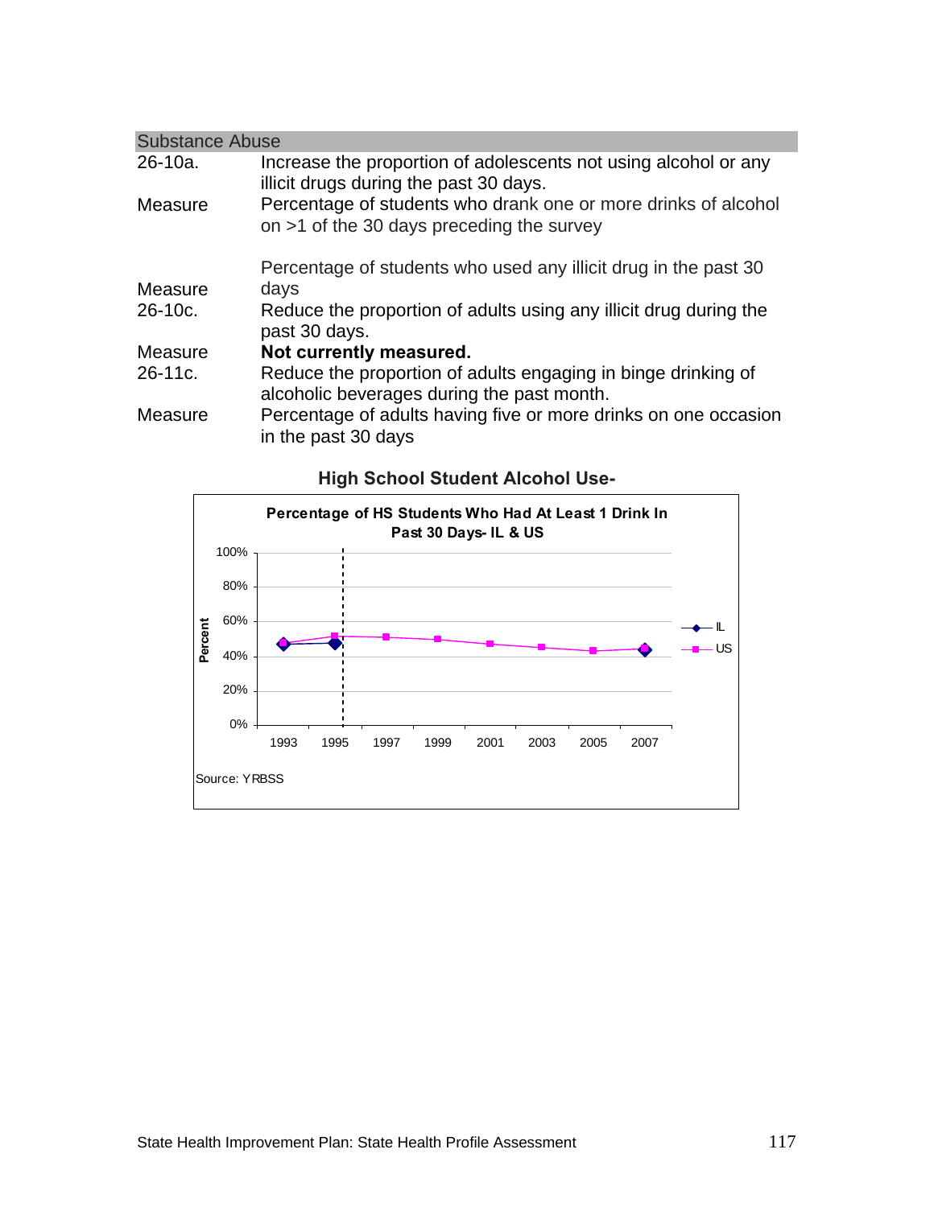## Substance Abuse

| | |
|---|---|
| 26-10a. | Increase the proportion of adolescents not using alcohol or any illicit drugs during the past 30 days. |
| Measure | Percentage of students who drank one or more drinks of alcohol on >1 of the 30 days preceding the survey |
| Measure | Percentage of students who used any illicit drug in the past 30 days |
| 26-10c. | Reduce the proportion of adults using any illicit drug during the past 30 days. |
| Measure | **Not currently measured.** |
| 26-11c. | Reduce the proportion of adults engaging in binge drinking of alcoholic beverages during the past month. |
| Measure | Percentage of adults having five or more drinks on one occasion in the past 30 days |

### High School Student Alcohol Use-

**Percentage of HS Students Who Had At Least 1 Drink In Past 30 Days- IL & US**

Source: YRBSS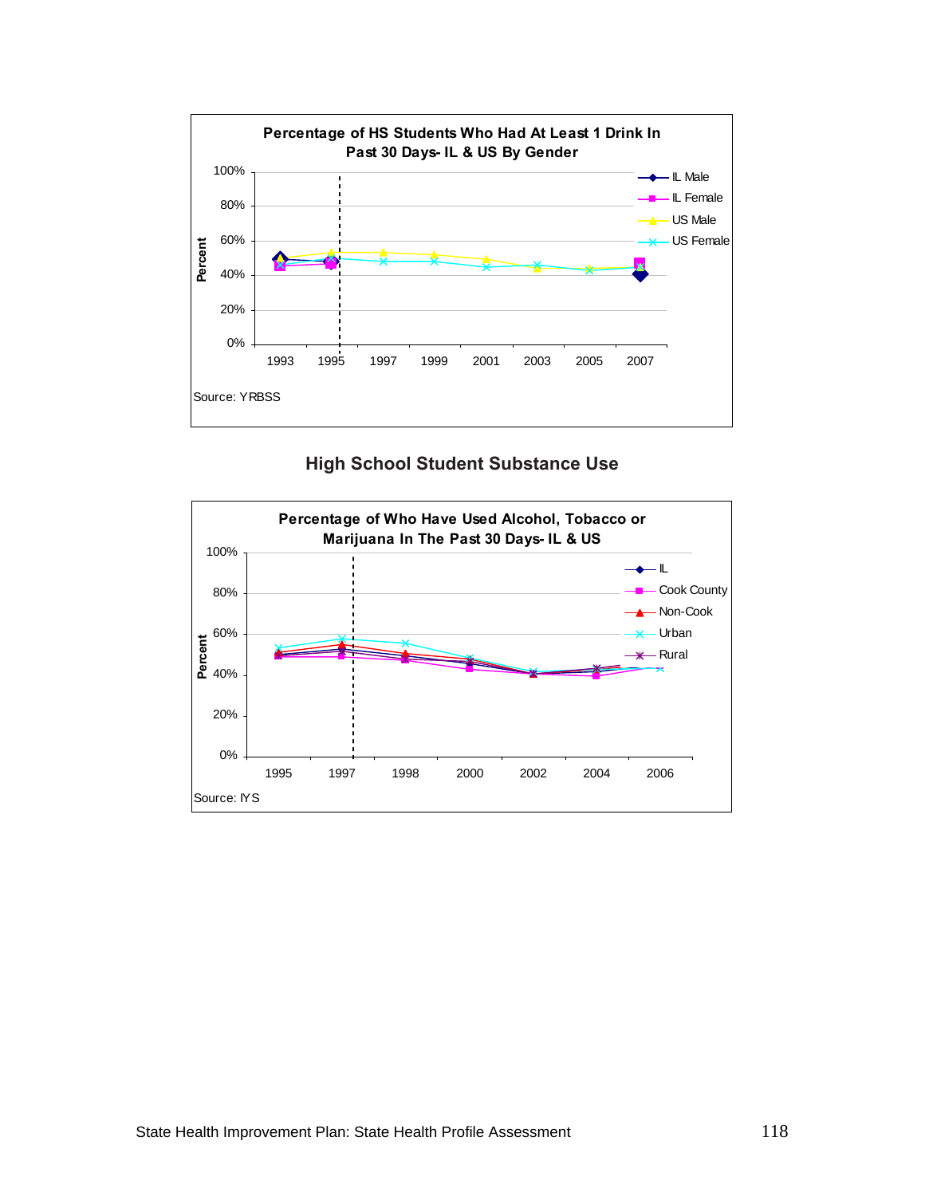**Percentage of HS Students Who Had At Least 1 Drink In Past 30 Days- IL & US By Gender**

Percent: 100%, 80%, 60%, 40%, 20%, 0%

Years: 1993, 1995, 1997, 1999, 2001, 2003, 2005, 2007

Legend: IL Male, IL Female, US Male, US Female

Source: YRBSS

## High School Student Substance Use

**Percentage of Who Have Used Alcohol, Tobacco or Marijuana In The Past 30 Days- IL & US**

Percent: 100%, 80%, 60%, 40%, 20%, 0%

Years: 1995, 1997, 1998, 2000, 2002, 2004, 2006

Legend: IL, Cook County, Non-Cook, Urban, Rural

Source: IYS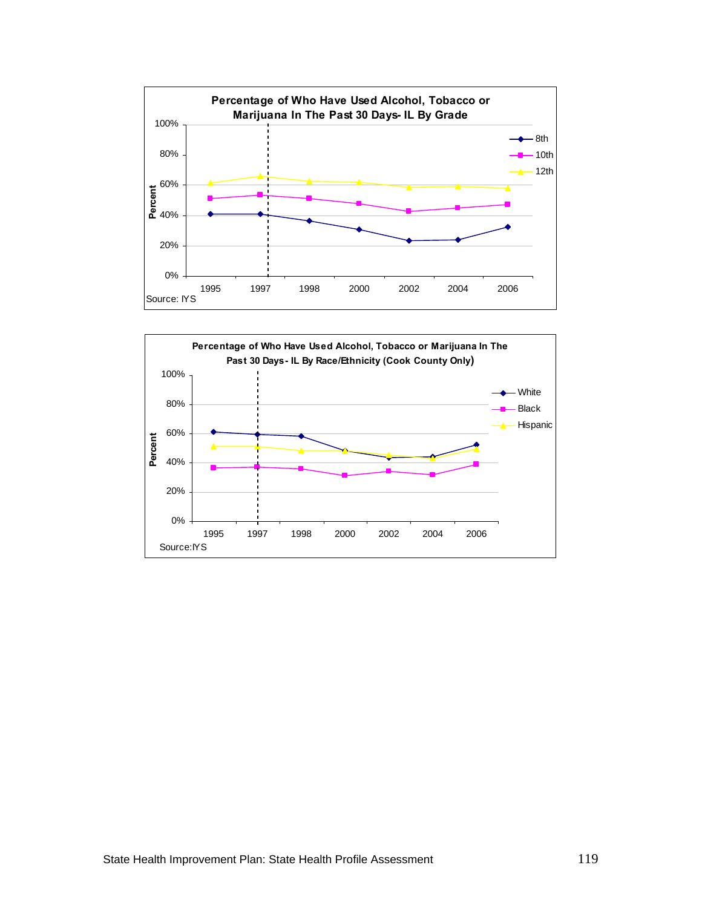**Percentage of Who Have Used Alcohol, Tobacco or Marijuana In The Past 30 Days- IL By Grade**

Percent: 100%, 80%, 60%, 40%, 20%, 0%

Years: 1995, 1997, 1998, 2000, 2002, 2004, 2006

Legend: 8th, 10th, 12th

Source: IYS

**Percentage of Who Have Used Alcohol, Tobacco or Marijuana In The Past 30 Days- IL By Race/Ethnicity (Cook County Only)**

Percent: 100%, 80%, 60%, 40%, 20%, 0%

Years: 1995, 1997, 1998, 2000, 2002, 2004, 2006

Legend: White, Black, Hispanic

Source:IYS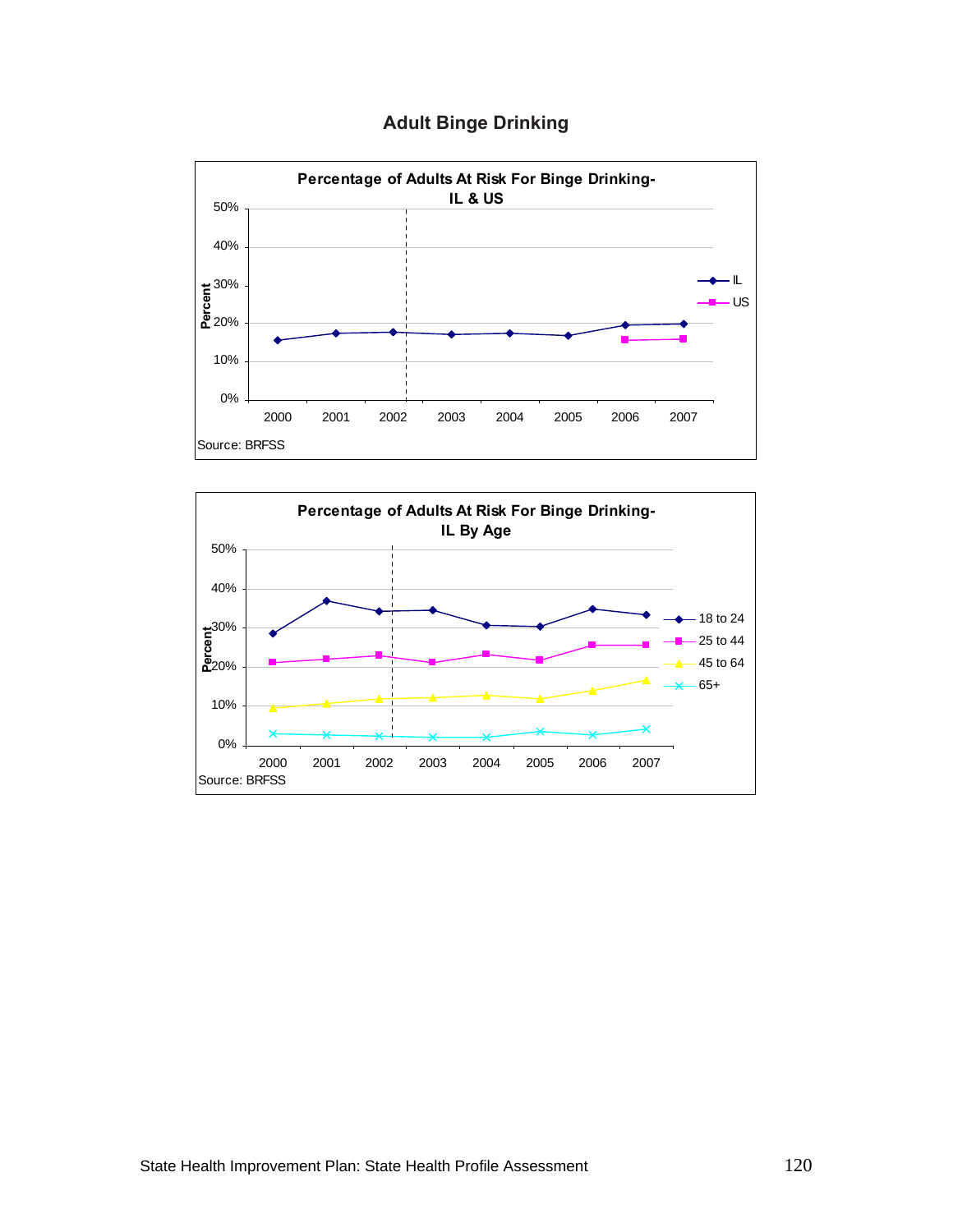# Adult Binge Drinking

**Percentage of Adults At Risk For Binge Drinking- IL & US**

Percent

50%
40%
30%
20%
10%
0%

2000 2001 2002 2003 2004 2005 2006 2007

IL
US

Source: BRFSS

**Percentage of Adults At Risk For Binge Drinking- IL By Age**

Percent

50%
40%
30%
20%
10%
0%

2000 2001 2002 2003 2004 2005 2006 2007

18 to 24
25 to 44
45 to 64
65+

Source: BRFSS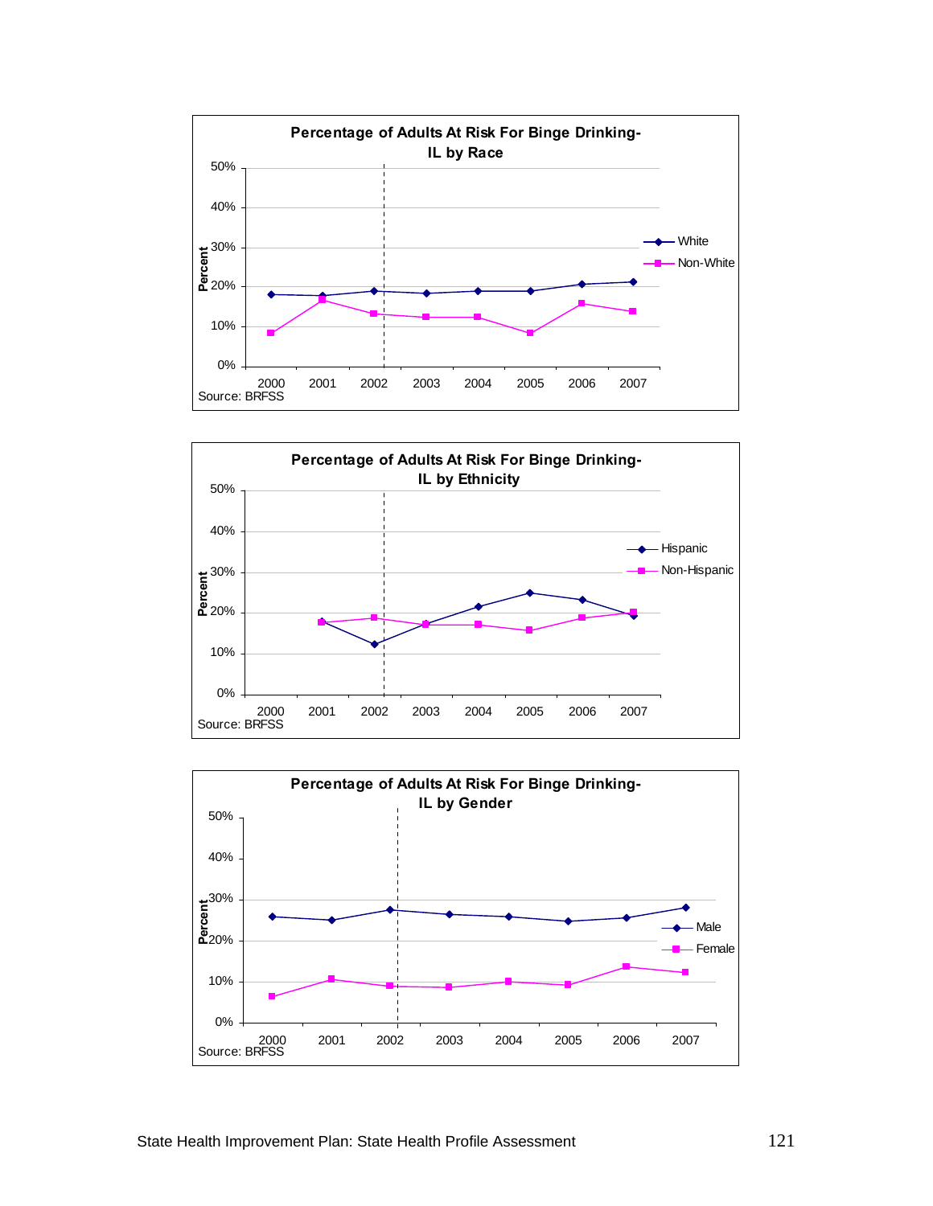**Percentage of Adults At Risk For Binge Drinking- IL by Race**

Percent: 0%, 10%, 20%, 30%, 40%, 50%

Years: 2000, 2001, 2002, 2003, 2004, 2005, 2006, 2007

Legend: White, Non-White

Source: BRFSS

**Percentage of Adults At Risk For Binge Drinking- IL by Ethnicity**

Percent: 0%, 10%, 20%, 30%, 40%, 50%

Years: 2000, 2001, 2002, 2003, 2004, 2005, 2006, 2007

Legend: Hispanic, Non-Hispanic

Source: BRFSS

**Percentage of Adults At Risk For Binge Drinking- IL by Gender**

Percent: 0%, 10%, 20%, 30%, 40%, 50%

Years: 2000, 2001, 2002, 2003, 2004, 2005, 2006, 2007

Legend: Male, Female

Source: BRFSS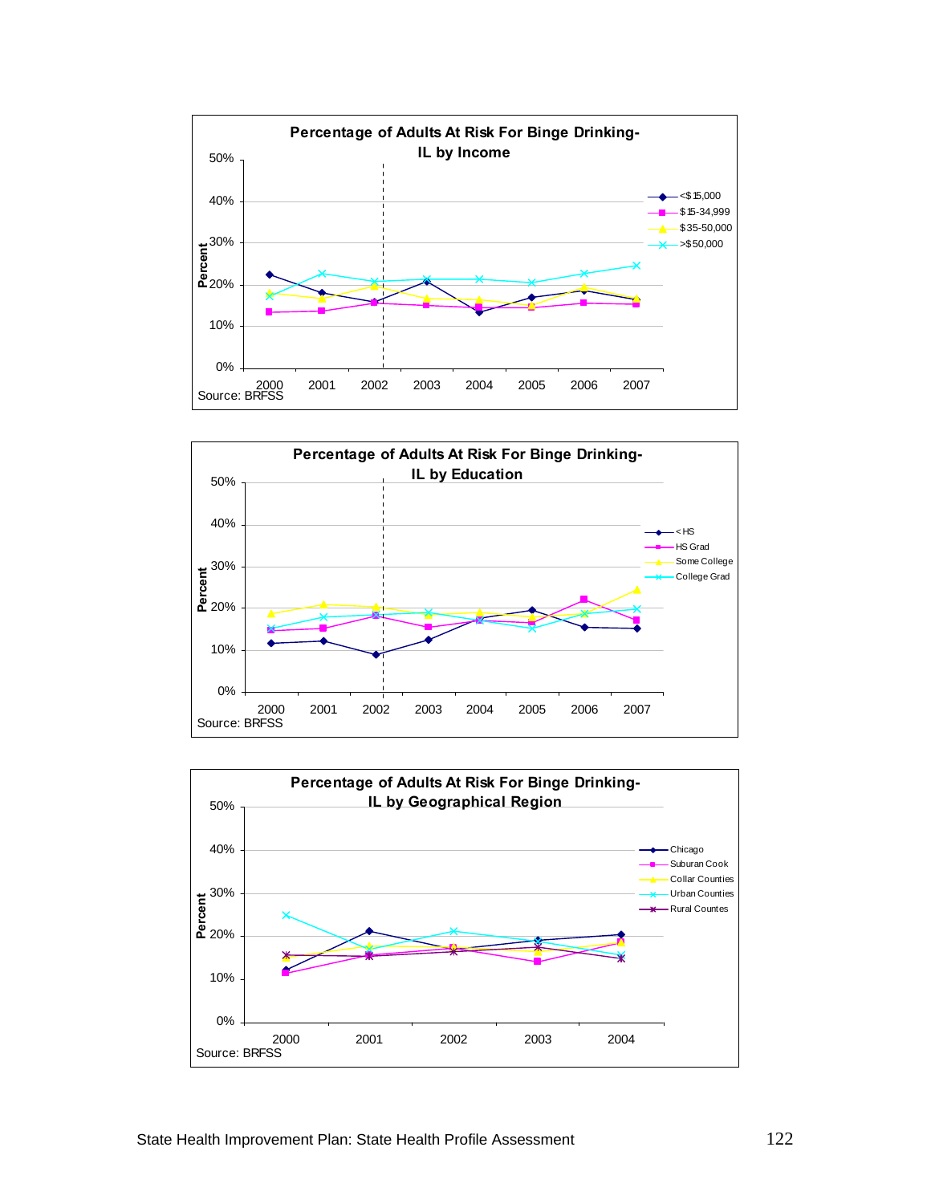**Percentage of Adults At Risk For Binge Drinking-IL by Income**

Percent: 0%, 10%, 20%, 30%, 40%, 50%

2000, 2001, 2002, 2003, 2004, 2005, 2006, 2007

<$15,000
$15-34,999
$35-50,000
>$50,000

Source: BRFSS

**Percentage of Adults At Risk For Binge Drinking-IL by Education**

Percent: 0%, 10%, 20%, 30%, 40%, 50%

2000, 2001, 2002, 2003, 2004, 2005, 2006, 2007

< HS
HS Grad
Some College
College Grad

Source: BRFSS

**Percentage of Adults At Risk For Binge Drinking-IL by Geographical Region**

Percent: 0%, 10%, 20%, 30%, 40%, 50%

2000, 2001, 2002, 2003, 2004

Chicago
Suburan Cook
Collar Counties
Urban Counties
Rural Countes

Source: BRFSS

State Health Improvement Plan: State Health Profile Assessment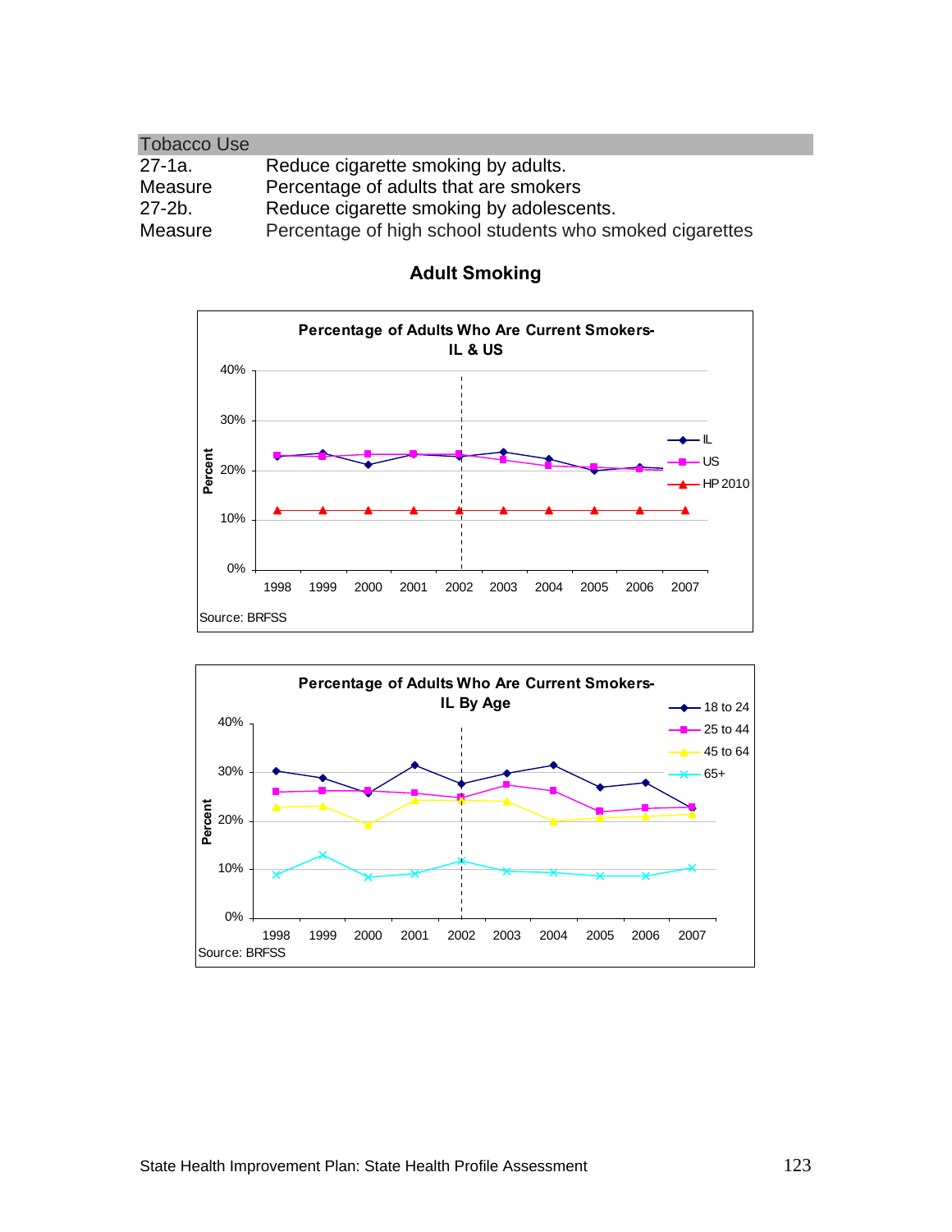## Tobacco Use

| | |
|---|---|
| 27-1a. | Reduce cigarette smoking by adults. |
| Measure | Percentage of adults that are smokers |
| 27-2b. | Reduce cigarette smoking by adolescents. |
| Measure | Percentage of high school students who smoked cigarettes |

### Adult Smoking

**Percentage of Adults Who Are Current Smokers- IL & US**

Legend: IL, US, HP 2010

Y-axis: Percent (0%–40%); X-axis: 1998–2007

Source: BRFSS

**Percentage of Adults Who Are Current Smokers- IL By Age**

Legend: 18 to 24, 25 to 44, 45 to 64, 65+

Y-axis: Percent (0%–40%); X-axis: 1998–2007

Source: BRFSS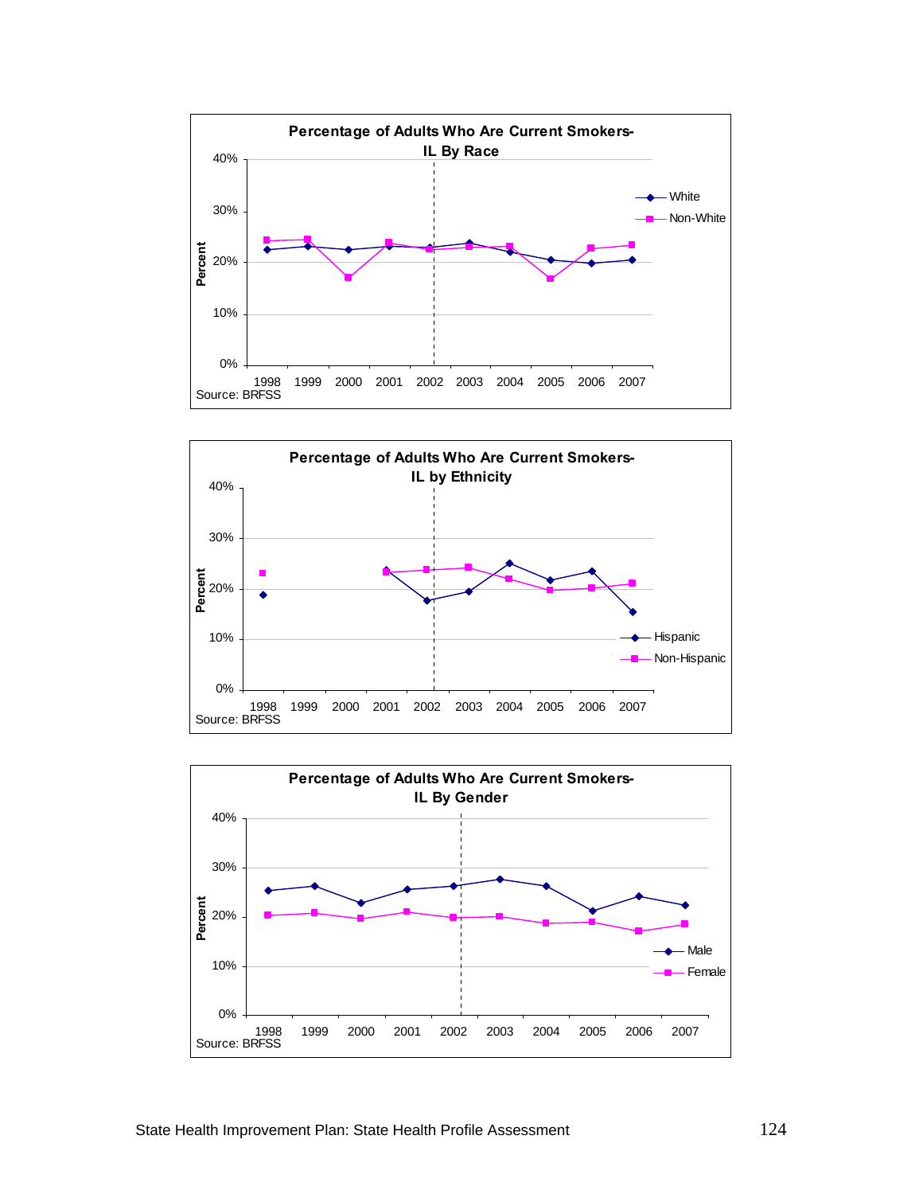**Percentage of Adults Who Are Current Smokers- IL By Race**

Source: BRFSS

**Percentage of Adults Who Are Current Smokers- IL by Ethnicity**

Source: BRFSS

**Percentage of Adults Who Are Current Smokers- IL By Gender**

Source: BRFSS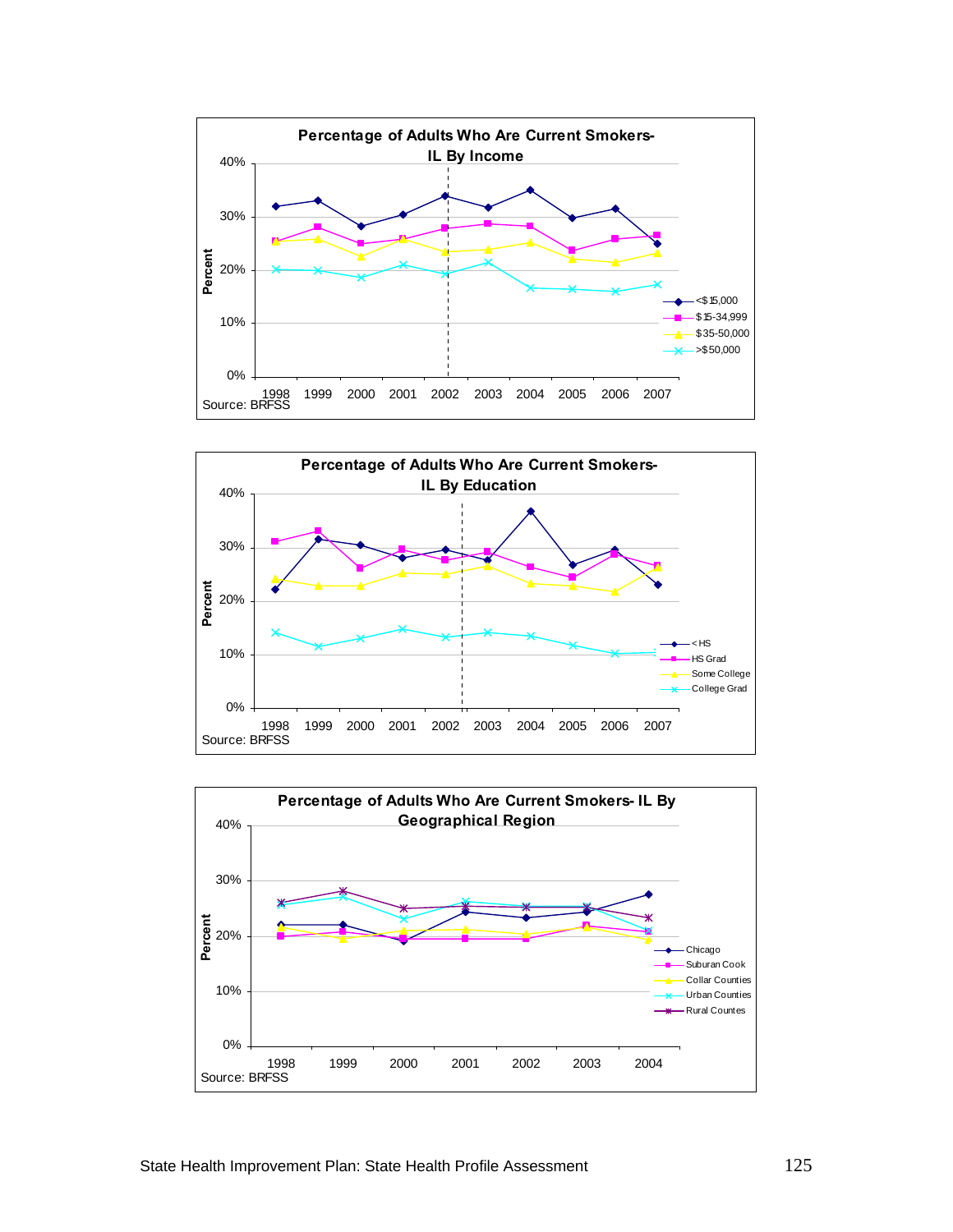**Percentage of Adults Who Are Current Smokers- IL By Income**

Percent: 40%, 30%, 20%, 10%, 0%

1998 1999 2000 2001 2002 2003 2004 2005 2006 2007

Source: BRFSS

<$15,000
$15-34,999
$35-50,000
>$50,000

**Percentage of Adults Who Are Current Smokers- IL By Education**

Percent: 40%, 30%, 20%, 10%, 0%

1998 1999 2000 2001 2002 2003 2004 2005 2006 2007

Source: BRFSS

< HS
HS Grad
Some College
College Grad

**Percentage of Adults Who Are Current Smokers- IL By Geographical Region**

Percent: 40%, 30%, 20%, 10%, 0%

1998 1999 2000 2001 2002 2003 2004

Source: BRFSS

Chicago
Suburan Cook
Collar Counties
Urban Counties
Rural Countes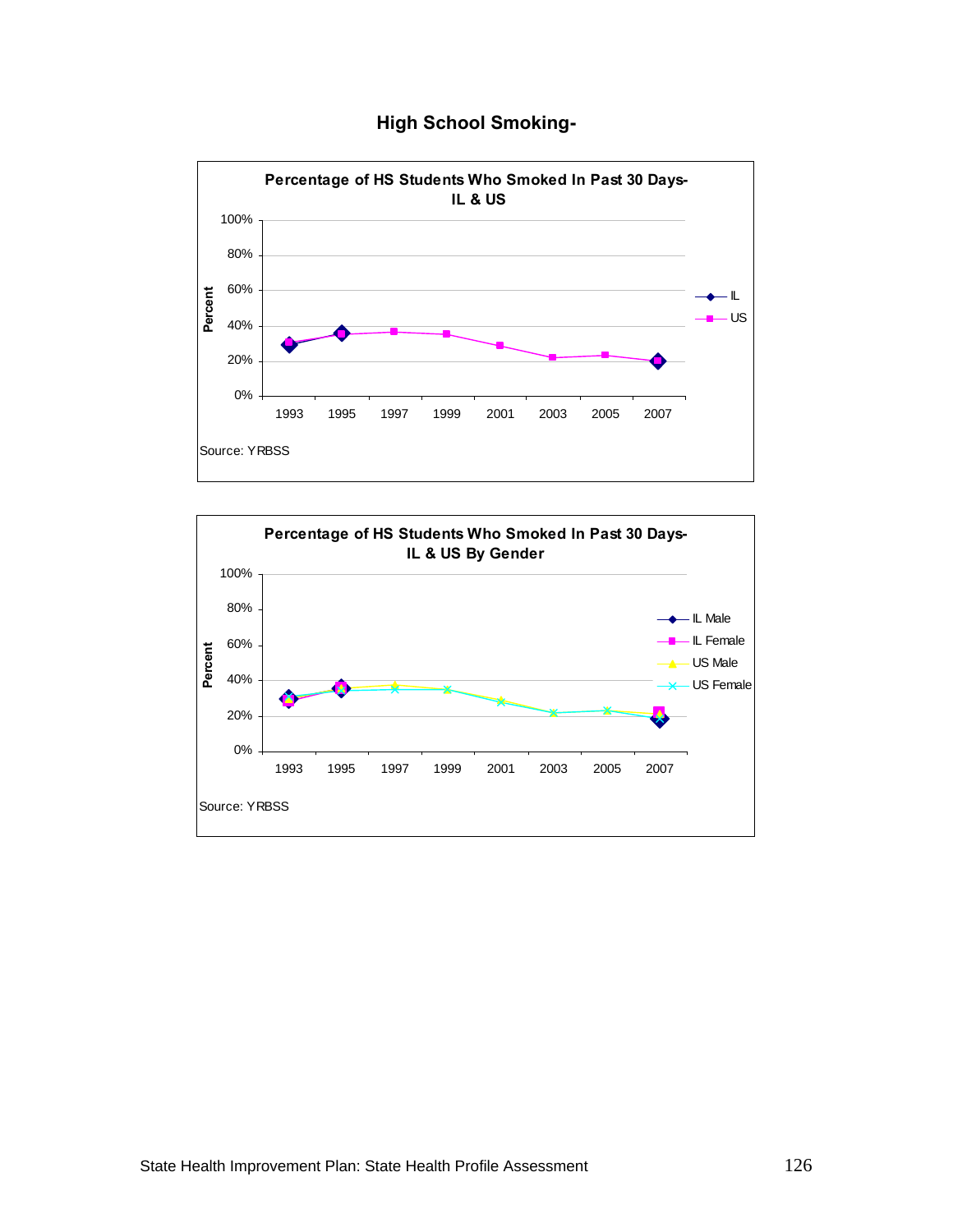# High School Smoking-

**Percentage of HS Students Who Smoked In Past 30 Days-
IL & US**

Source: YRBSS

**Percentage of HS Students Who Smoked In Past 30 Days-
IL & US By Gender**

Source: YRBSS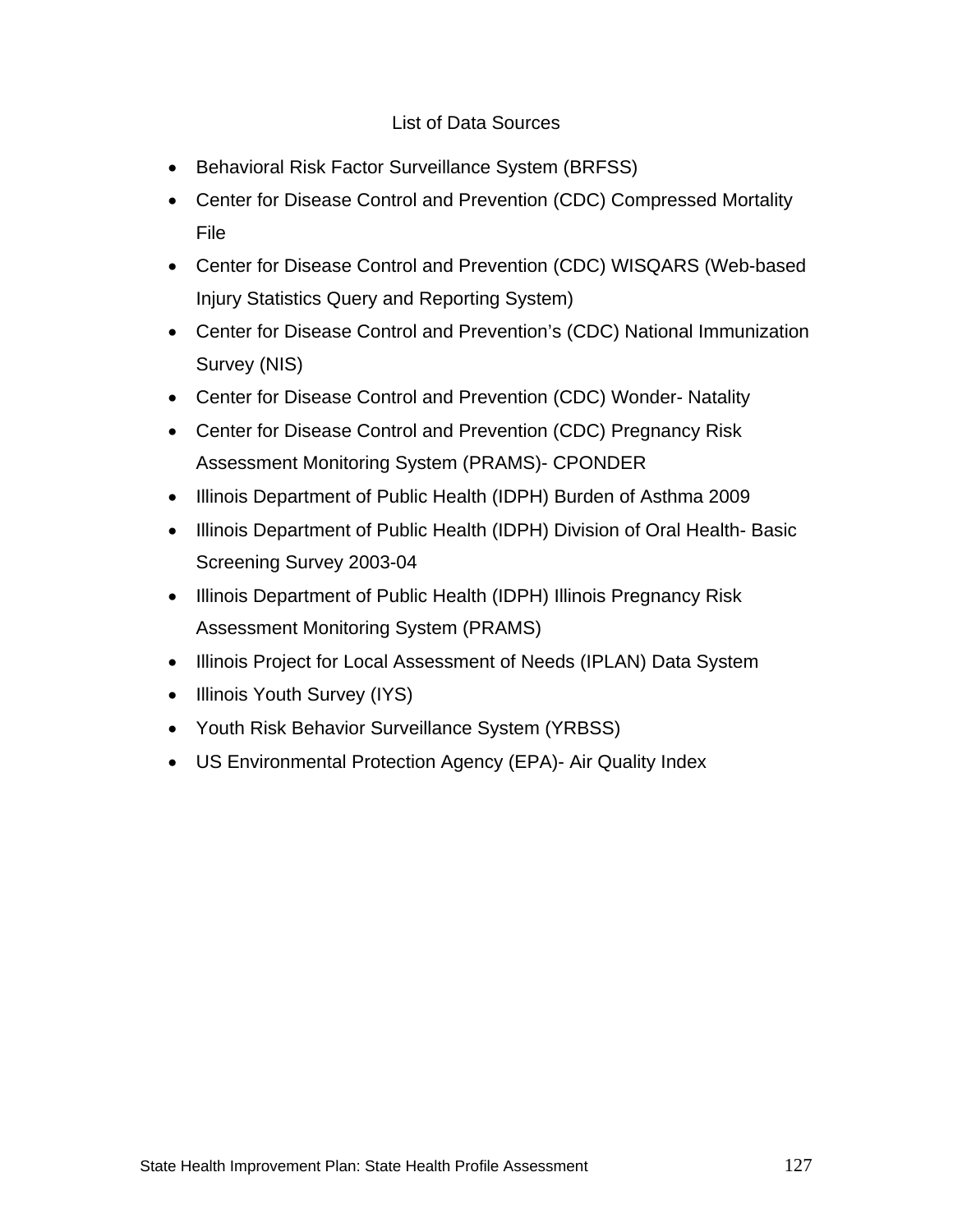# List of Data Sources

- Behavioral Risk Factor Surveillance System (BRFSS)
- Center for Disease Control and Prevention (CDC) Compressed Mortality File
- Center for Disease Control and Prevention (CDC) WISQARS (Web-based Injury Statistics Query and Reporting System)
- Center for Disease Control and Prevention's (CDC) National Immunization Survey (NIS)
- Center for Disease Control and Prevention (CDC) Wonder- Natality
- Center for Disease Control and Prevention (CDC) Pregnancy Risk Assessment Monitoring System (PRAMS)- CPONDER
- Illinois Department of Public Health (IDPH) Burden of Asthma 2009
- Illinois Department of Public Health (IDPH) Division of Oral Health- Basic Screening Survey 2003-04
- Illinois Department of Public Health (IDPH) Illinois Pregnancy Risk Assessment Monitoring System (PRAMS)
- Illinois Project for Local Assessment of Needs (IPLAN) Data System
- Illinois Youth Survey (IYS)
- Youth Risk Behavior Surveillance System (YRBSS)
- US Environmental Protection Agency (EPA)- Air Quality Index